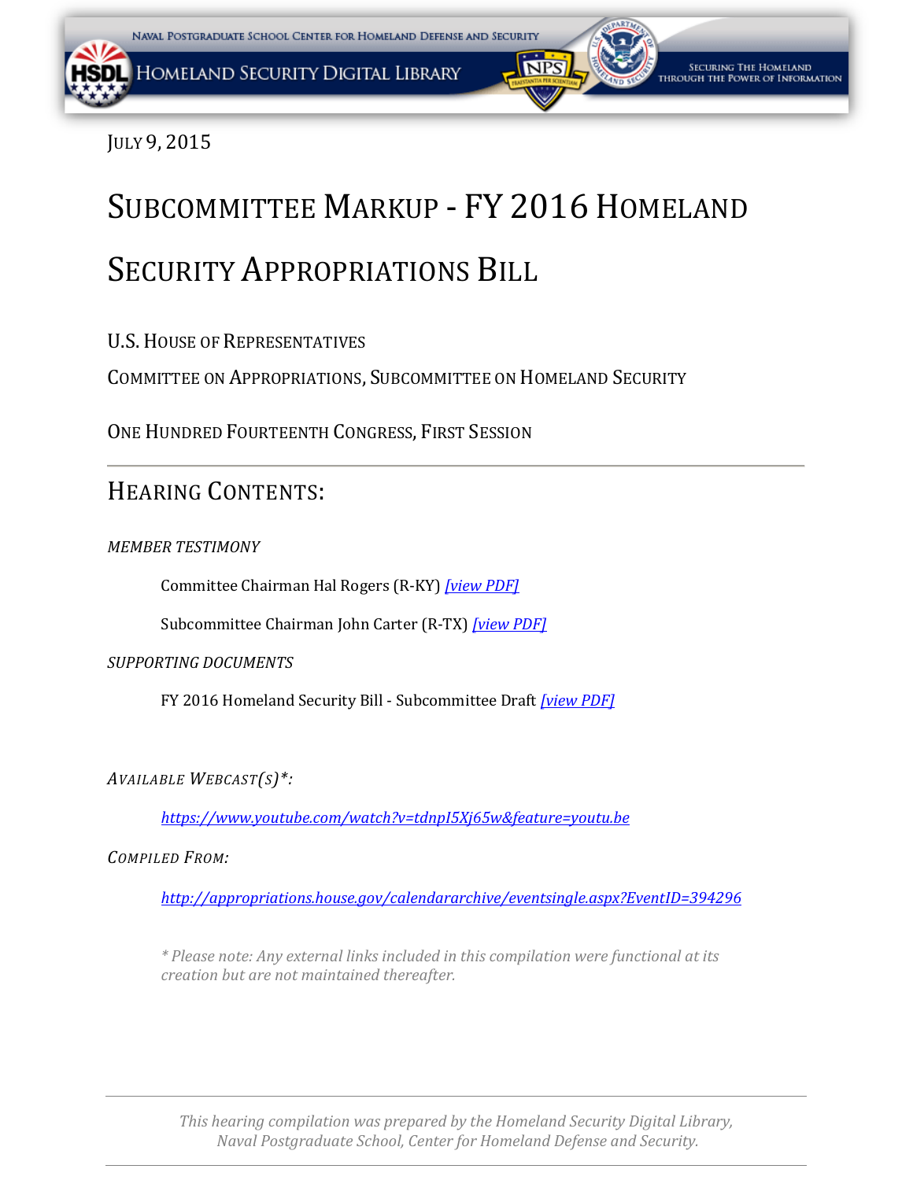July 9, 2015

# Subcommittee Markup - FY 2016 Homeland Security Appropriations Bill

U.S. House of Representatives

Committee on Appropriations, Subcommittee on Homeland Security

One Hundred Fourteenth Congress, First Session

---

## Hearing Contents:

*MEMBER TESTIMONY*

Committee Chairman Hal Rogers (R-KY) *[view PDF]*

Subcommittee Chairman John Carter (R-TX) *[view PDF]*

*SUPPORTING DOCUMENTS*

FY 2016 Homeland Security Bill - Subcommittee Draft *[view PDF]*

*Available Webcast(s)\*:*

*https://www.youtube.com/watch?v=tdnpI5Xj65w&feature=youtu.be*

*Compiled From:*

*http://appropriations.house.gov/calendararchive/eventsingle.aspx?EventID=394296*

*\* Please note: Any external links included in this compilation were functional at its creation but are not maintained thereafter.*

---

*This hearing compilation was prepared by the Homeland Security Digital Library, Naval Postgraduate School, Center for Homeland Defense and Security.*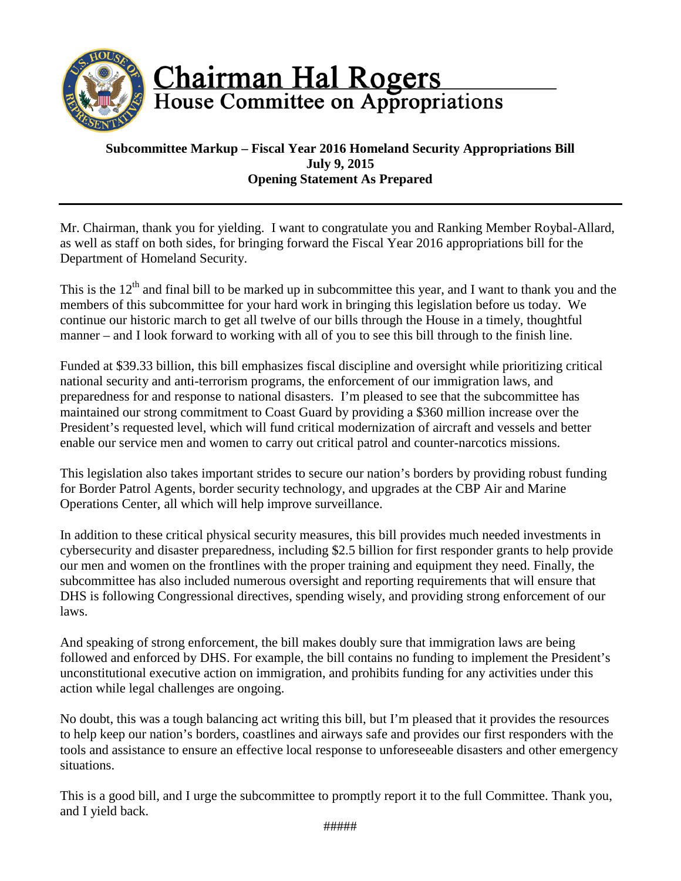# Chairman Hal Rogers
## House Committee on Appropriations

**Subcommittee Markup – Fiscal Year 2016 Homeland Security Appropriations Bill**
**July 9, 2015**
**Opening Statement As Prepared**

---

Mr. Chairman, thank you for yielding. I want to congratulate you and Ranking Member Roybal-Allard, as well as staff on both sides, for bringing forward the Fiscal Year 2016 appropriations bill for the Department of Homeland Security.

This is the 12th and final bill to be marked up in subcommittee this year, and I want to thank you and the members of this subcommittee for your hard work in bringing this legislation before us today. We continue our historic march to get all twelve of our bills through the House in a timely, thoughtful manner – and I look forward to working with all of you to see this bill through to the finish line.

Funded at $39.33 billion, this bill emphasizes fiscal discipline and oversight while prioritizing critical national security and anti-terrorism programs, the enforcement of our immigration laws, and preparedness for and response to national disasters. I'm pleased to see that the subcommittee has maintained our strong commitment to Coast Guard by providing a $360 million increase over the President's requested level, which will fund critical modernization of aircraft and vessels and better enable our service men and women to carry out critical patrol and counter-narcotics missions.

This legislation also takes important strides to secure our nation's borders by providing robust funding for Border Patrol Agents, border security technology, and upgrades at the CBP Air and Marine Operations Center, all which will help improve surveillance.

In addition to these critical physical security measures, this bill provides much needed investments in cybersecurity and disaster preparedness, including $2.5 billion for first responder grants to help provide our men and women on the frontlines with the proper training and equipment they need. Finally, the subcommittee has also included numerous oversight and reporting requirements that will ensure that DHS is following Congressional directives, spending wisely, and providing strong enforcement of our laws.

And speaking of strong enforcement, the bill makes doubly sure that immigration laws are being followed and enforced by DHS. For example, the bill contains no funding to implement the President's unconstitutional executive action on immigration, and prohibits funding for any activities under this action while legal challenges are ongoing.

No doubt, this was a tough balancing act writing this bill, but I'm pleased that it provides the resources to help keep our nation's borders, coastlines and airways safe and provides our first responders with the tools and assistance to ensure an effective local response to unforeseeable disasters and other emergency situations.

This is a good bill, and I urge the subcommittee to promptly report it to the full Committee. Thank you, and I yield back.

#####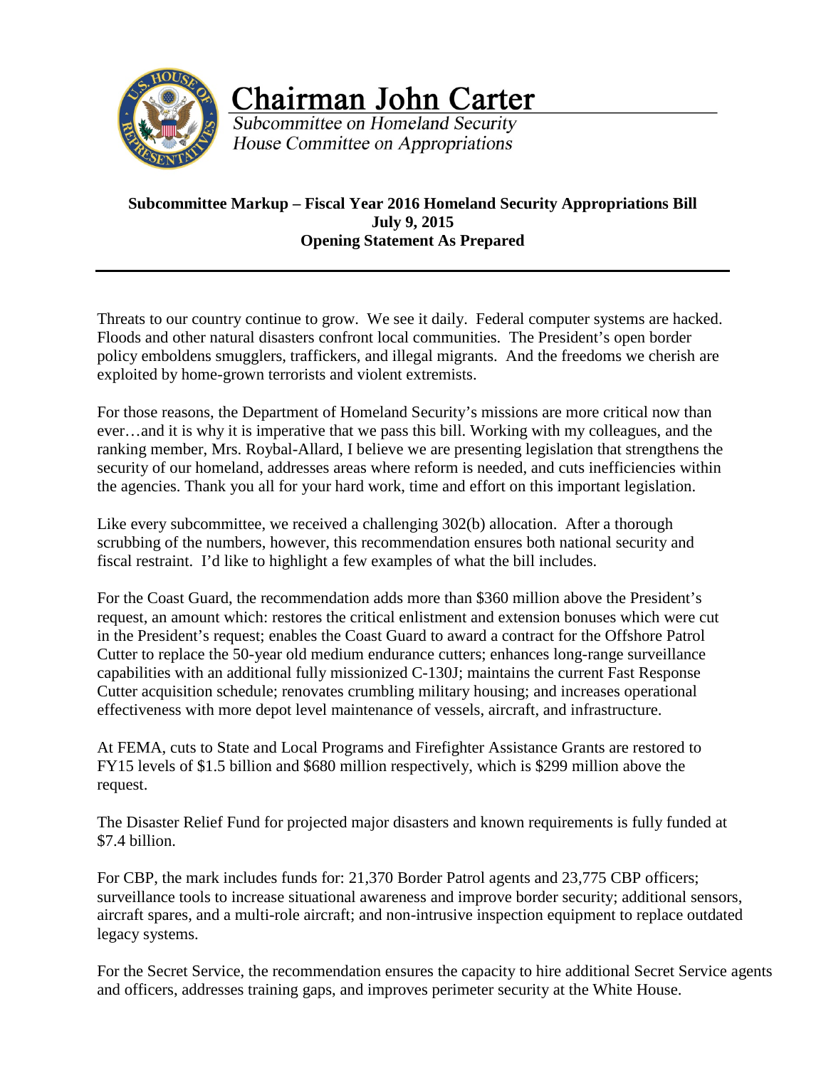# Chairman John Carter

*Subcommittee on Homeland Security*
*House Committee on Appropriations*

**Subcommittee Markup – Fiscal Year 2016 Homeland Security Appropriations Bill**
**July 9, 2015**
**Opening Statement As Prepared**

---

Threats to our country continue to grow. We see it daily. Federal computer systems are hacked. Floods and other natural disasters confront local communities. The President's open border policy emboldens smugglers, traffickers, and illegal migrants. And the freedoms we cherish are exploited by home-grown terrorists and violent extremists.

For those reasons, the Department of Homeland Security's missions are more critical now than ever…and it is why it is imperative that we pass this bill. Working with my colleagues, and the ranking member, Mrs. Roybal-Allard, I believe we are presenting legislation that strengthens the security of our homeland, addresses areas where reform is needed, and cuts inefficiencies within the agencies. Thank you all for your hard work, time and effort on this important legislation.

Like every subcommittee, we received a challenging 302(b) allocation. After a thorough scrubbing of the numbers, however, this recommendation ensures both national security and fiscal restraint. I'd like to highlight a few examples of what the bill includes.

For the Coast Guard, the recommendation adds more than $360 million above the President's request, an amount which: restores the critical enlistment and extension bonuses which were cut in the President's request; enables the Coast Guard to award a contract for the Offshore Patrol Cutter to replace the 50-year old medium endurance cutters; enhances long-range surveillance capabilities with an additional fully missionized C-130J; maintains the current Fast Response Cutter acquisition schedule; renovates crumbling military housing; and increases operational effectiveness with more depot level maintenance of vessels, aircraft, and infrastructure.

At FEMA, cuts to State and Local Programs and Firefighter Assistance Grants are restored to FY15 levels of $1.5 billion and $680 million respectively, which is $299 million above the request.

The Disaster Relief Fund for projected major disasters and known requirements is fully funded at $7.4 billion.

For CBP, the mark includes funds for: 21,370 Border Patrol agents and 23,775 CBP officers; surveillance tools to increase situational awareness and improve border security; additional sensors, aircraft spares, and a multi-role aircraft; and non-intrusive inspection equipment to replace outdated legacy systems.

For the Secret Service, the recommendation ensures the capacity to hire additional Secret Service agents and officers, addresses training gaps, and improves perimeter security at the White House.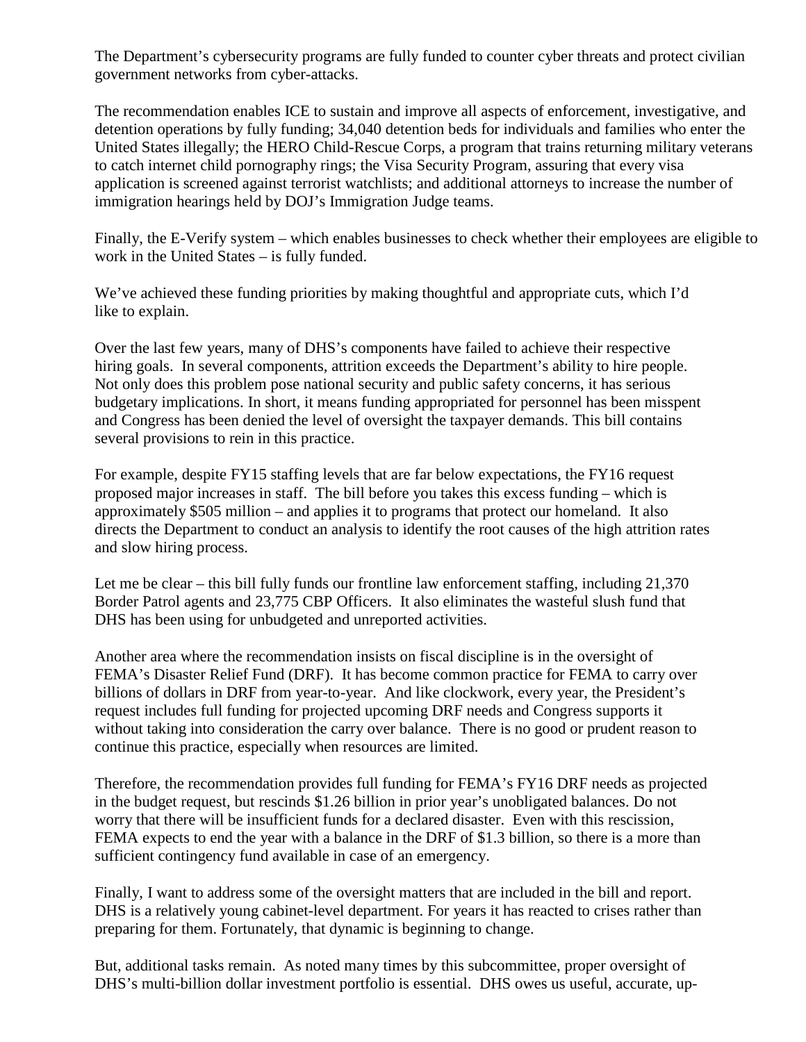The Department's cybersecurity programs are fully funded to counter cyber threats and protect civilian government networks from cyber-attacks.

The recommendation enables ICE to sustain and improve all aspects of enforcement, investigative, and detention operations by fully funding; 34,040 detention beds for individuals and families who enter the United States illegally; the HERO Child-Rescue Corps, a program that trains returning military veterans to catch internet child pornography rings; the Visa Security Program, assuring that every visa application is screened against terrorist watchlists; and additional attorneys to increase the number of immigration hearings held by DOJ's Immigration Judge teams.

Finally, the E-Verify system – which enables businesses to check whether their employees are eligible to work in the United States – is fully funded.

We've achieved these funding priorities by making thoughtful and appropriate cuts, which I'd like to explain.

Over the last few years, many of DHS's components have failed to achieve their respective hiring goals. In several components, attrition exceeds the Department's ability to hire people. Not only does this problem pose national security and public safety concerns, it has serious budgetary implications. In short, it means funding appropriated for personnel has been misspent and Congress has been denied the level of oversight the taxpayer demands. This bill contains several provisions to rein in this practice.

For example, despite FY15 staffing levels that are far below expectations, the FY16 request proposed major increases in staff. The bill before you takes this excess funding – which is approximately $505 million – and applies it to programs that protect our homeland. It also directs the Department to conduct an analysis to identify the root causes of the high attrition rates and slow hiring process.

Let me be clear – this bill fully funds our frontline law enforcement staffing, including 21,370 Border Patrol agents and 23,775 CBP Officers. It also eliminates the wasteful slush fund that DHS has been using for unbudgeted and unreported activities.

Another area where the recommendation insists on fiscal discipline is in the oversight of FEMA's Disaster Relief Fund (DRF). It has become common practice for FEMA to carry over billions of dollars in DRF from year-to-year. And like clockwork, every year, the President's request includes full funding for projected upcoming DRF needs and Congress supports it without taking into consideration the carry over balance. There is no good or prudent reason to continue this practice, especially when resources are limited.

Therefore, the recommendation provides full funding for FEMA's FY16 DRF needs as projected in the budget request, but rescinds $1.26 billion in prior year's unobligated balances. Do not worry that there will be insufficient funds for a declared disaster. Even with this rescission, FEMA expects to end the year with a balance in the DRF of $1.3 billion, so there is a more than sufficient contingency fund available in case of an emergency.

Finally, I want to address some of the oversight matters that are included in the bill and report. DHS is a relatively young cabinet-level department. For years it has reacted to crises rather than preparing for them. Fortunately, that dynamic is beginning to change.

But, additional tasks remain. As noted many times by this subcommittee, proper oversight of DHS's multi-billion dollar investment portfolio is essential. DHS owes us useful, accurate, up-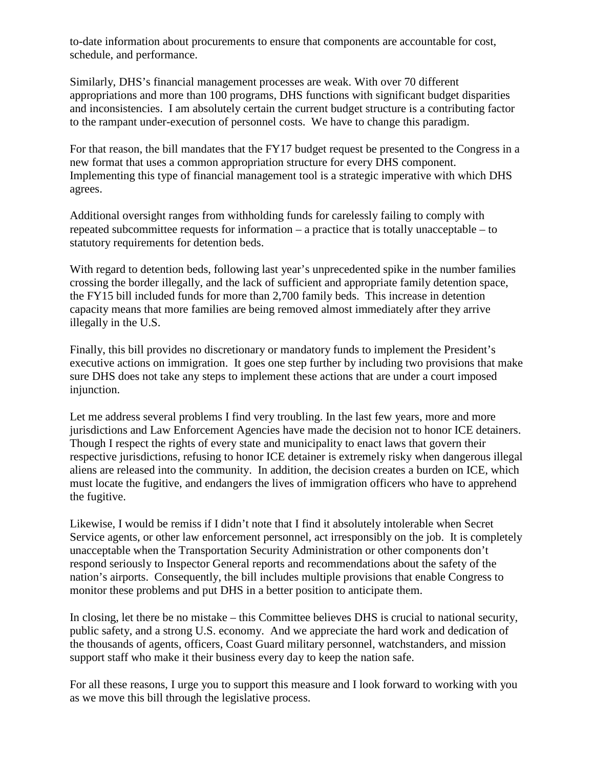to-date information about procurements to ensure that components are accountable for cost, schedule, and performance.

Similarly, DHS's financial management processes are weak. With over 70 different appropriations and more than 100 programs, DHS functions with significant budget disparities and inconsistencies. I am absolutely certain the current budget structure is a contributing factor to the rampant under-execution of personnel costs. We have to change this paradigm.

For that reason, the bill mandates that the FY17 budget request be presented to the Congress in a new format that uses a common appropriation structure for every DHS component. Implementing this type of financial management tool is a strategic imperative with which DHS agrees.

Additional oversight ranges from withholding funds for carelessly failing to comply with repeated subcommittee requests for information – a practice that is totally unacceptable – to statutory requirements for detention beds.

With regard to detention beds, following last year's unprecedented spike in the number families crossing the border illegally, and the lack of sufficient and appropriate family detention space, the FY15 bill included funds for more than 2,700 family beds. This increase in detention capacity means that more families are being removed almost immediately after they arrive illegally in the U.S.

Finally, this bill provides no discretionary or mandatory funds to implement the President's executive actions on immigration. It goes one step further by including two provisions that make sure DHS does not take any steps to implement these actions that are under a court imposed injunction.

Let me address several problems I find very troubling. In the last few years, more and more jurisdictions and Law Enforcement Agencies have made the decision not to honor ICE detainers. Though I respect the rights of every state and municipality to enact laws that govern their respective jurisdictions, refusing to honor ICE detainer is extremely risky when dangerous illegal aliens are released into the community. In addition, the decision creates a burden on ICE, which must locate the fugitive, and endangers the lives of immigration officers who have to apprehend the fugitive.

Likewise, I would be remiss if I didn't note that I find it absolutely intolerable when Secret Service agents, or other law enforcement personnel, act irresponsibly on the job. It is completely unacceptable when the Transportation Security Administration or other components don't respond seriously to Inspector General reports and recommendations about the safety of the nation's airports. Consequently, the bill includes multiple provisions that enable Congress to monitor these problems and put DHS in a better position to anticipate them.

In closing, let there be no mistake – this Committee believes DHS is crucial to national security, public safety, and a strong U.S. economy. And we appreciate the hard work and dedication of the thousands of agents, officers, Coast Guard military personnel, watchstanders, and mission support staff who make it their business every day to keep the nation safe.

For all these reasons, I urge you to support this measure and I look forward to working with you as we move this bill through the legislative process.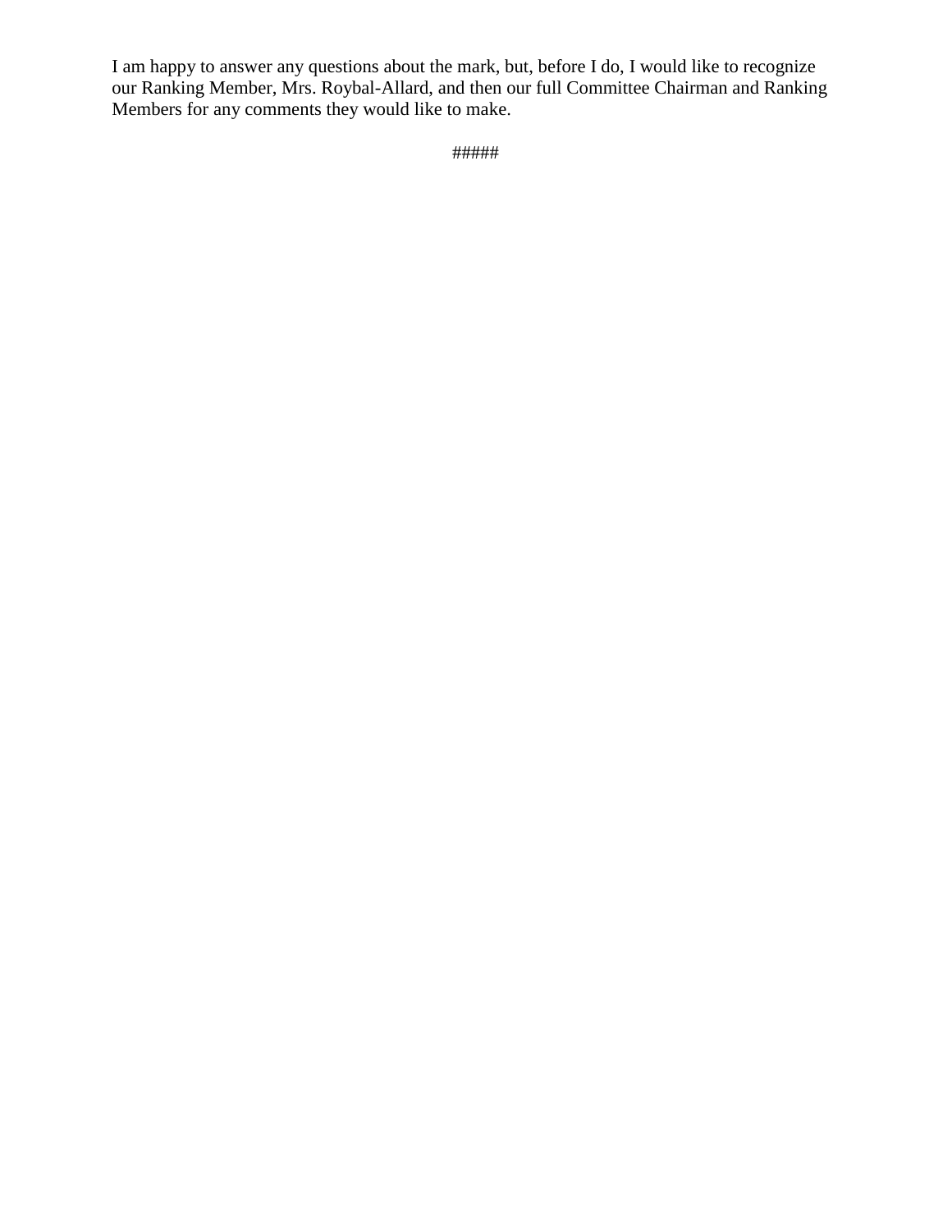I am happy to answer any questions about the mark, but, before I do, I would like to recognize our Ranking Member, Mrs. Roybal-Allard, and then our full Committee Chairman and Ranking Members for any comments they would like to make.

#####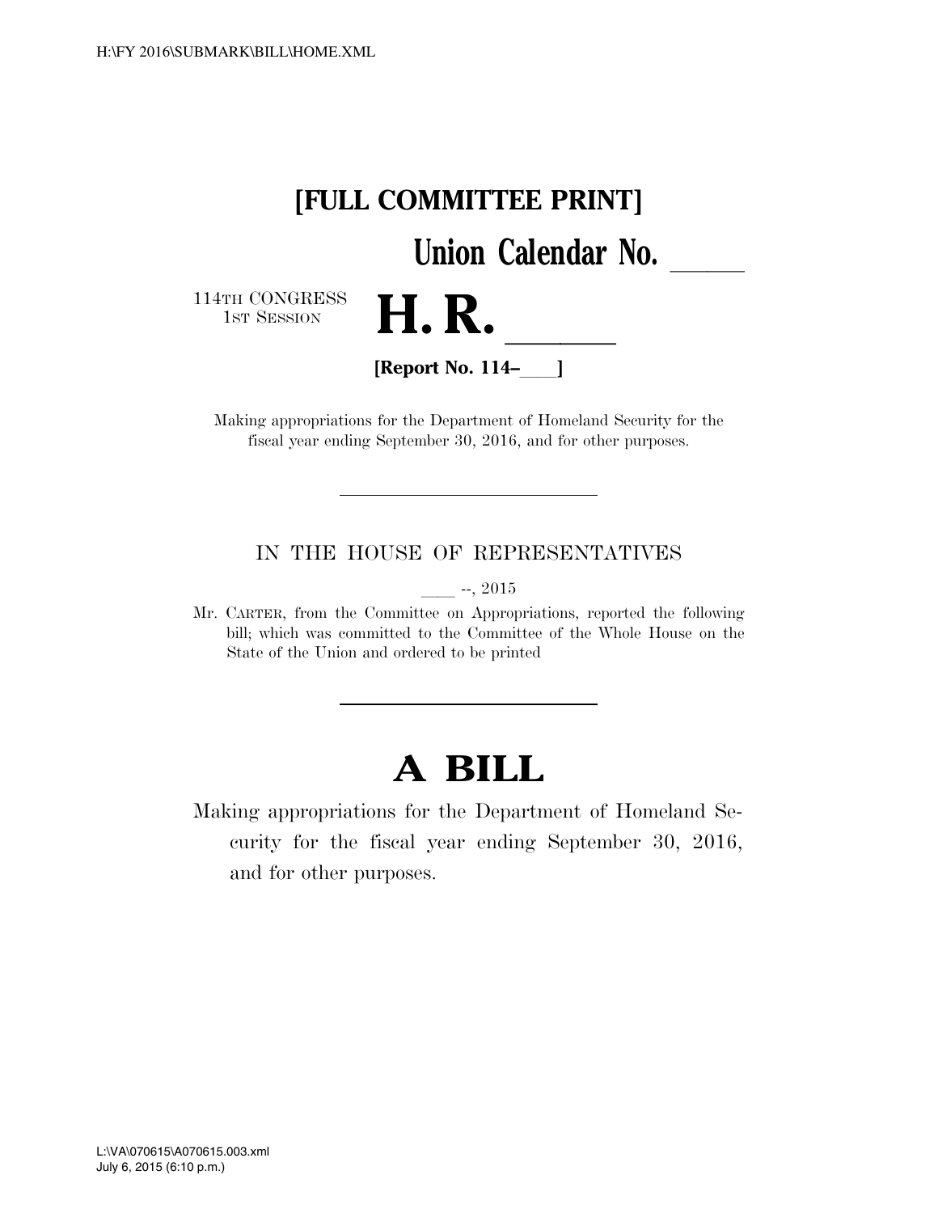# [FULL COMMITTEE PRINT]

## Union Calendar No. \_\_\_\_\_

114TH CONGRESS
1ST SESSION

# H. R. \_\_\_\_\_\_

**[Report No. 114–\_\_\_\_]**

Making appropriations for the Department of Homeland Security for the fiscal year ending September 30, 2016, and for other purposes.

---

IN THE HOUSE OF REPRESENTATIVES

\_\_\_\_ --, 2015

Mr. CARTER, from the Committee on Appropriations, reported the following bill; which was committed to the Committee of the Whole House on the State of the Union and ordered to be printed

---

# A BILL

Making appropriations for the Department of Homeland Security for the fiscal year ending September 30, 2016, and for other purposes.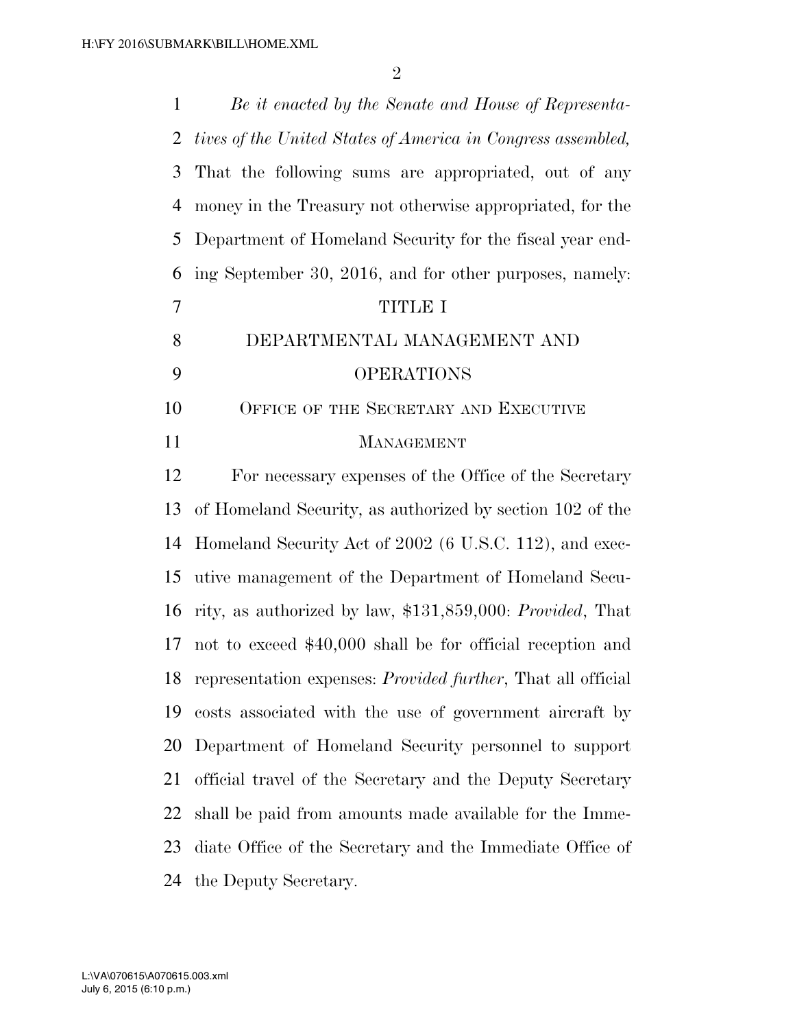*Be it enacted by the Senate and House of Representatives of the United States of America in Congress assembled,* That the following sums are appropriated, out of any money in the Treasury not otherwise appropriated, for the Department of Homeland Security for the fiscal year ending September 30, 2016, and for other purposes, namely:

# TITLE I

# DEPARTMENTAL MANAGEMENT AND OPERATIONS

## OFFICE OF THE SECRETARY AND EXECUTIVE MANAGEMENT

For necessary expenses of the Office of the Secretary of Homeland Security, as authorized by section 102 of the Homeland Security Act of 2002 (6 U.S.C. 112), and executive management of the Department of Homeland Security, as authorized by law, $131,859,000: *Provided*, That not to exceed $40,000 shall be for official reception and representation expenses: *Provided further*, That all official costs associated with the use of government aircraft by Department of Homeland Security personnel to support official travel of the Secretary and the Deputy Secretary shall be paid from amounts made available for the Immediate Office of the Secretary and the Immediate Office of the Deputy Secretary.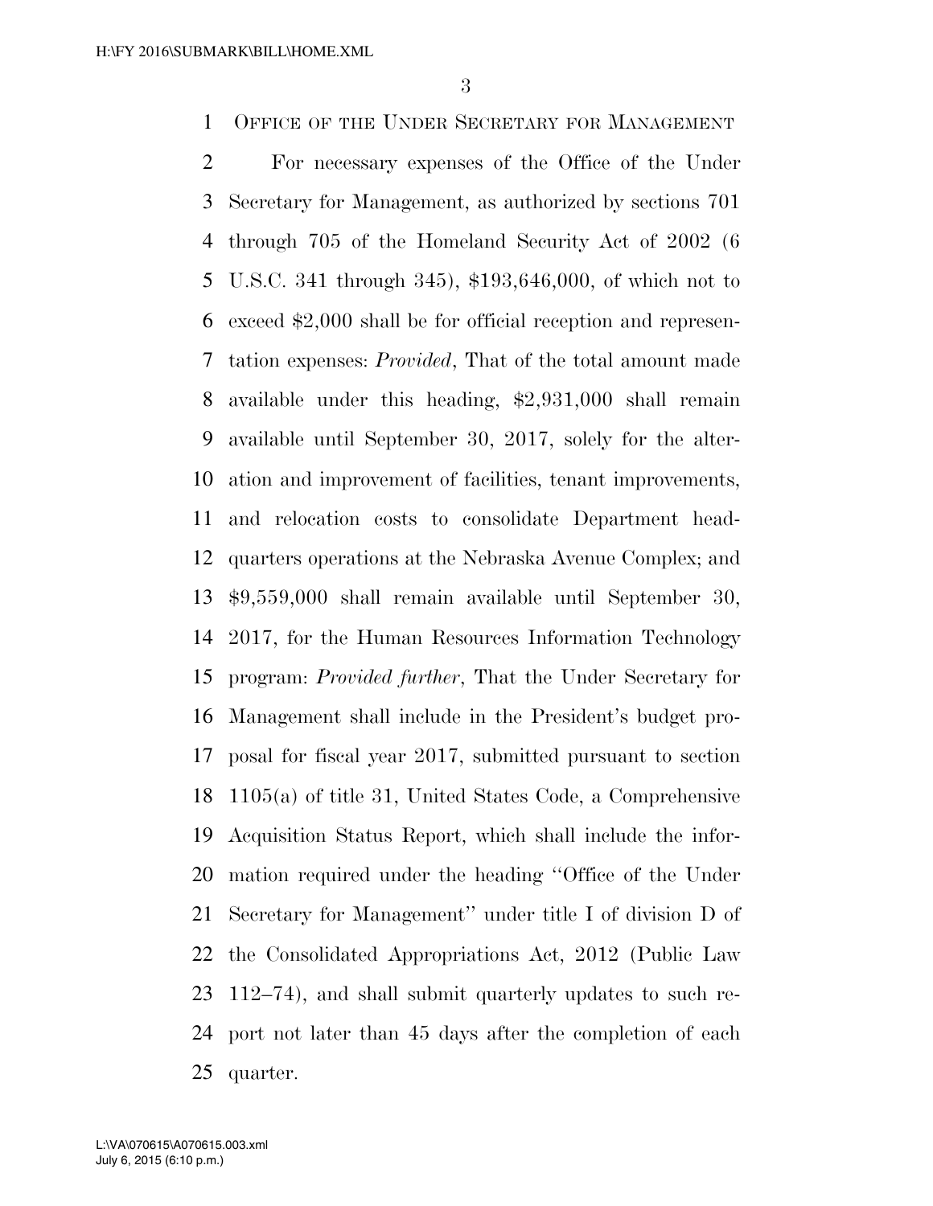OFFICE OF THE UNDER SECRETARY FOR MANAGEMENT

For necessary expenses of the Office of the Under Secretary for Management, as authorized by sections 701 through 705 of the Homeland Security Act of 2002 (6 U.S.C. 341 through 345), $193,646,000, of which not to exceed $2,000 shall be for official reception and representation expenses: *Provided*, That of the total amount made available under this heading, $2,931,000 shall remain available until September 30, 2017, solely for the alteration and improvement of facilities, tenant improvements, and relocation costs to consolidate Department headquarters operations at the Nebraska Avenue Complex; and $9,559,000 shall remain available until September 30, 2017, for the Human Resources Information Technology program: *Provided further*, That the Under Secretary for Management shall include in the President's budget proposal for fiscal year 2017, submitted pursuant to section 1105(a) of title 31, United States Code, a Comprehensive Acquisition Status Report, which shall include the information required under the heading "Office of the Under Secretary for Management" under title I of division D of the Consolidated Appropriations Act, 2012 (Public Law 112–74), and shall submit quarterly updates to such report not later than 45 days after the completion of each quarter.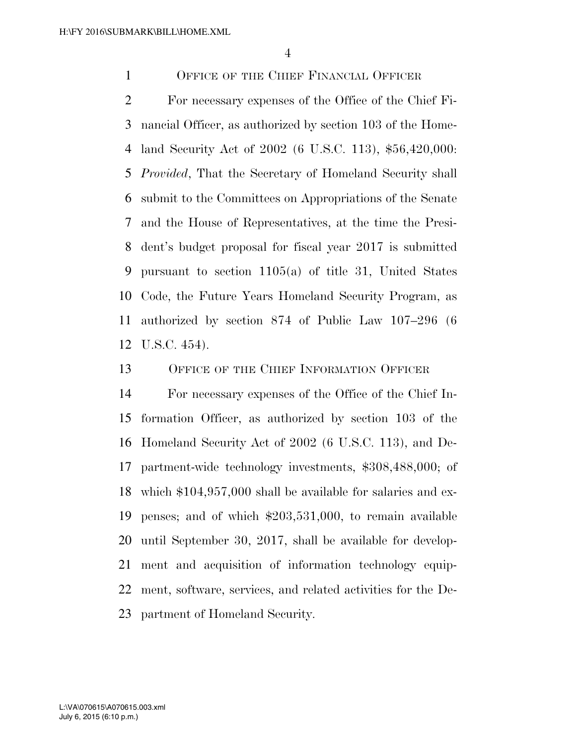OFFICE OF THE CHIEF FINANCIAL OFFICER

For necessary expenses of the Office of the Chief Financial Officer, as authorized by section 103 of the Homeland Security Act of 2002 (6 U.S.C. 113), $56,420,000: *Provided*, That the Secretary of Homeland Security shall submit to the Committees on Appropriations of the Senate and the House of Representatives, at the time the President's budget proposal for fiscal year 2017 is submitted pursuant to section 1105(a) of title 31, United States Code, the Future Years Homeland Security Program, as authorized by section 874 of Public Law 107–296 (6 U.S.C. 454).

OFFICE OF THE CHIEF INFORMATION OFFICER

For necessary expenses of the Office of the Chief Information Officer, as authorized by section 103 of the Homeland Security Act of 2002 (6 U.S.C. 113), and Department-wide technology investments, $308,488,000; of which $104,957,000 shall be available for salaries and expenses; and of which $203,531,000, to remain available until September 30, 2017, shall be available for development and acquisition of information technology equipment, software, services, and related activities for the Department of Homeland Security.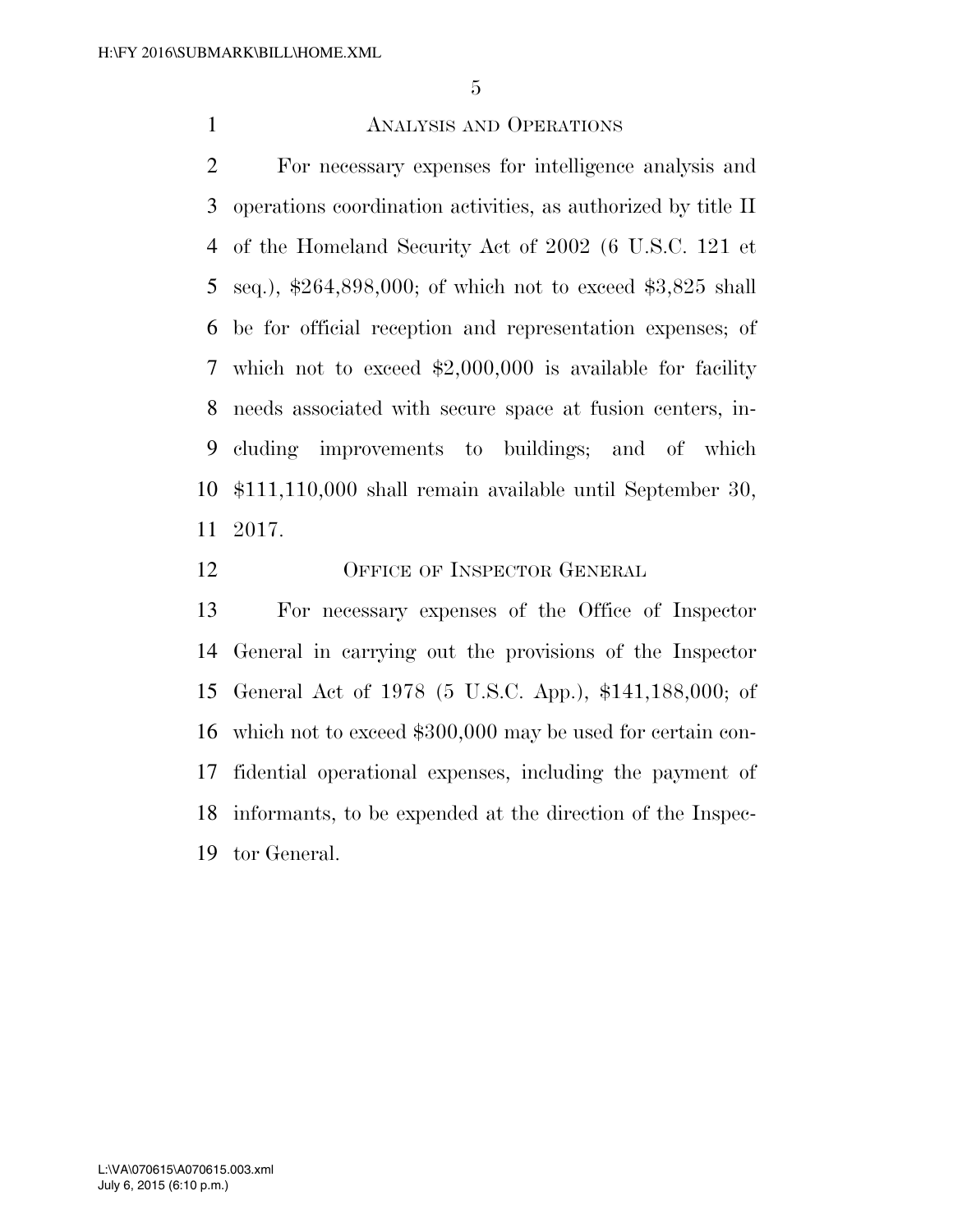## ANALYSIS AND OPERATIONS

For necessary expenses for intelligence analysis and operations coordination activities, as authorized by title II of the Homeland Security Act of 2002 (6 U.S.C. 121 et seq.), $264,898,000; of which not to exceed $3,825 shall be for official reception and representation expenses; of which not to exceed $2,000,000 is available for facility needs associated with secure space at fusion centers, including improvements to buildings; and of which $111,110,000 shall remain available until September 30, 2017.

## OFFICE OF INSPECTOR GENERAL

For necessary expenses of the Office of Inspector General in carrying out the provisions of the Inspector General Act of 1978 (5 U.S.C. App.), $141,188,000; of which not to exceed $300,000 may be used for certain confidential operational expenses, including the payment of informants, to be expended at the direction of the Inspector General.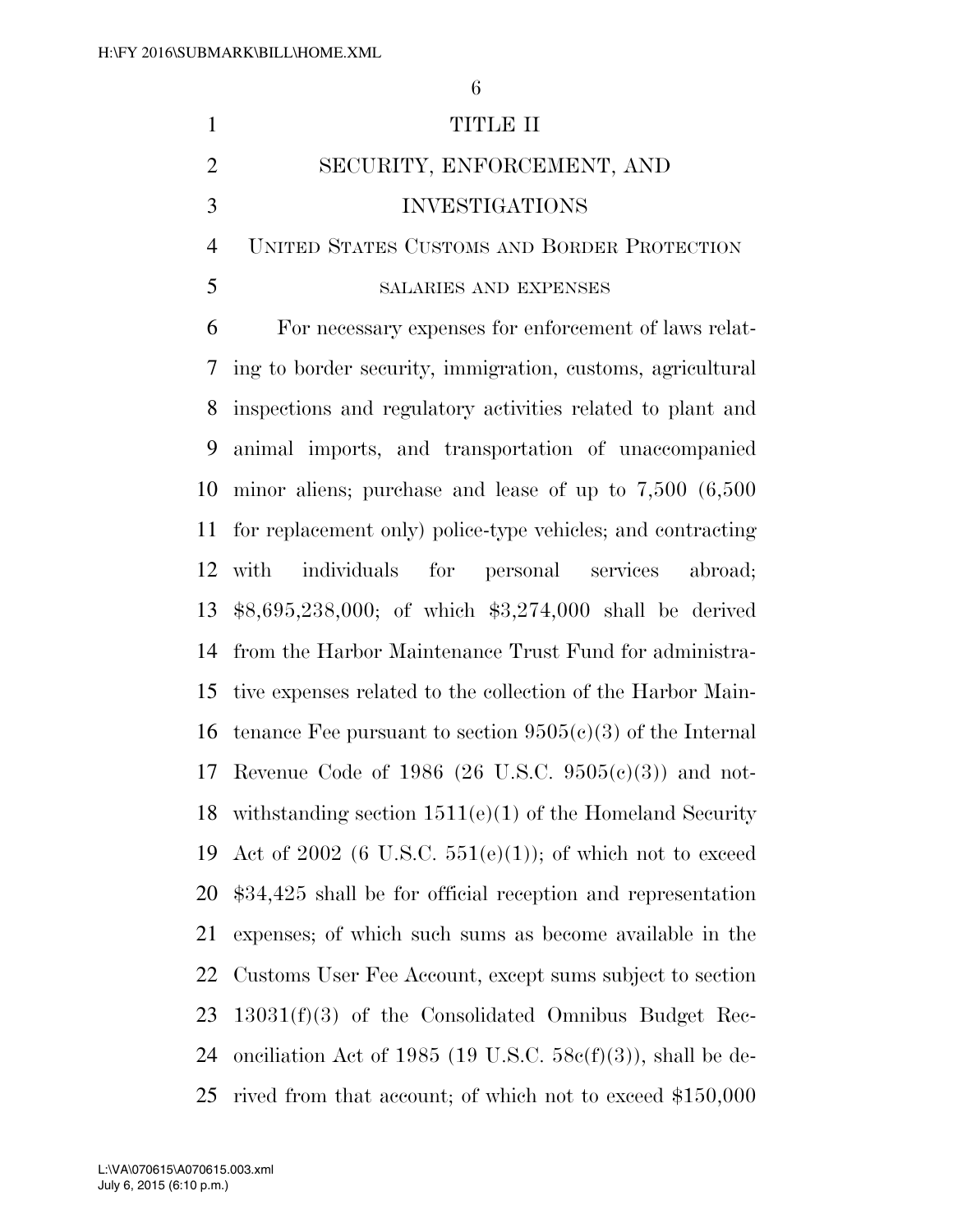# TITLE II

# SECURITY, ENFORCEMENT, AND INVESTIGATIONS

## UNITED STATES CUSTOMS AND BORDER PROTECTION

### SALARIES AND EXPENSES

For necessary expenses for enforcement of laws relating to border security, immigration, customs, agricultural inspections and regulatory activities related to plant and animal imports, and transportation of unaccompanied minor aliens; purchase and lease of up to 7,500 (6,500 for replacement only) police-type vehicles; and contracting with individuals for personal services abroad; $8,695,238,000; of which $3,274,000 shall be derived from the Harbor Maintenance Trust Fund for administrative expenses related to the collection of the Harbor Maintenance Fee pursuant to section 9505(c)(3) of the Internal Revenue Code of 1986 (26 U.S.C. 9505(c)(3)) and notwithstanding section 1511(e)(1) of the Homeland Security Act of 2002 (6 U.S.C. 551(e)(1)); of which not to exceed $34,425 shall be for official reception and representation expenses; of which such sums as become available in the Customs User Fee Account, except sums subject to section 13031(f)(3) of the Consolidated Omnibus Budget Reconciliation Act of 1985 (19 U.S.C. 58c(f)(3)), shall be derived from that account; of which not to exceed $150,000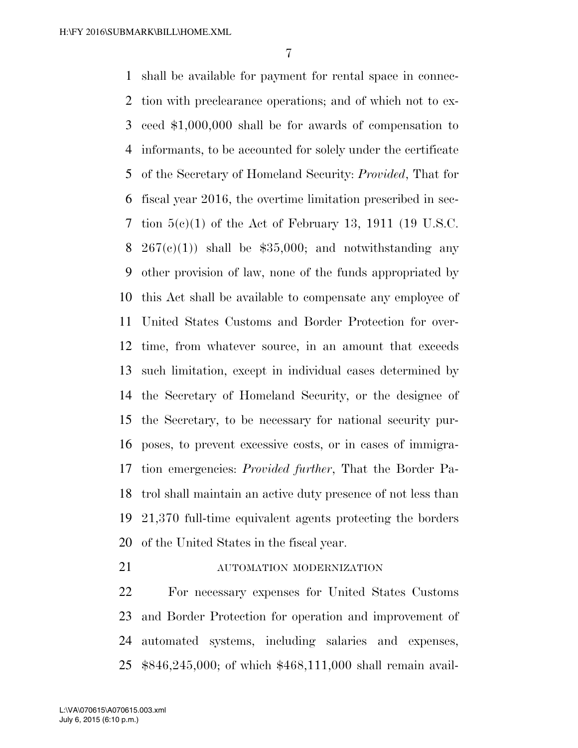shall be available for payment for rental space in connection with preclearance operations; and of which not to exceed $1,000,000 shall be for awards of compensation to informants, to be accounted for solely under the certificate of the Secretary of Homeland Security: *Provided*, That for fiscal year 2016, the overtime limitation prescribed in section 5(c)(1) of the Act of February 13, 1911 (19 U.S.C. 267(c)(1)) shall be $35,000; and notwithstanding any other provision of law, none of the funds appropriated by this Act shall be available to compensate any employee of United States Customs and Border Protection for overtime, from whatever source, in an amount that exceeds such limitation, except in individual cases determined by the Secretary of Homeland Security, or the designee of the Secretary, to be necessary for national security purposes, to prevent excessive costs, or in cases of immigration emergencies: *Provided further*, That the Border Patrol shall maintain an active duty presence of not less than 21,370 full-time equivalent agents protecting the borders of the United States in the fiscal year.

AUTOMATION MODERNIZATION

For necessary expenses for United States Customs and Border Protection for operation and improvement of automated systems, including salaries and expenses, $846,245,000; of which $468,111,000 shall remain avail-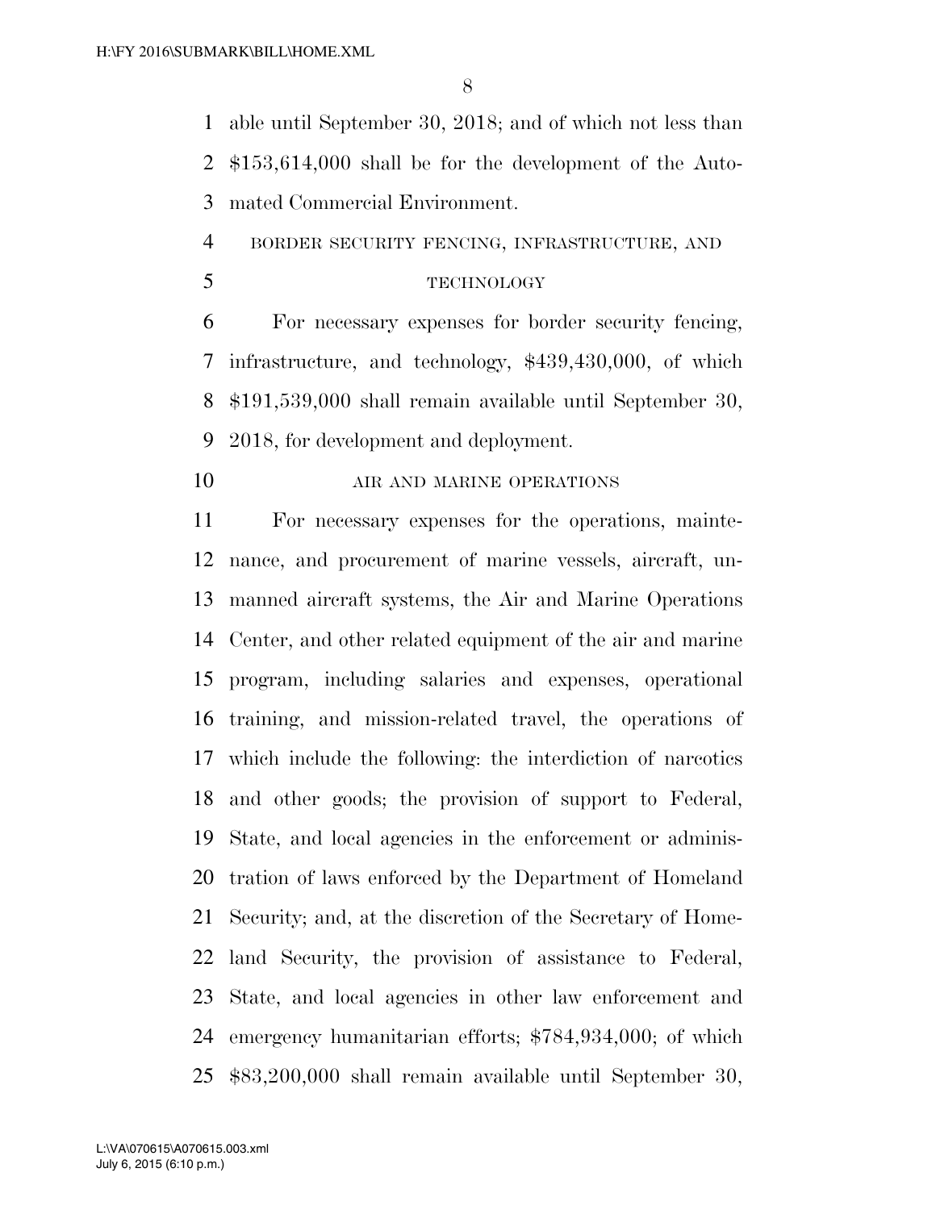able until September 30, 2018; and of which not less than $153,614,000 shall be for the development of the Automated Commercial Environment.

BORDER SECURITY FENCING, INFRASTRUCTURE, AND TECHNOLOGY

For necessary expenses for border security fencing, infrastructure, and technology, $439,430,000, of which $191,539,000 shall remain available until September 30, 2018, for development and deployment.

AIR AND MARINE OPERATIONS

For necessary expenses for the operations, maintenance, and procurement of marine vessels, aircraft, unmanned aircraft systems, the Air and Marine Operations Center, and other related equipment of the air and marine program, including salaries and expenses, operational training, and mission-related travel, the operations of which include the following: the interdiction of narcotics and other goods; the provision of support to Federal, State, and local agencies in the enforcement or administration of laws enforced by the Department of Homeland Security; and, at the discretion of the Secretary of Homeland Security, the provision of assistance to Federal, State, and local agencies in other law enforcement and emergency humanitarian efforts; $784,934,000; of which $83,200,000 shall remain available until September 30,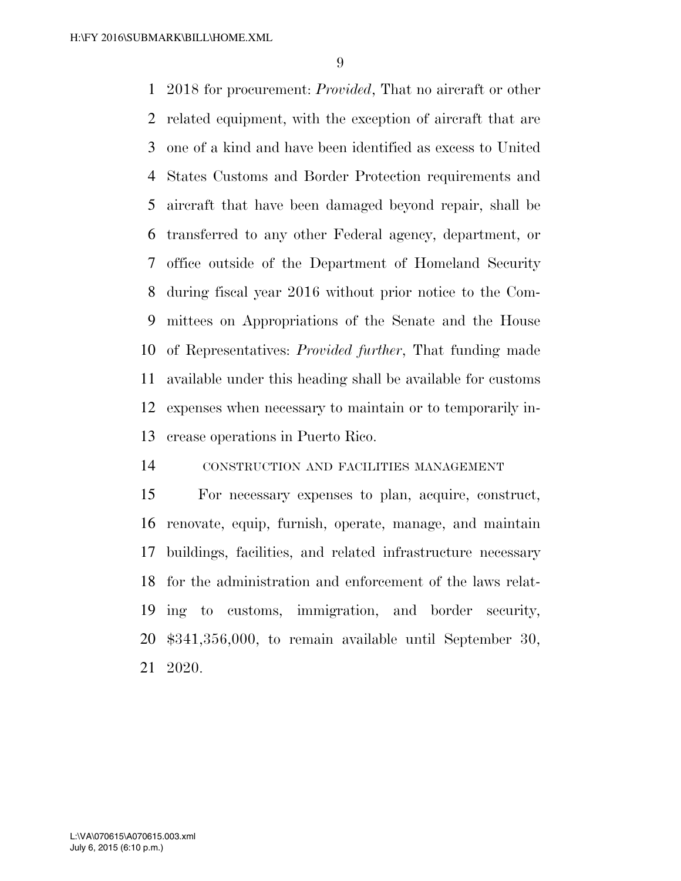2018 for procurement: *Provided*, That no aircraft or other related equipment, with the exception of aircraft that are one of a kind and have been identified as excess to United States Customs and Border Protection requirements and aircraft that have been damaged beyond repair, shall be transferred to any other Federal agency, department, or office outside of the Department of Homeland Security during fiscal year 2016 without prior notice to the Committees on Appropriations of the Senate and the House of Representatives: *Provided further*, That funding made available under this heading shall be available for customs expenses when necessary to maintain or to temporarily increase operations in Puerto Rico.

CONSTRUCTION AND FACILITIES MANAGEMENT

For necessary expenses to plan, acquire, construct, renovate, equip, furnish, operate, manage, and maintain buildings, facilities, and related infrastructure necessary for the administration and enforcement of the laws relating to customs, immigration, and border security, $341,356,000, to remain available until September 30, 2020.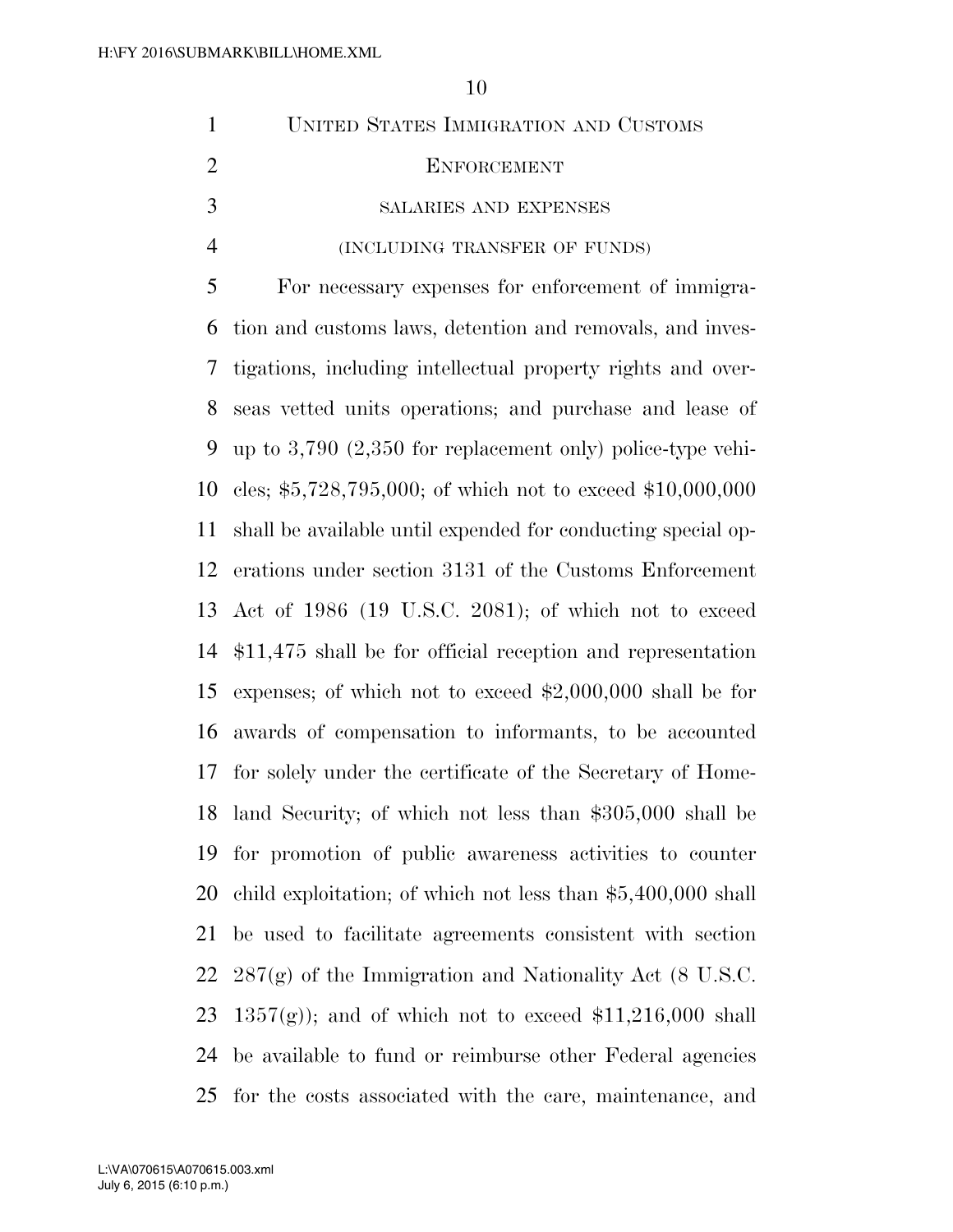UNITED STATES IMMIGRATION AND CUSTOMS ENFORCEMENT

SALARIES AND EXPENSES

(INCLUDING TRANSFER OF FUNDS)

For necessary expenses for enforcement of immigration and customs laws, detention and removals, and investigations, including intellectual property rights and overseas vetted units operations; and purchase and lease of up to 3,790 (2,350 for replacement only) police-type vehicles; $5,728,795,000; of which not to exceed $10,000,000 shall be available until expended for conducting special operations under section 3131 of the Customs Enforcement Act of 1986 (19 U.S.C. 2081); of which not to exceed $11,475 shall be for official reception and representation expenses; of which not to exceed $2,000,000 shall be for awards of compensation to informants, to be accounted for solely under the certificate of the Secretary of Homeland Security; of which not less than $305,000 shall be for promotion of public awareness activities to counter child exploitation; of which not less than $5,400,000 shall be used to facilitate agreements consistent with section 287(g) of the Immigration and Nationality Act (8 U.S.C. 1357(g)); and of which not to exceed $11,216,000 shall be available to fund or reimburse other Federal agencies for the costs associated with the care, maintenance, and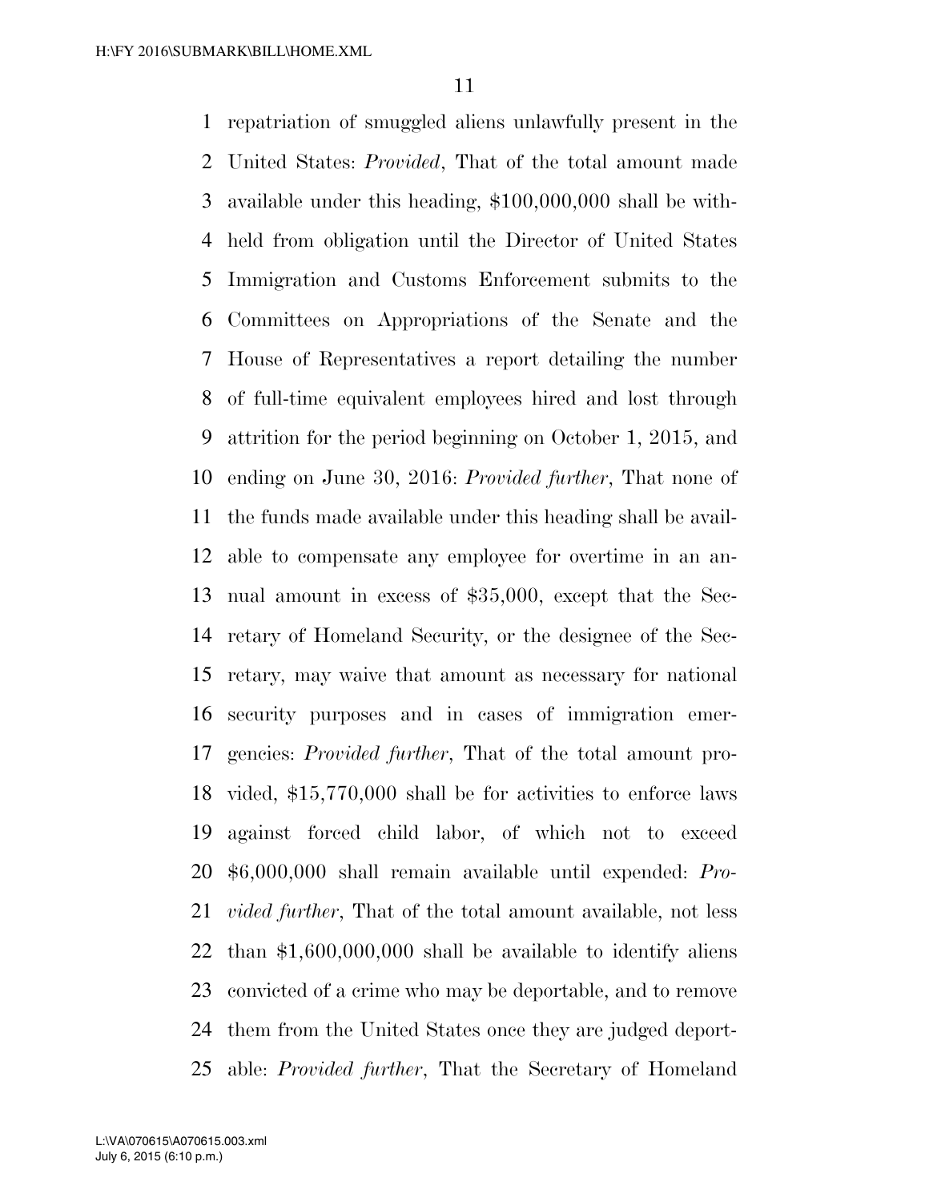repatriation of smuggled aliens unlawfully present in the United States: *Provided*, That of the total amount made available under this heading, $100,000,000 shall be withheld from obligation until the Director of United States Immigration and Customs Enforcement submits to the Committees on Appropriations of the Senate and the House of Representatives a report detailing the number of full-time equivalent employees hired and lost through attrition for the period beginning on October 1, 2015, and ending on June 30, 2016: *Provided further*, That none of the funds made available under this heading shall be available to compensate any employee for overtime in an annual amount in excess of $35,000, except that the Secretary of Homeland Security, or the designee of the Secretary, may waive that amount as necessary for national security purposes and in cases of immigration emergencies: *Provided further*, That of the total amount provided, $15,770,000 shall be for activities to enforce laws against forced child labor, of which not to exceed $6,000,000 shall remain available until expended: *Provided further*, That of the total amount available, not less than $1,600,000,000 shall be available to identify aliens convicted of a crime who may be deportable, and to remove them from the United States once they are judged deportable: *Provided further*, That the Secretary of Homeland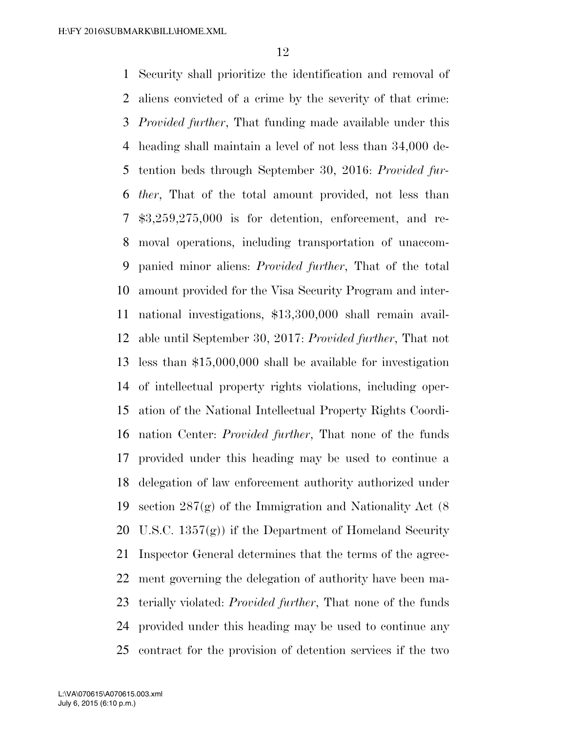Security shall prioritize the identification and removal of aliens convicted of a crime by the severity of that crime: *Provided further*, That funding made available under this heading shall maintain a level of not less than 34,000 detention beds through September 30, 2016: *Provided further*, That of the total amount provided, not less than $3,259,275,000 is for detention, enforcement, and removal operations, including transportation of unaccompanied minor aliens: *Provided further*, That of the total amount provided for the Visa Security Program and international investigations, $13,300,000 shall remain available until September 30, 2017: *Provided further*, That not less than $15,000,000 shall be available for investigation of intellectual property rights violations, including operation of the National Intellectual Property Rights Coordination Center: *Provided further*, That none of the funds provided under this heading may be used to continue a delegation of law enforcement authority authorized under section 287(g) of the Immigration and Nationality Act (8 U.S.C. 1357(g)) if the Department of Homeland Security Inspector General determines that the terms of the agreement governing the delegation of authority have been materially violated: *Provided further*, That none of the funds provided under this heading may be used to continue any contract for the provision of detention services if the two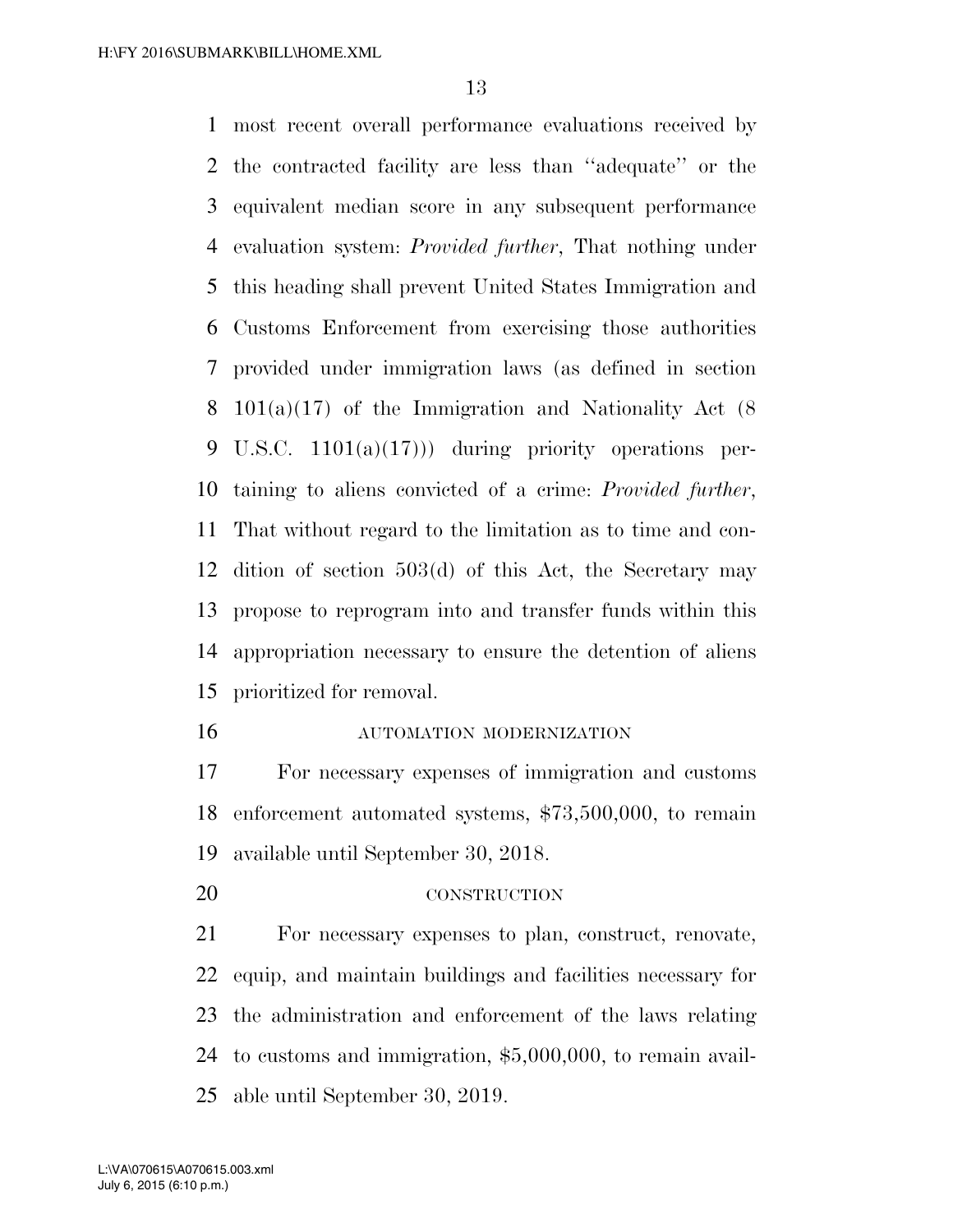most recent overall performance evaluations received by the contracted facility are less than ''adequate'' or the equivalent median score in any subsequent performance evaluation system: *Provided further*, That nothing under this heading shall prevent United States Immigration and Customs Enforcement from exercising those authorities provided under immigration laws (as defined in section 101(a)(17) of the Immigration and Nationality Act (8 U.S.C. 1101(a)(17))) during priority operations pertaining to aliens convicted of a crime: *Provided further*, That without regard to the limitation as to time and condition of section 503(d) of this Act, the Secretary may propose to reprogram into and transfer funds within this appropriation necessary to ensure the detention of aliens prioritized for removal.

AUTOMATION MODERNIZATION

For necessary expenses of immigration and customs enforcement automated systems, $73,500,000, to remain available until September 30, 2018.

CONSTRUCTION

For necessary expenses to plan, construct, renovate, equip, and maintain buildings and facilities necessary for the administration and enforcement of the laws relating to customs and immigration, $5,000,000, to remain available until September 30, 2019.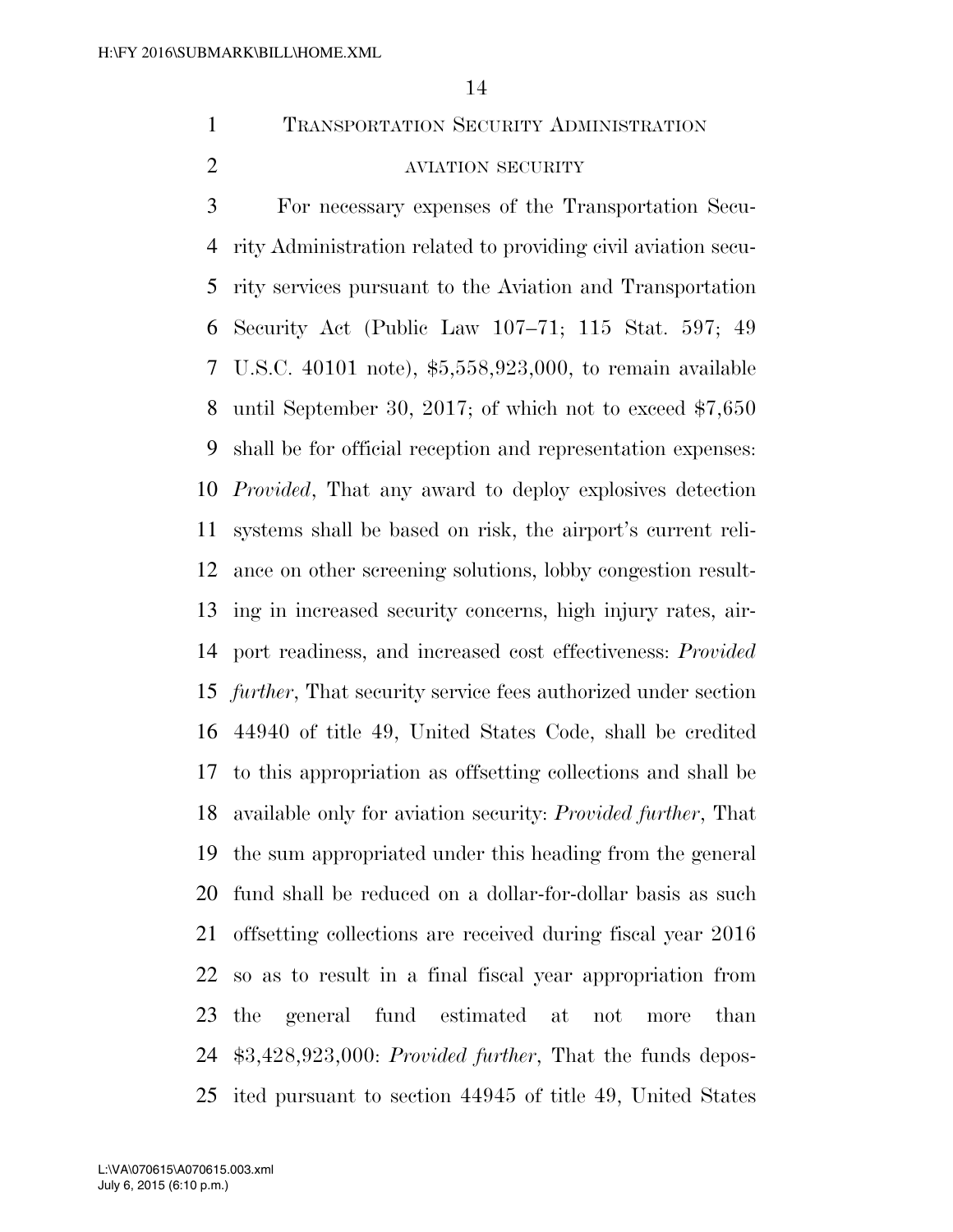## TRANSPORTATION SECURITY ADMINISTRATION

### AVIATION SECURITY

For necessary expenses of the Transportation Security Administration related to providing civil aviation security services pursuant to the Aviation and Transportation Security Act (Public Law 107–71; 115 Stat. 597; 49 U.S.C. 40101 note), $5,558,923,000, to remain available until September 30, 2017; of which not to exceed $7,650 shall be for official reception and representation expenses: *Provided*, That any award to deploy explosives detection systems shall be based on risk, the airport's current reliance on other screening solutions, lobby congestion resulting in increased security concerns, high injury rates, airport readiness, and increased cost effectiveness: *Provided further*, That security service fees authorized under section 44940 of title 49, United States Code, shall be credited to this appropriation as offsetting collections and shall be available only for aviation security: *Provided further*, That the sum appropriated under this heading from the general fund shall be reduced on a dollar-for-dollar basis as such offsetting collections are received during fiscal year 2016 so as to result in a final fiscal year appropriation from the general fund estimated at not more than $3,428,923,000: *Provided further*, That the funds deposited pursuant to section 44945 of title 49, United States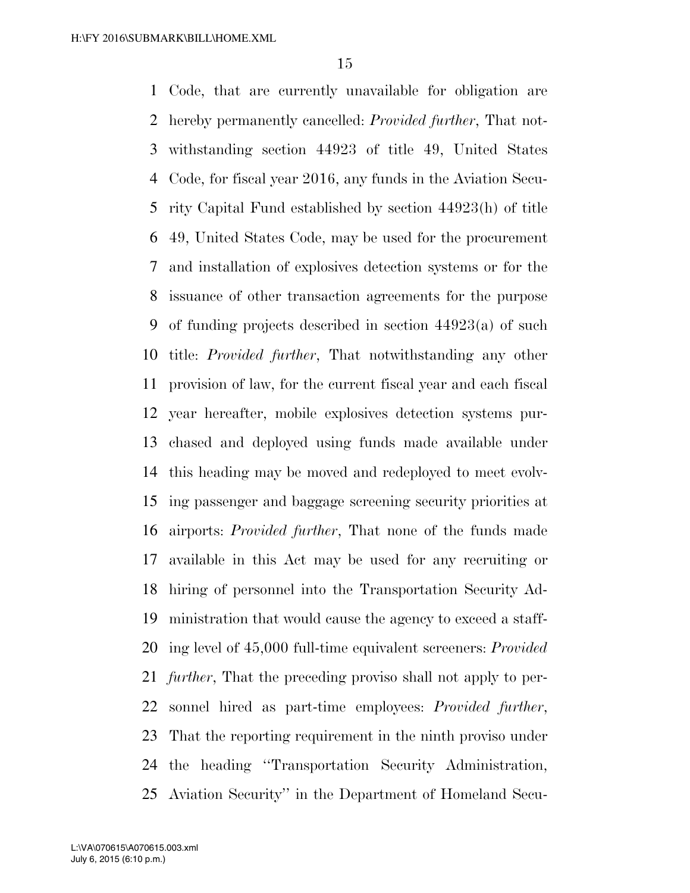Code, that are currently unavailable for obligation are hereby permanently cancelled: *Provided further*, That notwithstanding section 44923 of title 49, United States Code, for fiscal year 2016, any funds in the Aviation Security Capital Fund established by section 44923(h) of title 49, United States Code, may be used for the procurement and installation of explosives detection systems or for the issuance of other transaction agreements for the purpose of funding projects described in section 44923(a) of such title: *Provided further*, That notwithstanding any other provision of law, for the current fiscal year and each fiscal year hereafter, mobile explosives detection systems purchased and deployed using funds made available under this heading may be moved and redeployed to meet evolving passenger and baggage screening security priorities at airports: *Provided further*, That none of the funds made available in this Act may be used for any recruiting or hiring of personnel into the Transportation Security Administration that would cause the agency to exceed a staffing level of 45,000 full-time equivalent screeners: *Provided further*, That the preceding proviso shall not apply to personnel hired as part-time employees: *Provided further*, That the reporting requirement in the ninth proviso under the heading ''Transportation Security Administration, Aviation Security'' in the Department of Homeland Secu-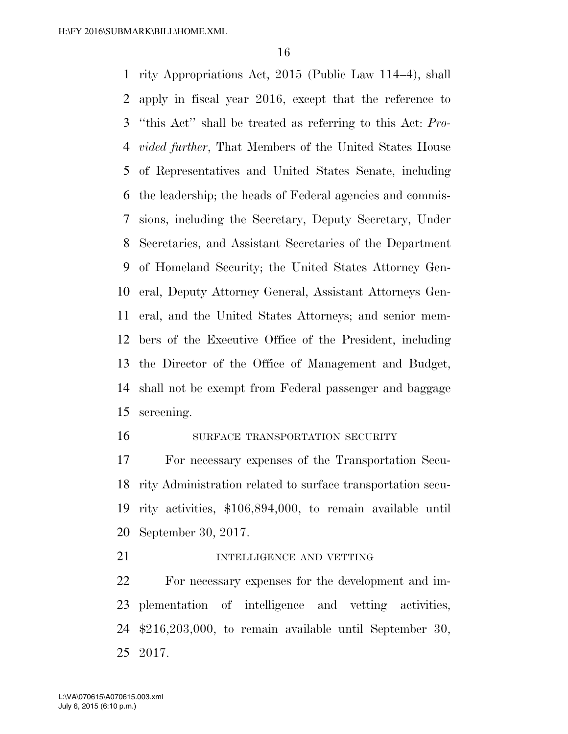rity Appropriations Act, 2015 (Public Law 114–4), shall apply in fiscal year 2016, except that the reference to "this Act" shall be treated as referring to this Act: *Provided further*, That Members of the United States House of Representatives and United States Senate, including the leadership; the heads of Federal agencies and commissions, including the Secretary, Deputy Secretary, Under Secretaries, and Assistant Secretaries of the Department of Homeland Security; the United States Attorney General, Deputy Attorney General, Assistant Attorneys General, and the United States Attorneys; and senior members of the Executive Office of the President, including the Director of the Office of Management and Budget, shall not be exempt from Federal passenger and baggage screening.

SURFACE TRANSPORTATION SECURITY

For necessary expenses of the Transportation Security Administration related to surface transportation security activities, $106,894,000, to remain available until September 30, 2017.

INTELLIGENCE AND VETTING

For necessary expenses for the development and implementation of intelligence and vetting activities, $216,203,000, to remain available until September 30, 2017.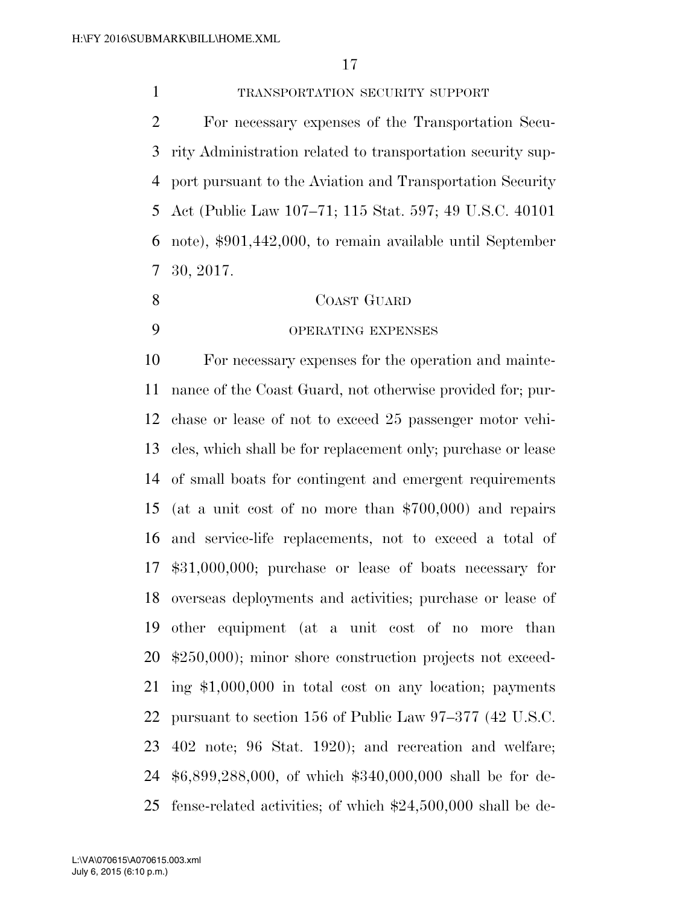TRANSPORTATION SECURITY SUPPORT

For necessary expenses of the Transportation Security Administration related to transportation security support pursuant to the Aviation and Transportation Security Act (Public Law 107–71; 115 Stat. 597; 49 U.S.C. 40101 note), $901,442,000, to remain available until September 30, 2017.

COAST GUARD

OPERATING EXPENSES

For necessary expenses for the operation and maintenance of the Coast Guard, not otherwise provided for; purchase or lease of not to exceed 25 passenger motor vehicles, which shall be for replacement only; purchase or lease of small boats for contingent and emergent requirements (at a unit cost of no more than $700,000) and repairs and service-life replacements, not to exceed a total of $31,000,000; purchase or lease of boats necessary for overseas deployments and activities; purchase or lease of other equipment (at a unit cost of no more than $250,000); minor shore construction projects not exceeding $1,000,000 in total cost on any location; payments pursuant to section 156 of Public Law 97–377 (42 U.S.C. 402 note; 96 Stat. 1920); and recreation and welfare; $6,899,288,000, of which $340,000,000 shall be for defense-related activities; of which $24,500,000 shall be de-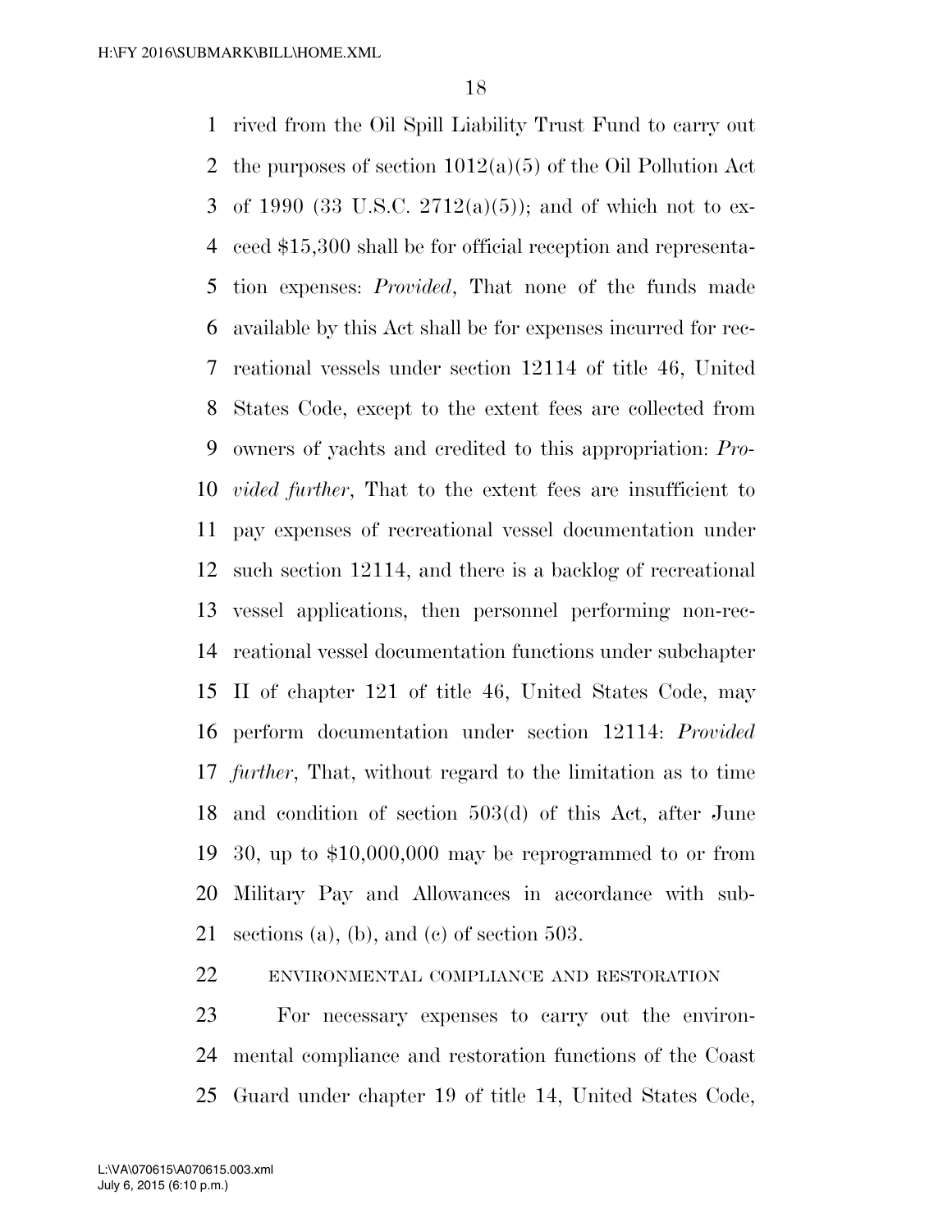rived from the Oil Spill Liability Trust Fund to carry out the purposes of section 1012(a)(5) of the Oil Pollution Act of 1990 (33 U.S.C. 2712(a)(5)); and of which not to exceed $15,300 shall be for official reception and representation expenses: *Provided*, That none of the funds made available by this Act shall be for expenses incurred for recreational vessels under section 12114 of title 46, United States Code, except to the extent fees are collected from owners of yachts and credited to this appropriation: *Provided further*, That to the extent fees are insufficient to pay expenses of recreational vessel documentation under such section 12114, and there is a backlog of recreational vessel applications, then personnel performing non-recreational vessel documentation functions under subchapter II of chapter 121 of title 46, United States Code, may perform documentation under section 12114: *Provided further*, That, without regard to the limitation as to time and condition of section 503(d) of this Act, after June 30, up to $10,000,000 may be reprogrammed to or from Military Pay and Allowances in accordance with subsections (a), (b), and (c) of section 503.

ENVIRONMENTAL COMPLIANCE AND RESTORATION

For necessary expenses to carry out the environmental compliance and restoration functions of the Coast Guard under chapter 19 of title 14, United States Code,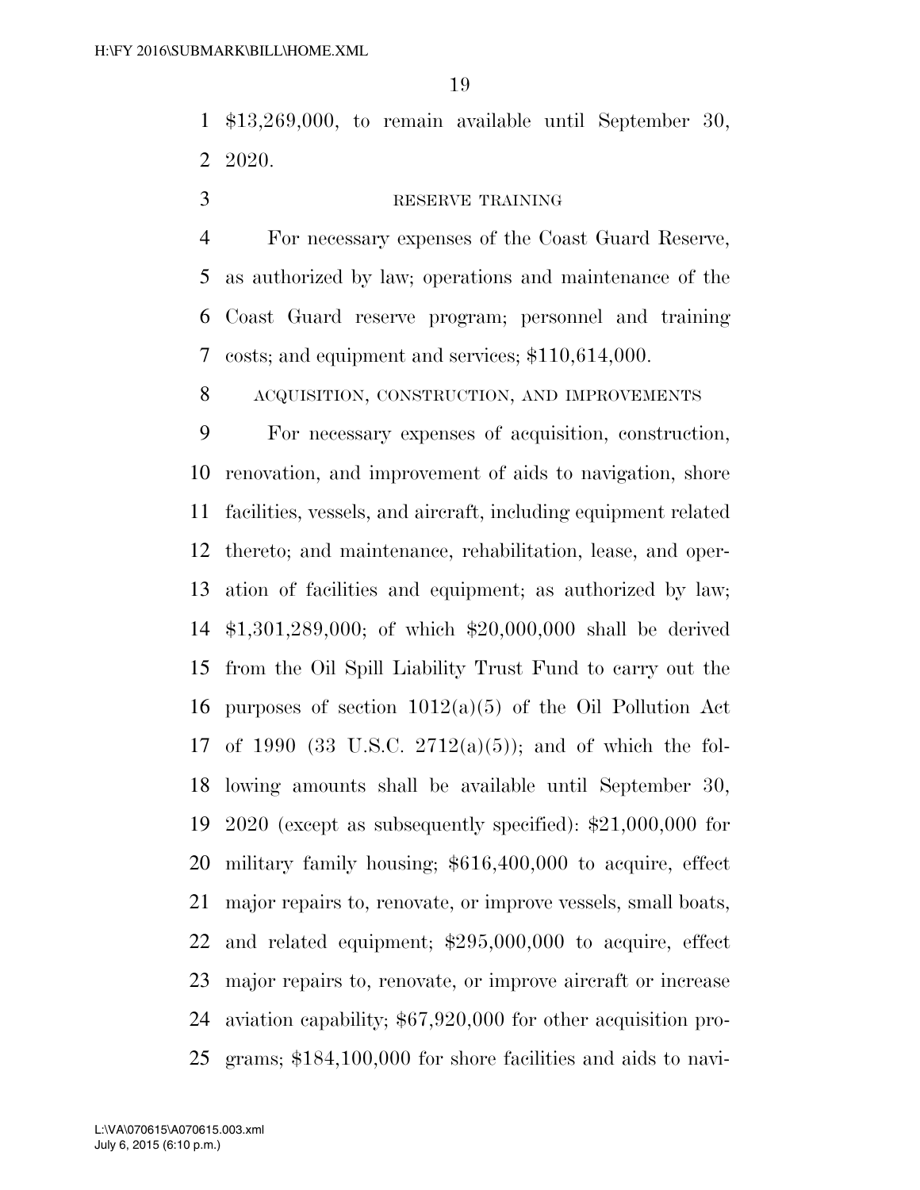$13,269,000, to remain available until September 30, 2020.

RESERVE TRAINING

For necessary expenses of the Coast Guard Reserve, as authorized by law; operations and maintenance of the Coast Guard reserve program; personnel and training costs; and equipment and services; $110,614,000.

ACQUISITION, CONSTRUCTION, AND IMPROVEMENTS

For necessary expenses of acquisition, construction, renovation, and improvement of aids to navigation, shore facilities, vessels, and aircraft, including equipment related thereto; and maintenance, rehabilitation, lease, and operation of facilities and equipment; as authorized by law; $1,301,289,000; of which $20,000,000 shall be derived from the Oil Spill Liability Trust Fund to carry out the purposes of section 1012(a)(5) of the Oil Pollution Act of 1990 (33 U.S.C. 2712(a)(5)); and of which the following amounts shall be available until September 30, 2020 (except as subsequently specified): $21,000,000 for military family housing; $616,400,000 to acquire, effect major repairs to, renovate, or improve vessels, small boats, and related equipment; $295,000,000 to acquire, effect major repairs to, renovate, or improve aircraft or increase aviation capability; $67,920,000 for other acquisition programs; $184,100,000 for shore facilities and aids to navi-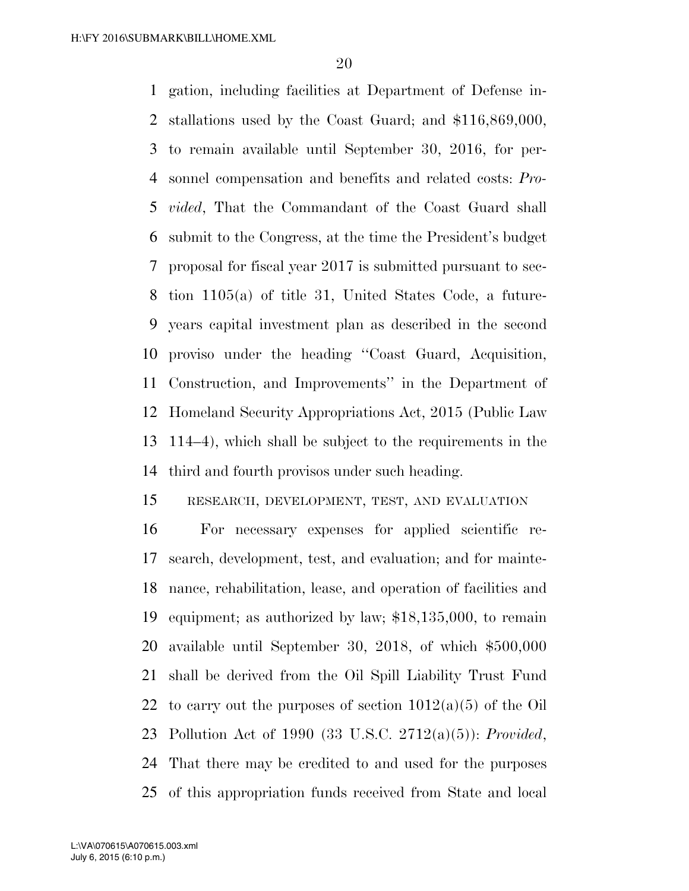gation, including facilities at Department of Defense installations used by the Coast Guard; and $116,869,000, to remain available until September 30, 2016, for personnel compensation and benefits and related costs: *Provided*, That the Commandant of the Coast Guard shall submit to the Congress, at the time the President's budget proposal for fiscal year 2017 is submitted pursuant to section 1105(a) of title 31, United States Code, a future-years capital investment plan as described in the second proviso under the heading ''Coast Guard, Acquisition, Construction, and Improvements'' in the Department of Homeland Security Appropriations Act, 2015 (Public Law 114–4), which shall be subject to the requirements in the third and fourth provisos under such heading.

RESEARCH, DEVELOPMENT, TEST, AND EVALUATION

For necessary expenses for applied scientific research, development, test, and evaluation; and for maintenance, rehabilitation, lease, and operation of facilities and equipment; as authorized by law; $18,135,000, to remain available until September 30, 2018, of which $500,000 shall be derived from the Oil Spill Liability Trust Fund to carry out the purposes of section 1012(a)(5) of the Oil Pollution Act of 1990 (33 U.S.C. 2712(a)(5)): *Provided*, That there may be credited to and used for the purposes of this appropriation funds received from State and local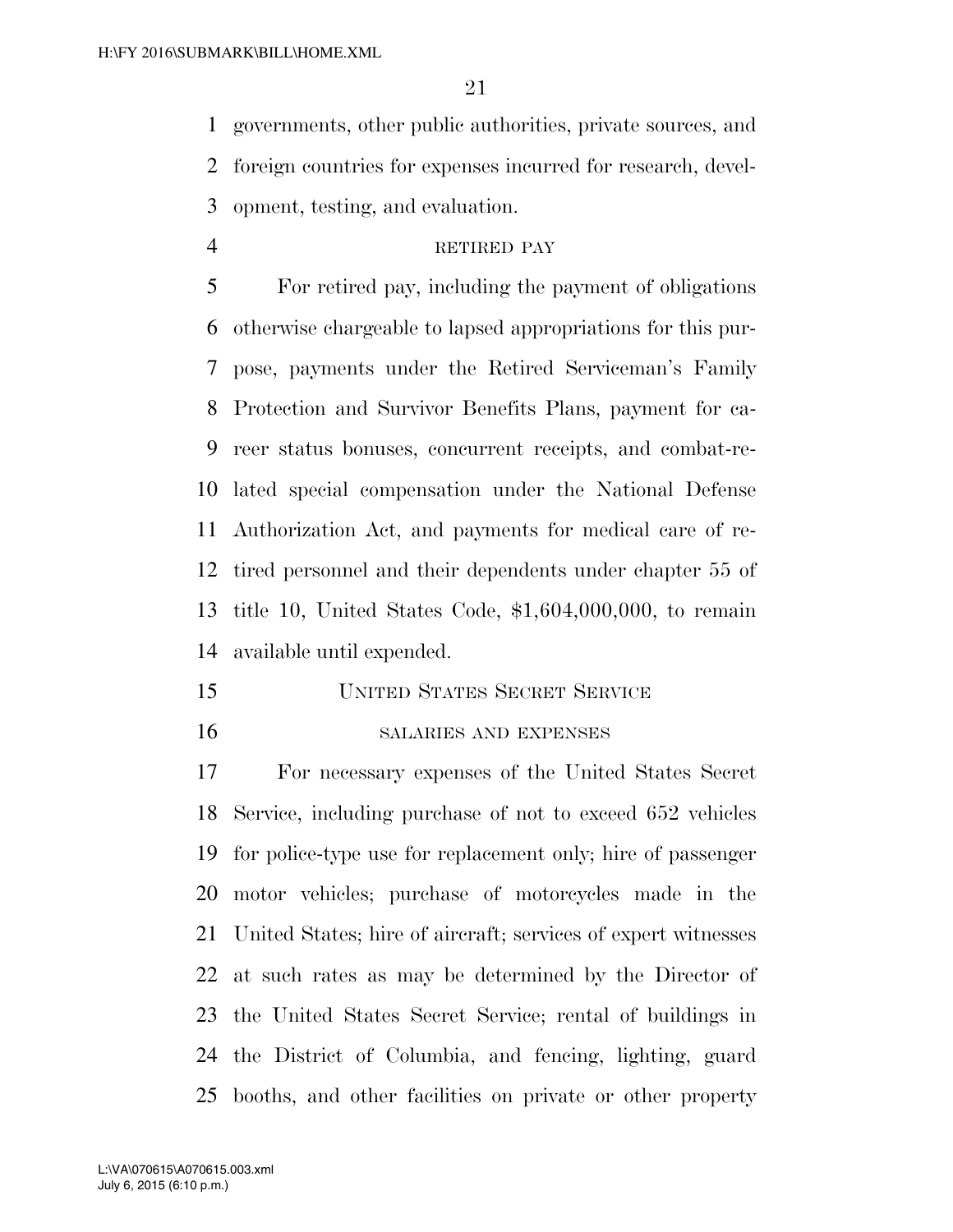governments, other public authorities, private sources, and foreign countries for expenses incurred for research, development, testing, and evaluation.

RETIRED PAY

For retired pay, including the payment of obligations otherwise chargeable to lapsed appropriations for this purpose, payments under the Retired Serviceman's Family Protection and Survivor Benefits Plans, payment for career status bonuses, concurrent receipts, and combat-related special compensation under the National Defense Authorization Act, and payments for medical care of retired personnel and their dependents under chapter 55 of title 10, United States Code, $1,604,000,000, to remain available until expended.

UNITED STATES SECRET SERVICE

SALARIES AND EXPENSES

For necessary expenses of the United States Secret Service, including purchase of not to exceed 652 vehicles for police-type use for replacement only; hire of passenger motor vehicles; purchase of motorcycles made in the United States; hire of aircraft; services of expert witnesses at such rates as may be determined by the Director of the United States Secret Service; rental of buildings in the District of Columbia, and fencing, lighting, guard booths, and other facilities on private or other property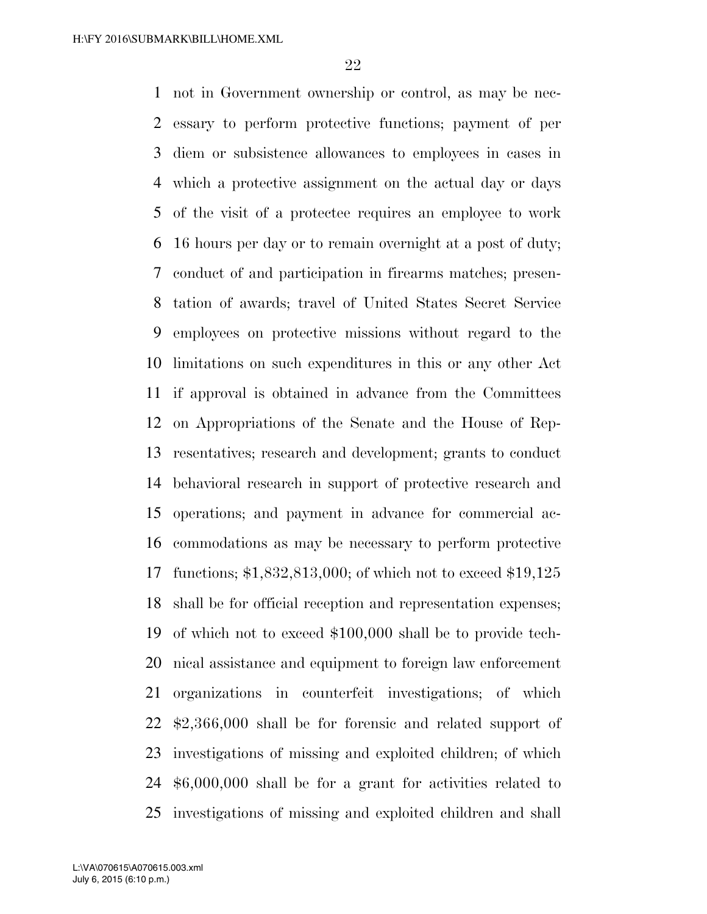not in Government ownership or control, as may be necessary to perform protective functions; payment of per diem or subsistence allowances to employees in cases in which a protective assignment on the actual day or days of the visit of a protectee requires an employee to work 16 hours per day or to remain overnight at a post of duty; conduct of and participation in firearms matches; presentation of awards; travel of United States Secret Service employees on protective missions without regard to the limitations on such expenditures in this or any other Act if approval is obtained in advance from the Committees on Appropriations of the Senate and the House of Representatives; research and development; grants to conduct behavioral research in support of protective research and operations; and payment in advance for commercial accommodations as may be necessary to perform protective functions; $1,832,813,000; of which not to exceed $19,125 shall be for official reception and representation expenses; of which not to exceed $100,000 shall be to provide technical assistance and equipment to foreign law enforcement organizations in counterfeit investigations; of which $2,366,000 shall be for forensic and related support of investigations of missing and exploited children; of which $6,000,000 shall be for a grant for activities related to investigations of missing and exploited children and shall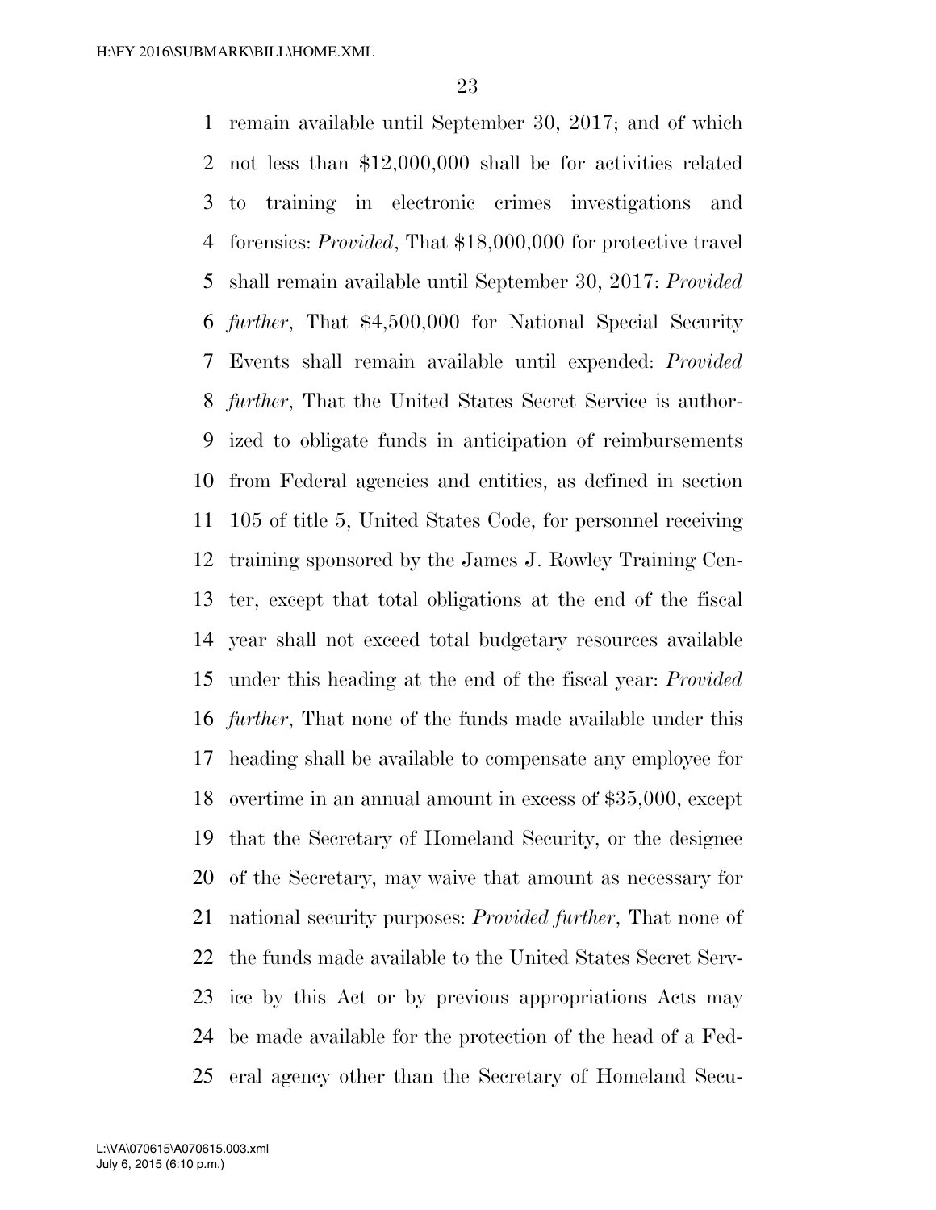remain available until September 30, 2017; and of which not less than $12,000,000 shall be for activities related to training in electronic crimes investigations and forensics: *Provided*, That $18,000,000 for protective travel shall remain available until September 30, 2017: *Provided further*, That $4,500,000 for National Special Security Events shall remain available until expended: *Provided further*, That the United States Secret Service is authorized to obligate funds in anticipation of reimbursements from Federal agencies and entities, as defined in section 105 of title 5, United States Code, for personnel receiving training sponsored by the James J. Rowley Training Center, except that total obligations at the end of the fiscal year shall not exceed total budgetary resources available under this heading at the end of the fiscal year: *Provided further*, That none of the funds made available under this heading shall be available to compensate any employee for overtime in an annual amount in excess of $35,000, except that the Secretary of Homeland Security, or the designee of the Secretary, may waive that amount as necessary for national security purposes: *Provided further*, That none of the funds made available to the United States Secret Service by this Act or by previous appropriations Acts may be made available for the protection of the head of a Federal agency other than the Secretary of Homeland Secu-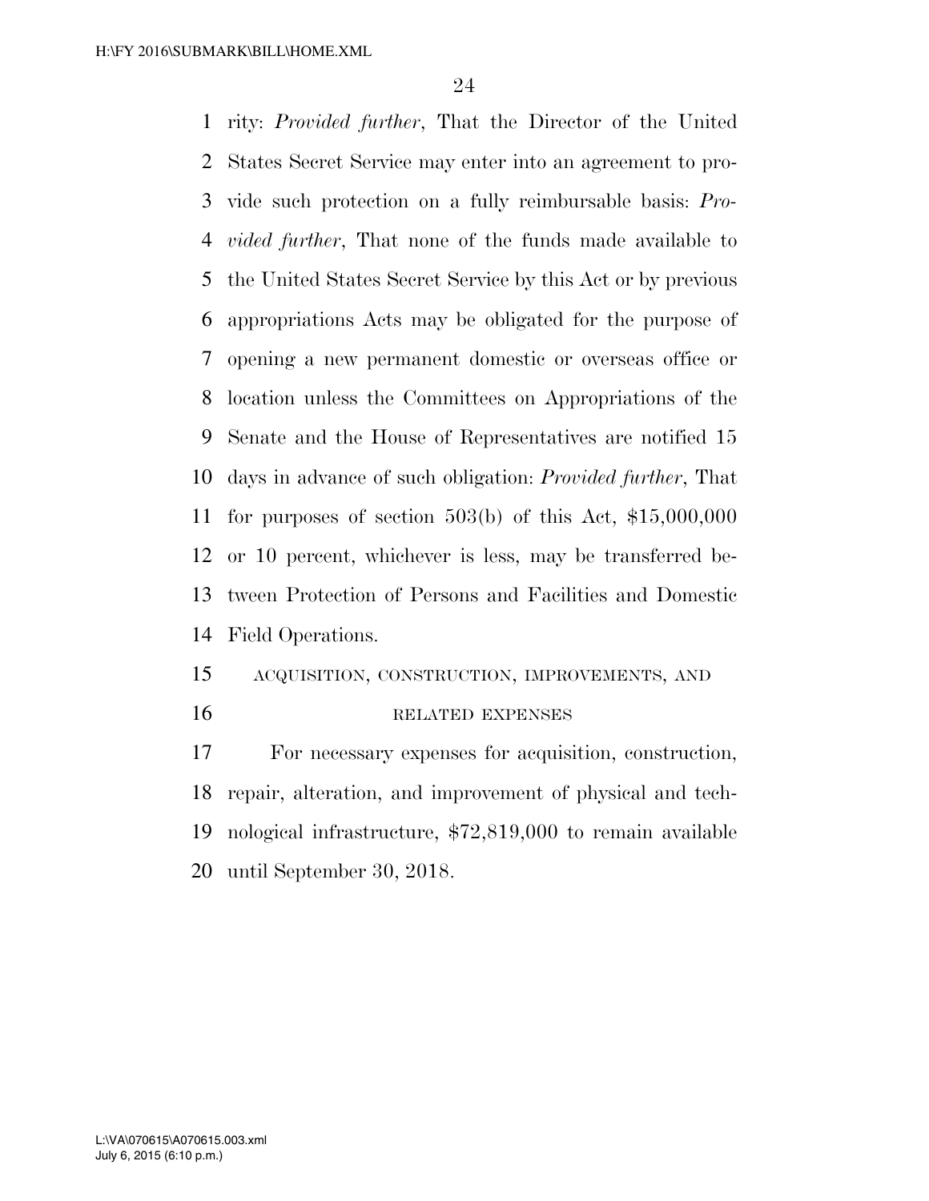rity: *Provided further*, That the Director of the United States Secret Service may enter into an agreement to provide such protection on a fully reimbursable basis: *Provided further*, That none of the funds made available to the United States Secret Service by this Act or by previous appropriations Acts may be obligated for the purpose of opening a new permanent domestic or overseas office or location unless the Committees on Appropriations of the Senate and the House of Representatives are notified 15 days in advance of such obligation: *Provided further*, That for purposes of section 503(b) of this Act, $15,000,000 or 10 percent, whichever is less, may be transferred between Protection of Persons and Facilities and Domestic Field Operations.

ACQUISITION, CONSTRUCTION, IMPROVEMENTS, AND RELATED EXPENSES

For necessary expenses for acquisition, construction, repair, alteration, and improvement of physical and technological infrastructure, $72,819,000 to remain available until September 30, 2018.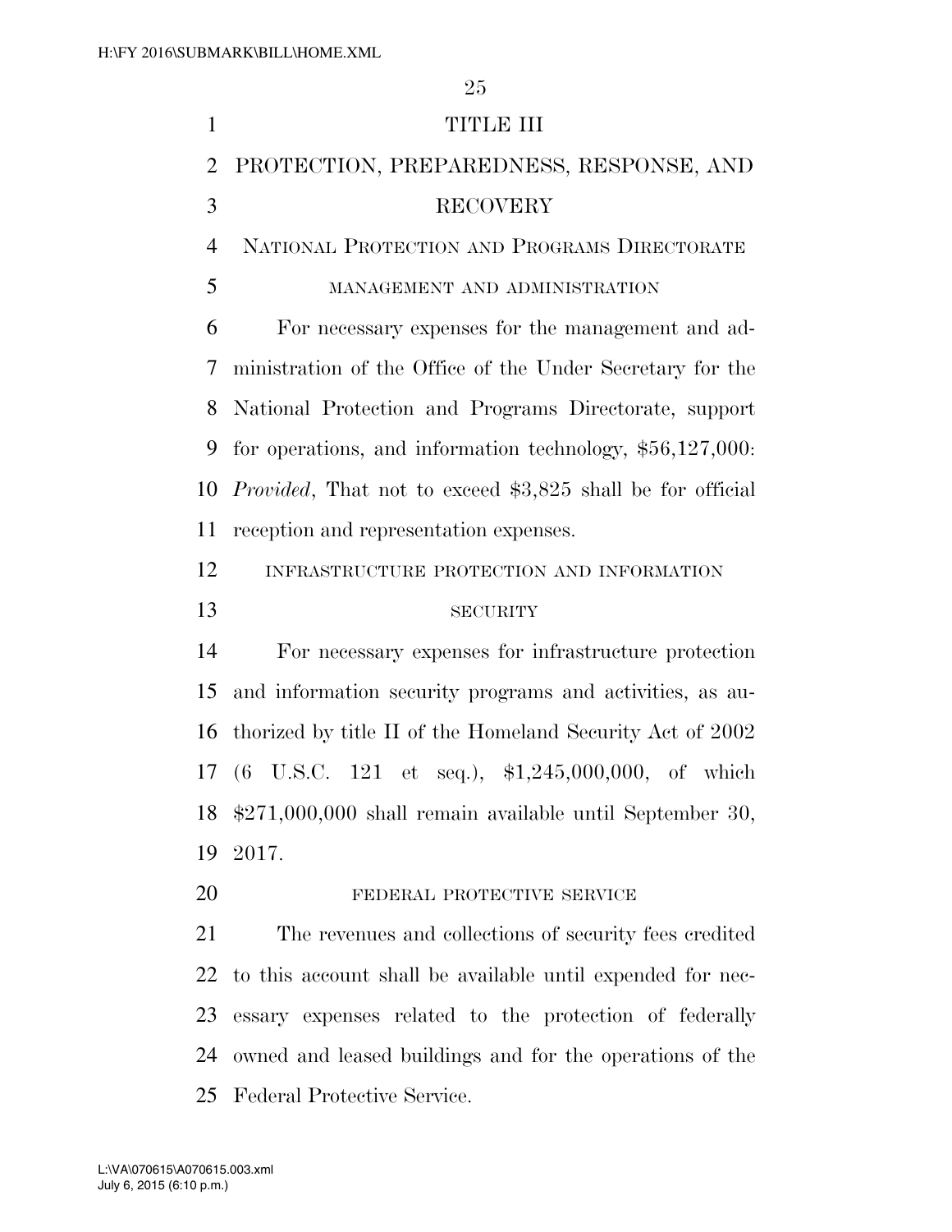# TITLE III

# PROTECTION, PREPAREDNESS, RESPONSE, AND RECOVERY

## NATIONAL PROTECTION AND PROGRAMS DIRECTORATE

### MANAGEMENT AND ADMINISTRATION

For necessary expenses for the management and administration of the Office of the Under Secretary for the National Protection and Programs Directorate, support for operations, and information technology, $56,127,000: *Provided*, That not to exceed $3,825 shall be for official reception and representation expenses.

### INFRASTRUCTURE PROTECTION AND INFORMATION SECURITY

For necessary expenses for infrastructure protection and information security programs and activities, as authorized by title II of the Homeland Security Act of 2002 (6 U.S.C. 121 et seq.), $1,245,000,000, of which $271,000,000 shall remain available until September 30, 2017.

### FEDERAL PROTECTIVE SERVICE

The revenues and collections of security fees credited to this account shall be available until expended for necessary expenses related to the protection of federally owned and leased buildings and for the operations of the Federal Protective Service.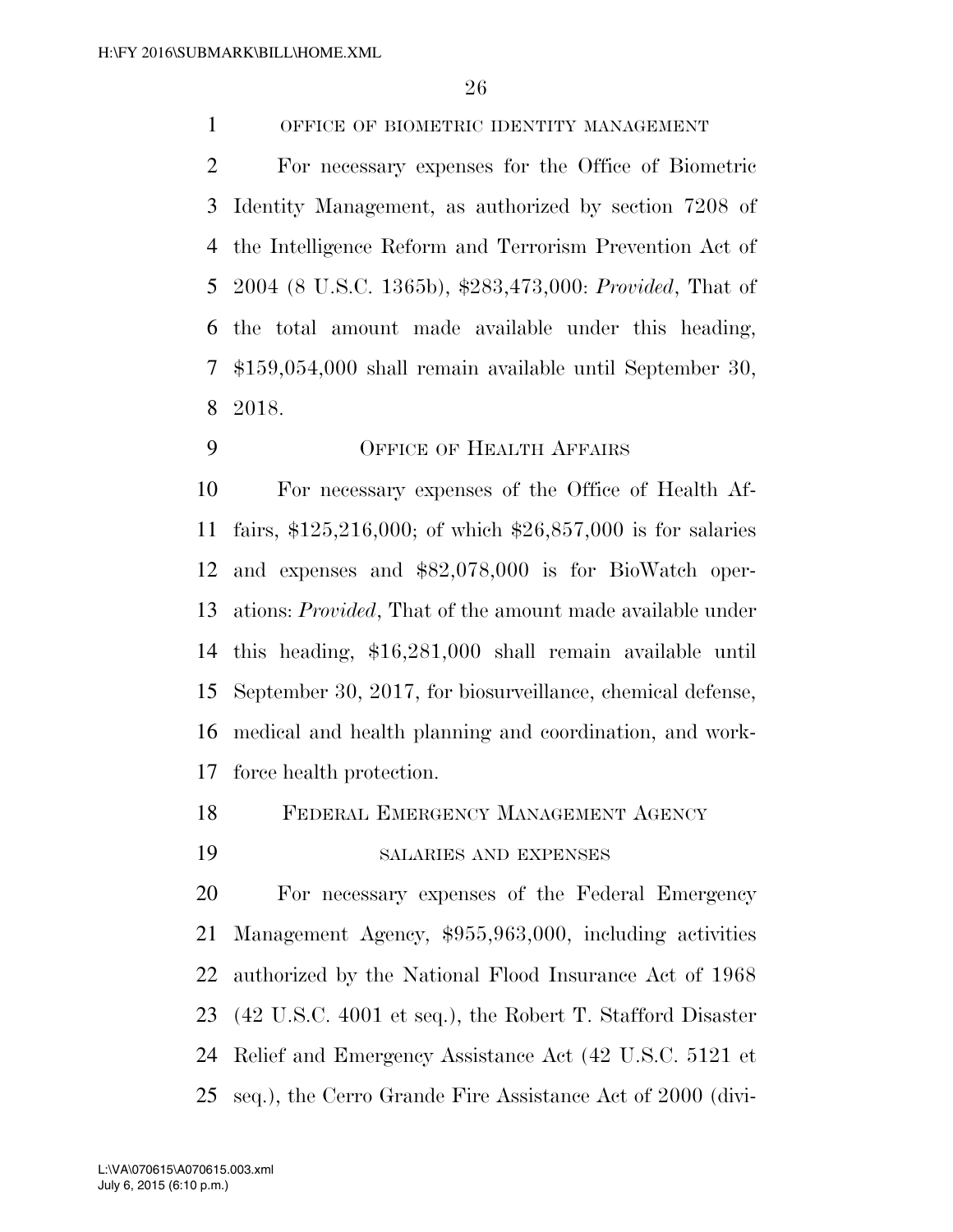OFFICE OF BIOMETRIC IDENTITY MANAGEMENT

For necessary expenses for the Office of Biometric Identity Management, as authorized by section 7208 of the Intelligence Reform and Terrorism Prevention Act of 2004 (8 U.S.C. 1365b), $283,473,000: *Provided*, That of the total amount made available under this heading, $159,054,000 shall remain available until September 30, 2018.

OFFICE OF HEALTH AFFAIRS

For necessary expenses of the Office of Health Affairs, $125,216,000; of which $26,857,000 is for salaries and expenses and $82,078,000 is for BioWatch operations: *Provided*, That of the amount made available under this heading, $16,281,000 shall remain available until September 30, 2017, for biosurveillance, chemical defense, medical and health planning and coordination, and workforce health protection.

FEDERAL EMERGENCY MANAGEMENT AGENCY

SALARIES AND EXPENSES

For necessary expenses of the Federal Emergency Management Agency, $955,963,000, including activities authorized by the National Flood Insurance Act of 1968 (42 U.S.C. 4001 et seq.), the Robert T. Stafford Disaster Relief and Emergency Assistance Act (42 U.S.C. 5121 et seq.), the Cerro Grande Fire Assistance Act of 2000 (divi-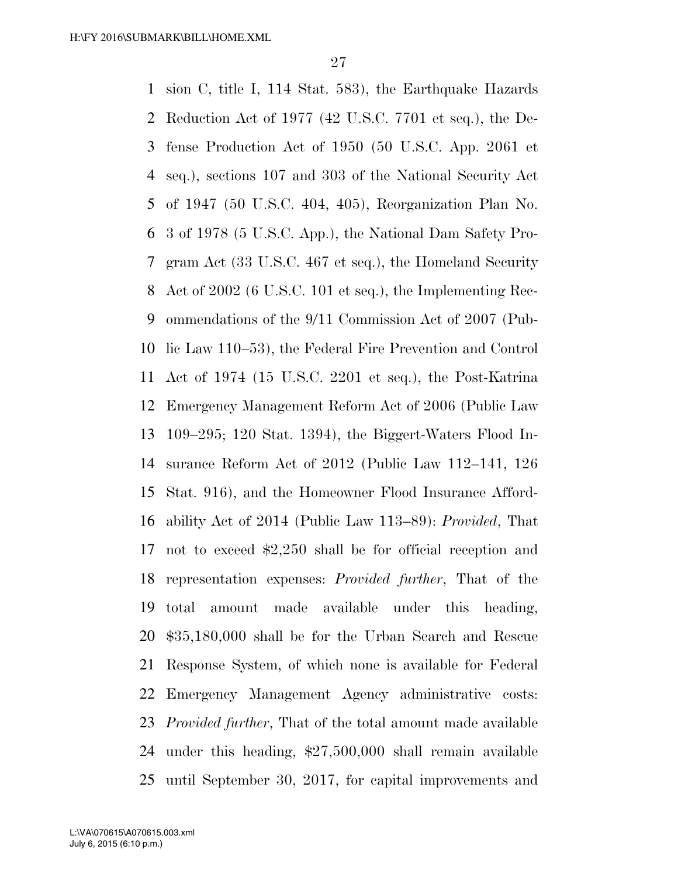sion C, title I, 114 Stat. 583), the Earthquake Hazards Reduction Act of 1977 (42 U.S.C. 7701 et seq.), the Defense Production Act of 1950 (50 U.S.C. App. 2061 et seq.), sections 107 and 303 of the National Security Act of 1947 (50 U.S.C. 404, 405), Reorganization Plan No. 3 of 1978 (5 U.S.C. App.), the National Dam Safety Program Act (33 U.S.C. 467 et seq.), the Homeland Security Act of 2002 (6 U.S.C. 101 et seq.), the Implementing Recommendations of the 9/11 Commission Act of 2007 (Public Law 110–53), the Federal Fire Prevention and Control Act of 1974 (15 U.S.C. 2201 et seq.), the Post-Katrina Emergency Management Reform Act of 2006 (Public Law 109–295; 120 Stat. 1394), the Biggert-Waters Flood Insurance Reform Act of 2012 (Public Law 112–141, 126 Stat. 916), and the Homeowner Flood Insurance Affordability Act of 2014 (Public Law 113–89): *Provided*, That not to exceed $2,250 shall be for official reception and representation expenses: *Provided further*, That of the total amount made available under this heading, $35,180,000 shall be for the Urban Search and Rescue Response System, of which none is available for Federal Emergency Management Agency administrative costs: *Provided further*, That of the total amount made available under this heading, $27,500,000 shall remain available until September 30, 2017, for capital improvements and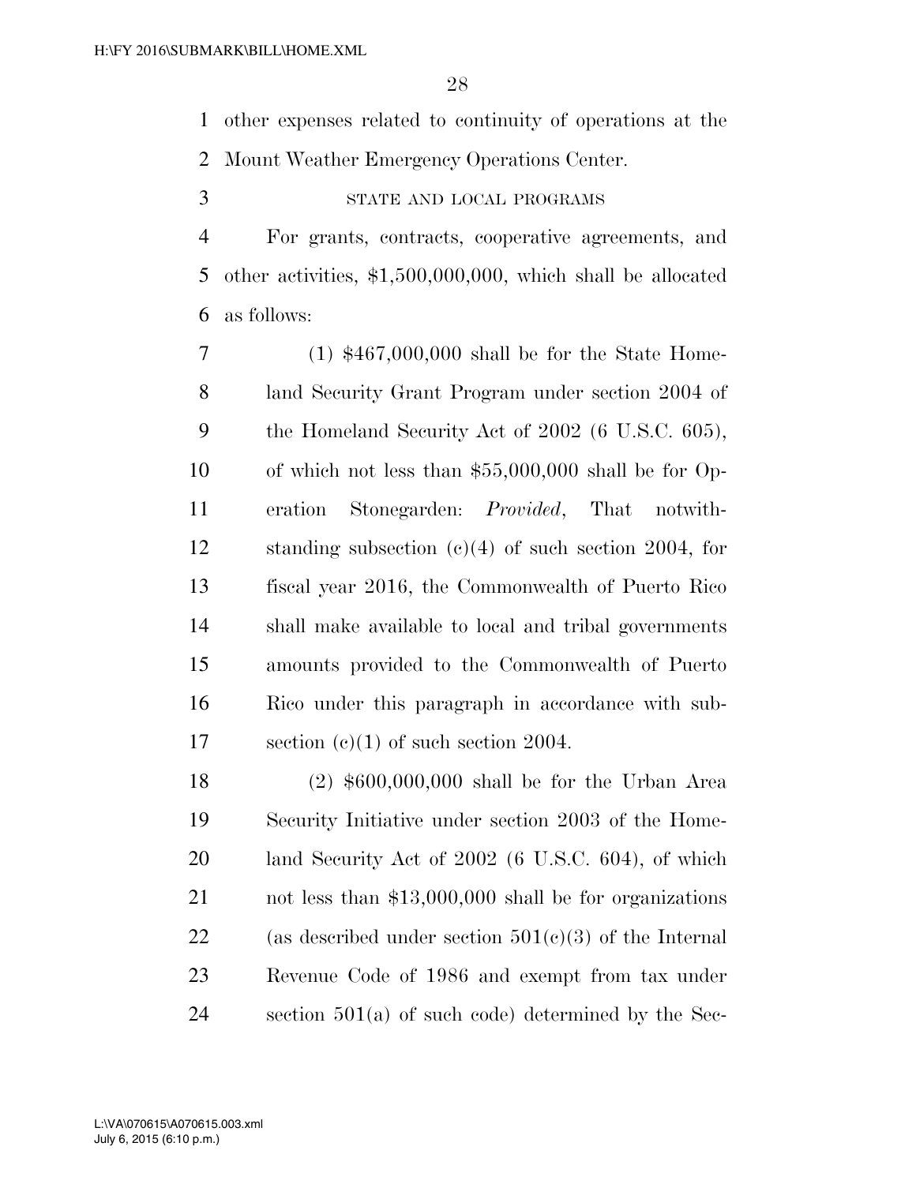other expenses related to continuity of operations at the Mount Weather Emergency Operations Center.

STATE AND LOCAL PROGRAMS

For grants, contracts, cooperative agreements, and other activities, $1,500,000,000, which shall be allocated as follows:

(1) $467,000,000 shall be for the State Homeland Security Grant Program under section 2004 of the Homeland Security Act of 2002 (6 U.S.C. 605), of which not less than $55,000,000 shall be for Operation Stonegarden: *Provided*, That notwithstanding subsection (c)(4) of such section 2004, for fiscal year 2016, the Commonwealth of Puerto Rico shall make available to local and tribal governments amounts provided to the Commonwealth of Puerto Rico under this paragraph in accordance with subsection (c)(1) of such section 2004.

(2) $600,000,000 shall be for the Urban Area Security Initiative under section 2003 of the Homeland Security Act of 2002 (6 U.S.C. 604), of which not less than $13,000,000 shall be for organizations (as described under section 501(c)(3) of the Internal Revenue Code of 1986 and exempt from tax under section 501(a) of such code) determined by the Sec-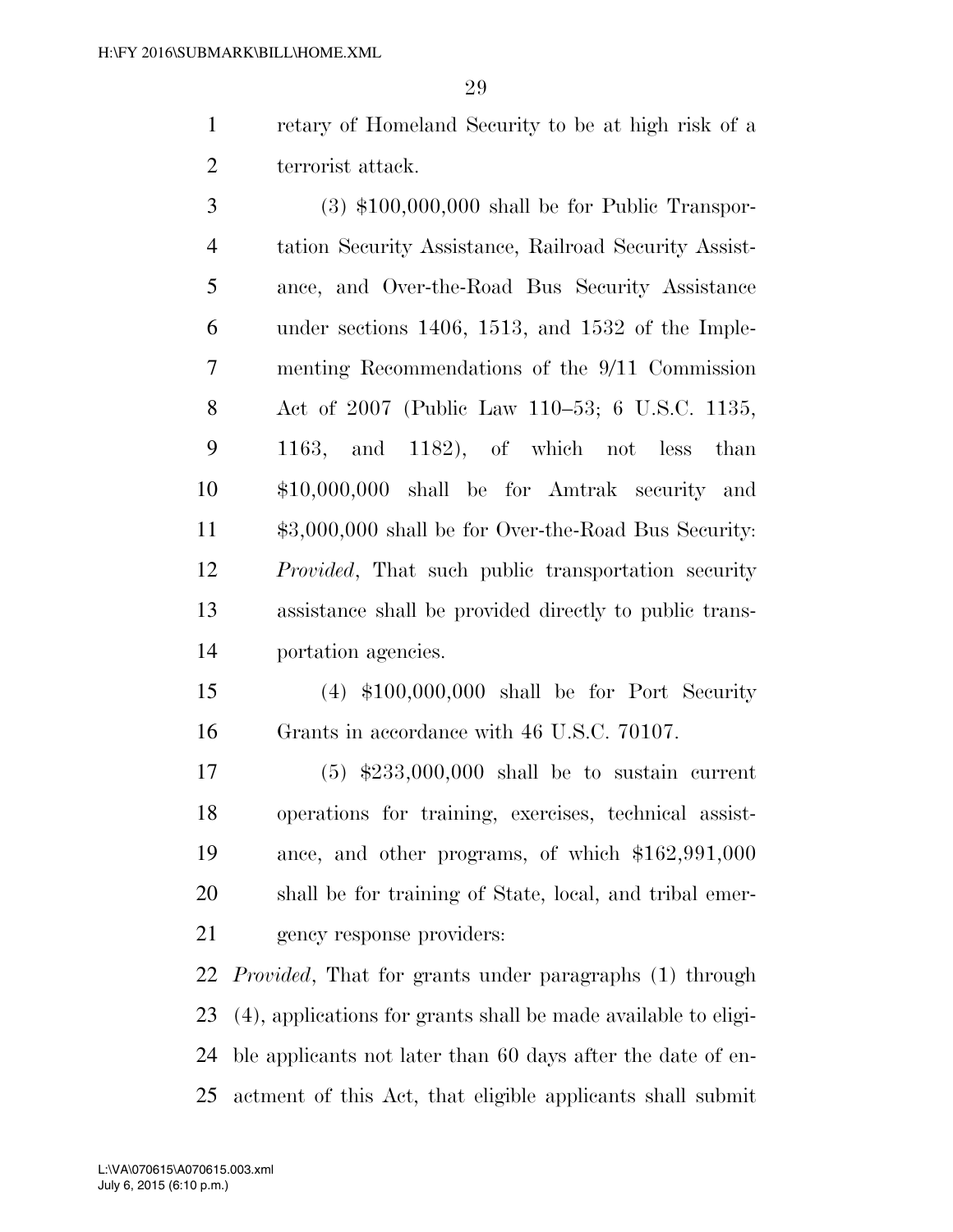retary of Homeland Security to be at high risk of a terrorist attack.

(3) $100,000,000 shall be for Public Transportation Security Assistance, Railroad Security Assistance, and Over-the-Road Bus Security Assistance under sections 1406, 1513, and 1532 of the Implementing Recommendations of the 9/11 Commission Act of 2007 (Public Law 110–53; 6 U.S.C. 1135, 1163, and 1182), of which not less than $10,000,000 shall be for Amtrak security and $3,000,000 shall be for Over-the-Road Bus Security: *Provided*, That such public transportation security assistance shall be provided directly to public transportation agencies.

(4) $100,000,000 shall be for Port Security Grants in accordance with 46 U.S.C. 70107.

(5) $233,000,000 shall be to sustain current operations for training, exercises, technical assistance, and other programs, of which $162,991,000 shall be for training of State, local, and tribal emergency response providers:

*Provided*, That for grants under paragraphs (1) through (4), applications for grants shall be made available to eligible applicants not later than 60 days after the date of enactment of this Act, that eligible applicants shall submit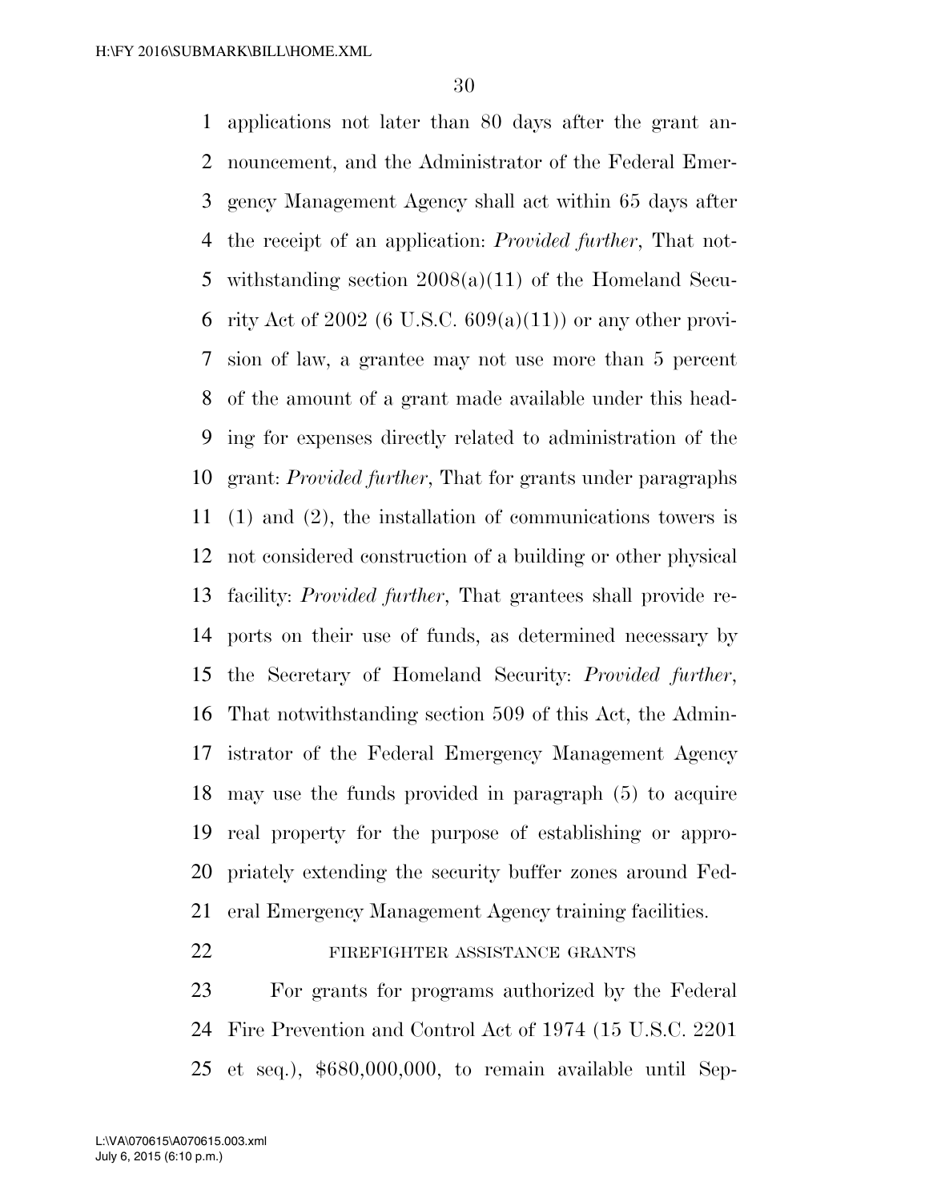applications not later than 80 days after the grant announcement, and the Administrator of the Federal Emergency Management Agency shall act within 65 days after the receipt of an application: *Provided further*, That notwithstanding section 2008(a)(11) of the Homeland Security Act of 2002 (6 U.S.C. 609(a)(11)) or any other provision of law, a grantee may not use more than 5 percent of the amount of a grant made available under this heading for expenses directly related to administration of the grant: *Provided further*, That for grants under paragraphs (1) and (2), the installation of communications towers is not considered construction of a building or other physical facility: *Provided further*, That grantees shall provide reports on their use of funds, as determined necessary by the Secretary of Homeland Security: *Provided further*, That notwithstanding section 509 of this Act, the Administrator of the Federal Emergency Management Agency may use the funds provided in paragraph (5) to acquire real property for the purpose of establishing or appropriately extending the security buffer zones around Federal Emergency Management Agency training facilities.

FIREFIGHTER ASSISTANCE GRANTS

For grants for programs authorized by the Federal Fire Prevention and Control Act of 1974 (15 U.S.C. 2201 et seq.), $680,000,000, to remain available until Sep-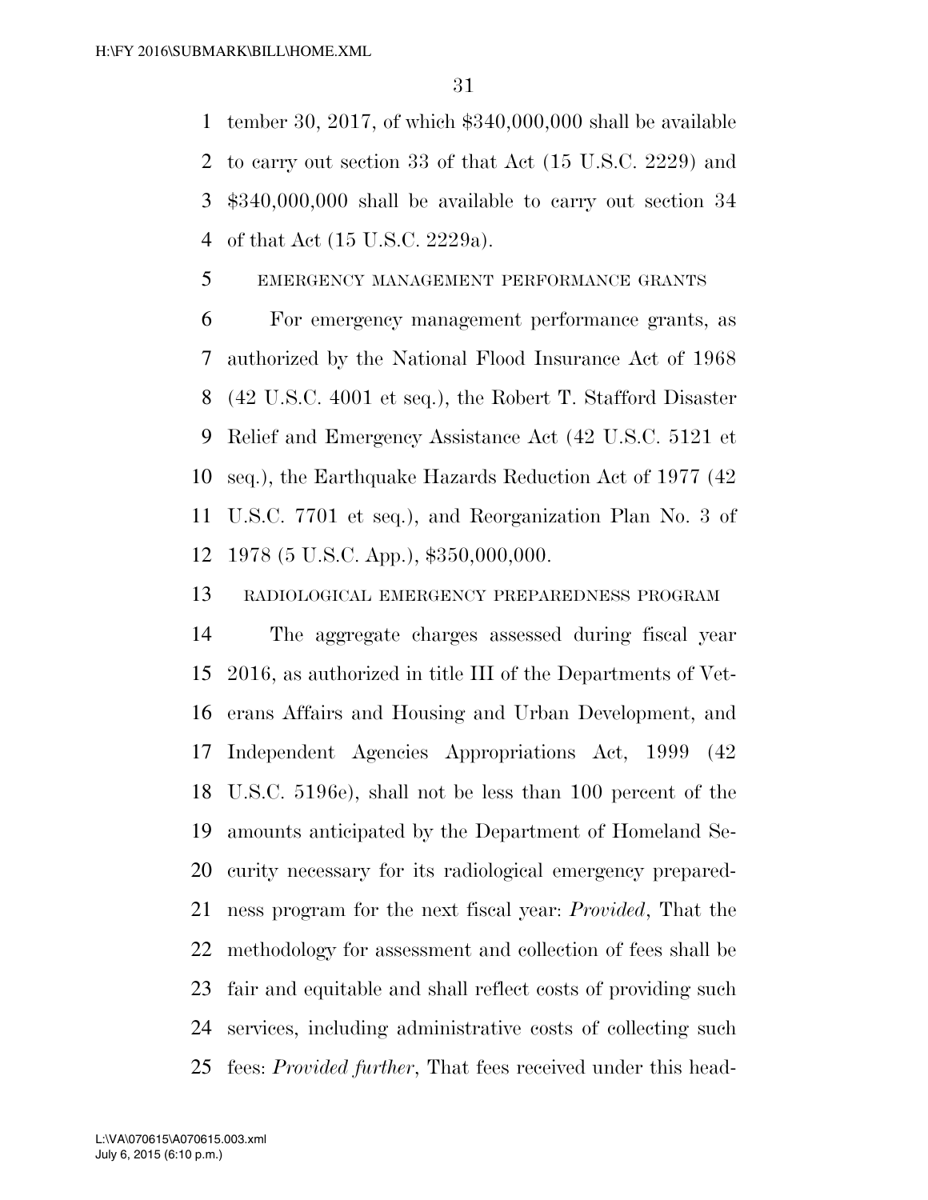tember 30, 2017, of which $340,000,000 shall be available to carry out section 33 of that Act (15 U.S.C. 2229) and $340,000,000 shall be available to carry out section 34 of that Act (15 U.S.C. 2229a).

EMERGENCY MANAGEMENT PERFORMANCE GRANTS

For emergency management performance grants, as authorized by the National Flood Insurance Act of 1968 (42 U.S.C. 4001 et seq.), the Robert T. Stafford Disaster Relief and Emergency Assistance Act (42 U.S.C. 5121 et seq.), the Earthquake Hazards Reduction Act of 1977 (42 U.S.C. 7701 et seq.), and Reorganization Plan No. 3 of 1978 (5 U.S.C. App.), $350,000,000.

RADIOLOGICAL EMERGENCY PREPAREDNESS PROGRAM

The aggregate charges assessed during fiscal year 2016, as authorized in title III of the Departments of Veterans Affairs and Housing and Urban Development, and Independent Agencies Appropriations Act, 1999 (42 U.S.C. 5196e), shall not be less than 100 percent of the amounts anticipated by the Department of Homeland Security necessary for its radiological emergency preparedness program for the next fiscal year: *Provided*, That the methodology for assessment and collection of fees shall be fair and equitable and shall reflect costs of providing such services, including administrative costs of collecting such fees: *Provided further*, That fees received under this head-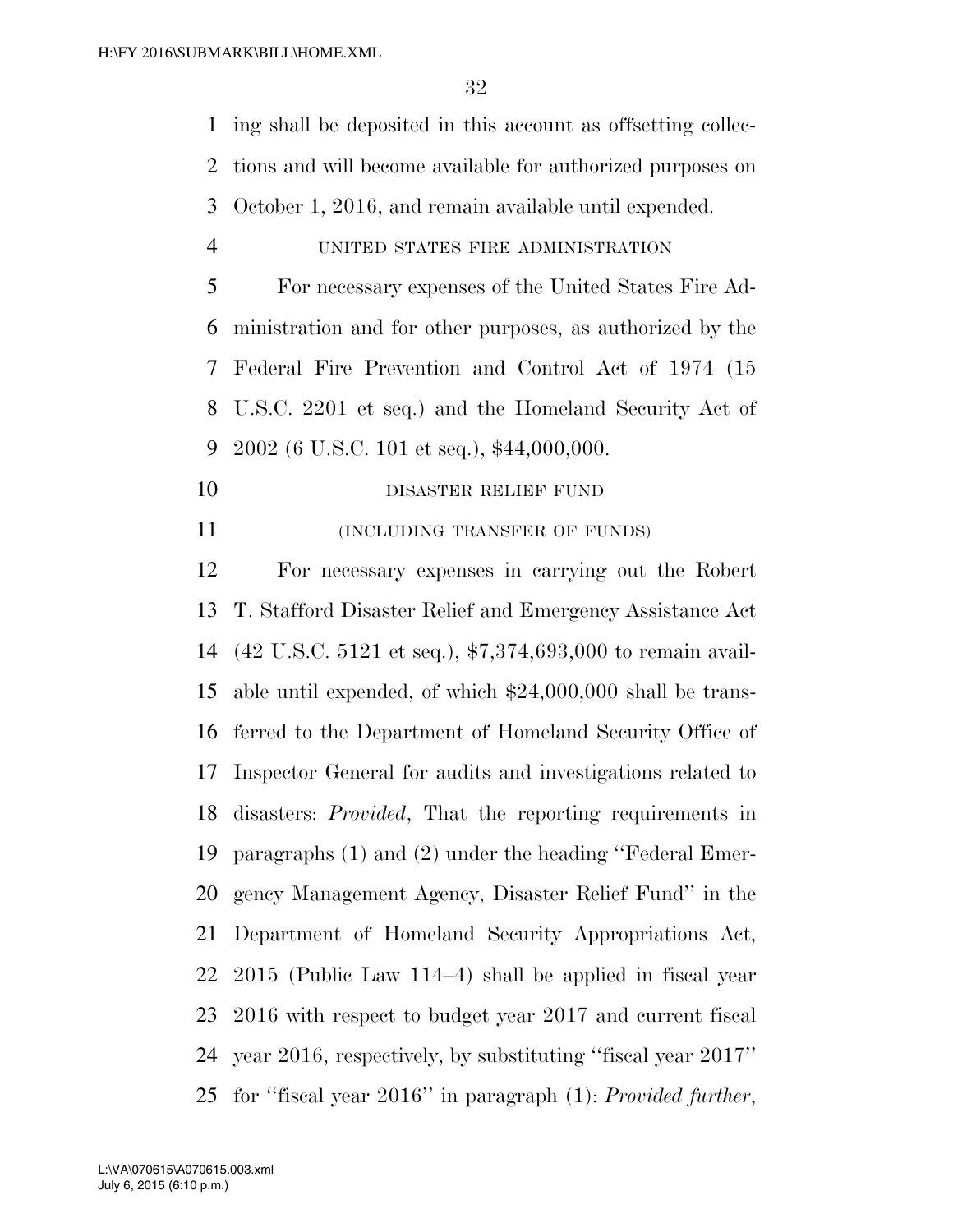ing shall be deposited in this account as offsetting collections and will become available for authorized purposes on October 1, 2016, and remain available until expended.

UNITED STATES FIRE ADMINISTRATION

For necessary expenses of the United States Fire Administration and for other purposes, as authorized by the Federal Fire Prevention and Control Act of 1974 (15 U.S.C. 2201 et seq.) and the Homeland Security Act of 2002 (6 U.S.C. 101 et seq.), $44,000,000.

DISASTER RELIEF FUND

(INCLUDING TRANSFER OF FUNDS)

For necessary expenses in carrying out the Robert T. Stafford Disaster Relief and Emergency Assistance Act (42 U.S.C. 5121 et seq.), $7,374,693,000 to remain available until expended, of which $24,000,000 shall be transferred to the Department of Homeland Security Office of Inspector General for audits and investigations related to disasters: *Provided*, That the reporting requirements in paragraphs (1) and (2) under the heading ''Federal Emergency Management Agency, Disaster Relief Fund'' in the Department of Homeland Security Appropriations Act, 2015 (Public Law 114–4) shall be applied in fiscal year 2016 with respect to budget year 2017 and current fiscal year 2016, respectively, by substituting ''fiscal year 2017'' for ''fiscal year 2016'' in paragraph (1): *Provided further*,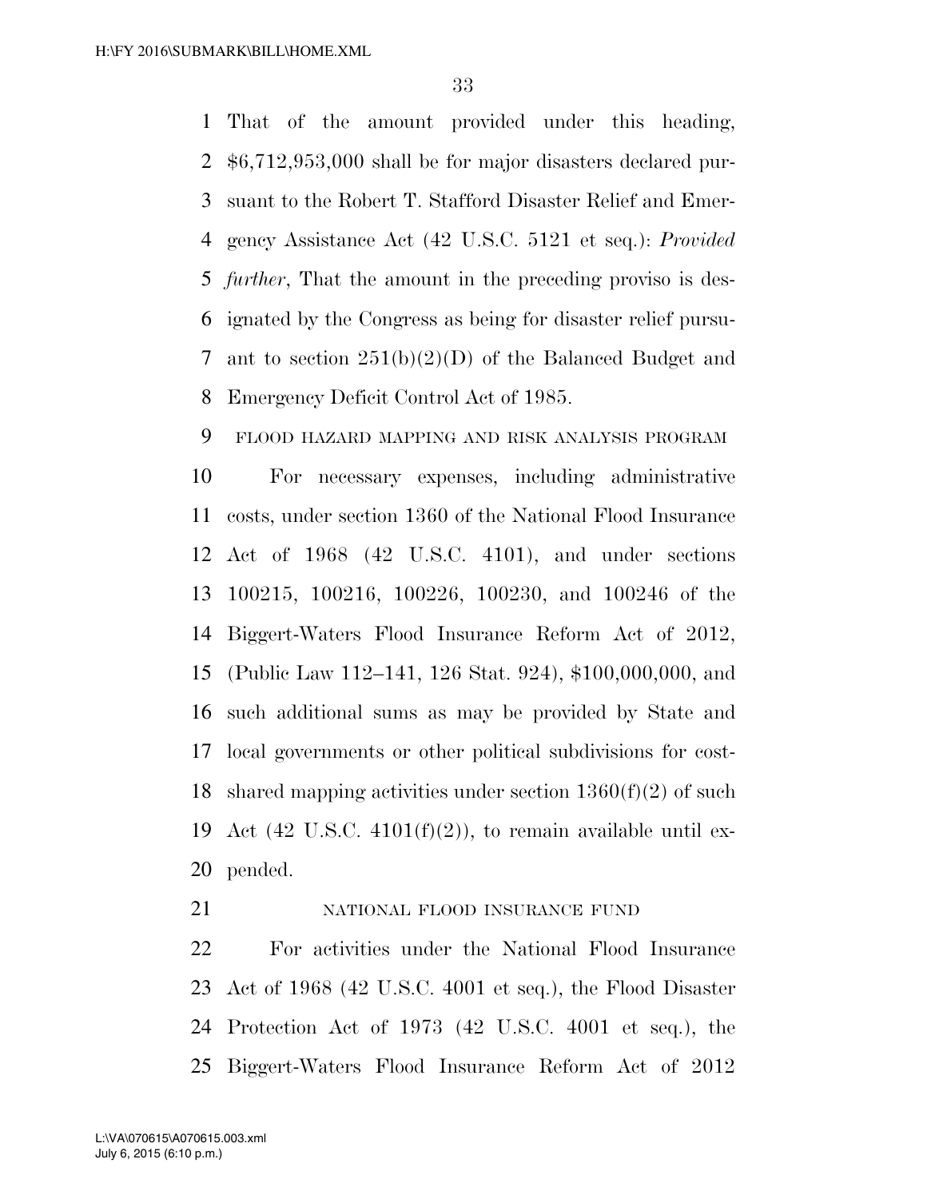That of the amount provided under this heading, $6,712,953,000 shall be for major disasters declared pursuant to the Robert T. Stafford Disaster Relief and Emergency Assistance Act (42 U.S.C. 5121 et seq.): *Provided further*, That the amount in the preceding proviso is designated by the Congress as being for disaster relief pursuant to section 251(b)(2)(D) of the Balanced Budget and Emergency Deficit Control Act of 1985.

FLOOD HAZARD MAPPING AND RISK ANALYSIS PROGRAM

For necessary expenses, including administrative costs, under section 1360 of the National Flood Insurance Act of 1968 (42 U.S.C. 4101), and under sections 100215, 100216, 100226, 100230, and 100246 of the Biggert-Waters Flood Insurance Reform Act of 2012, (Public Law 112–141, 126 Stat. 924), $100,000,000, and such additional sums as may be provided by State and local governments or other political subdivisions for cost-shared mapping activities under section 1360(f)(2) of such Act (42 U.S.C. 4101(f)(2)), to remain available until expended.

NATIONAL FLOOD INSURANCE FUND

For activities under the National Flood Insurance Act of 1968 (42 U.S.C. 4001 et seq.), the Flood Disaster Protection Act of 1973 (42 U.S.C. 4001 et seq.), the Biggert-Waters Flood Insurance Reform Act of 2012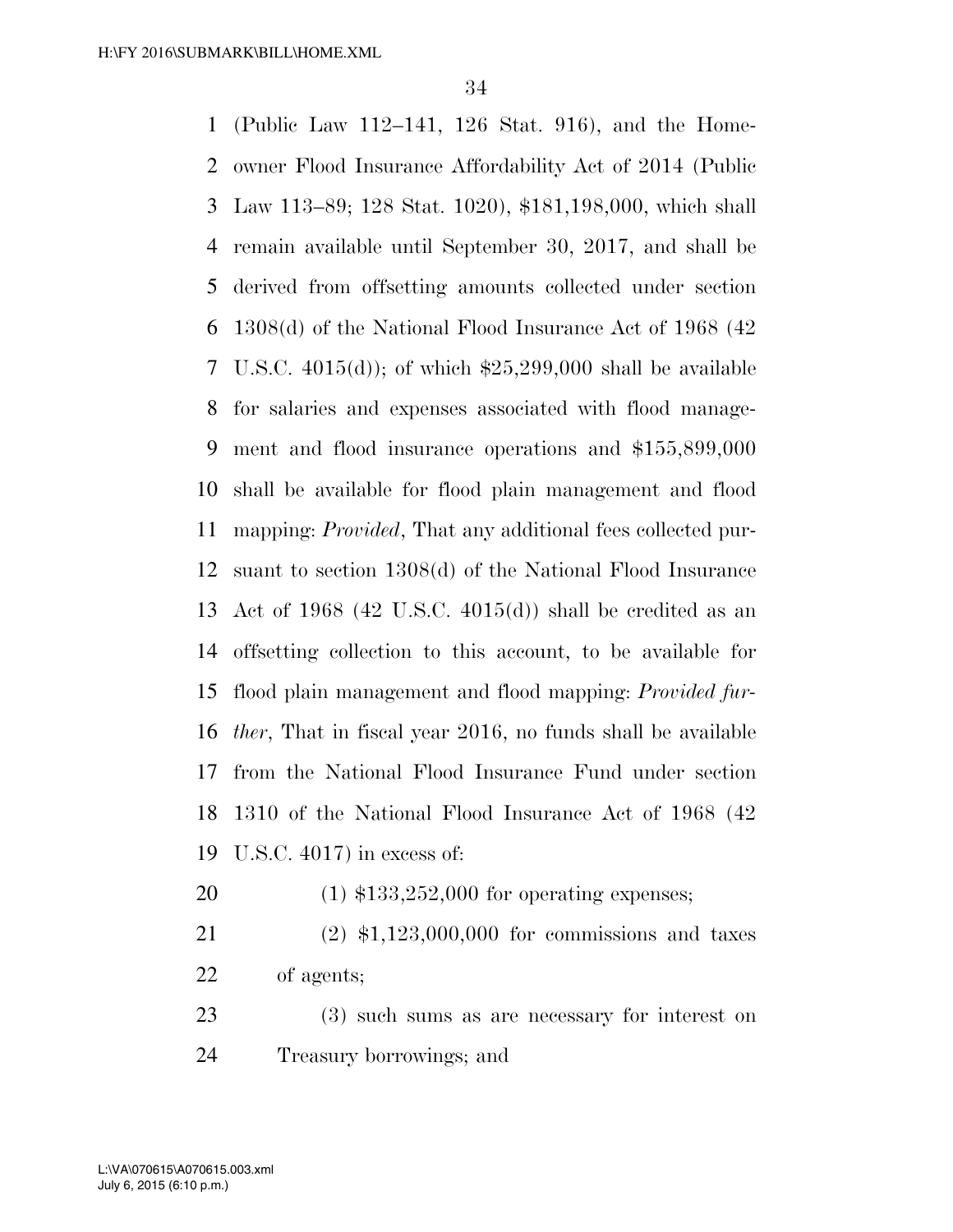(Public Law 112–141, 126 Stat. 916), and the Homeowner Flood Insurance Affordability Act of 2014 (Public Law 113–89; 128 Stat. 1020), $181,198,000, which shall remain available until September 30, 2017, and shall be derived from offsetting amounts collected under section 1308(d) of the National Flood Insurance Act of 1968 (42 U.S.C. 4015(d)); of which $25,299,000 shall be available for salaries and expenses associated with flood management and flood insurance operations and $155,899,000 shall be available for flood plain management and flood mapping: *Provided*, That any additional fees collected pursuant to section 1308(d) of the National Flood Insurance Act of 1968 (42 U.S.C. 4015(d)) shall be credited as an offsetting collection to this account, to be available for flood plain management and flood mapping: *Provided further*, That in fiscal year 2016, no funds shall be available from the National Flood Insurance Fund under section 1310 of the National Flood Insurance Act of 1968 (42 U.S.C. 4017) in excess of:

(1) $133,252,000 for operating expenses;

(2) $1,123,000,000 for commissions and taxes of agents;

(3) such sums as are necessary for interest on Treasury borrowings; and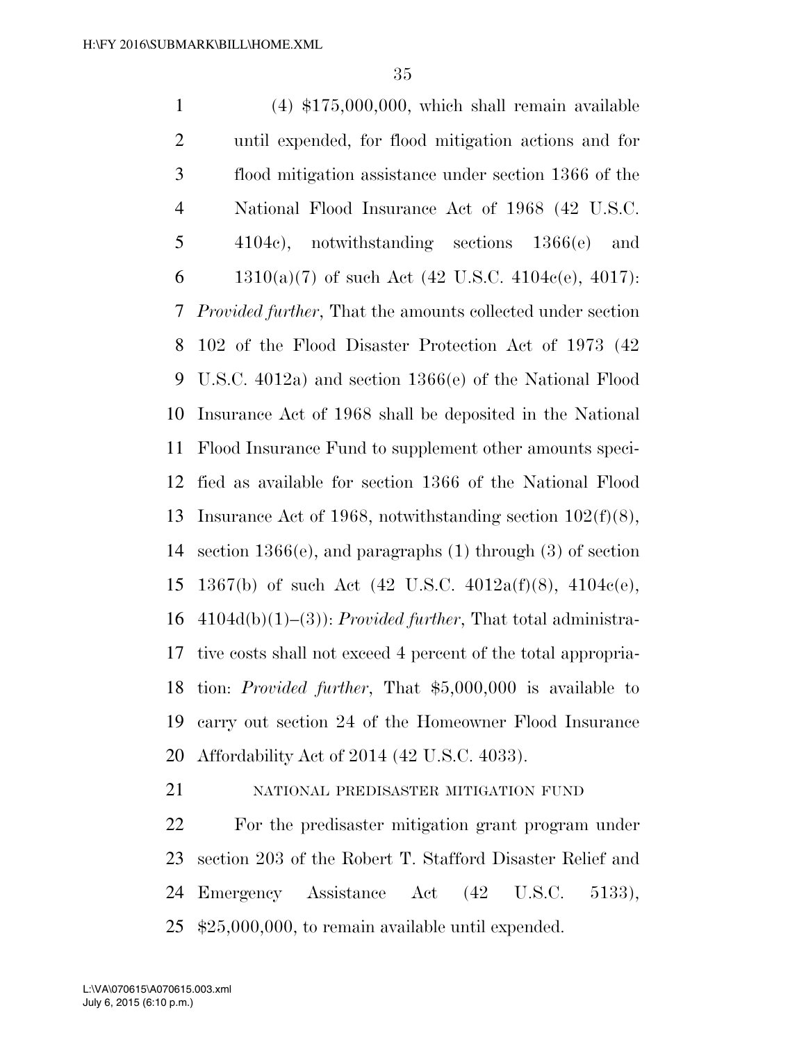(4) $175,000,000, which shall remain available until expended, for flood mitigation actions and for flood mitigation assistance under section 1366 of the National Flood Insurance Act of 1968 (42 U.S.C. 4104c), notwithstanding sections 1366(e) and 1310(a)(7) of such Act (42 U.S.C. 4104c(e), 4017): *Provided further*, That the amounts collected under section 102 of the Flood Disaster Protection Act of 1973 (42 U.S.C. 4012a) and section 1366(e) of the National Flood Insurance Act of 1968 shall be deposited in the National Flood Insurance Fund to supplement other amounts specified as available for section 1366 of the National Flood Insurance Act of 1968, notwithstanding section 102(f)(8), section 1366(e), and paragraphs (1) through (3) of section 1367(b) of such Act (42 U.S.C. 4012a(f)(8), 4104c(e), 4104d(b)(1)–(3)): *Provided further*, That total administrative costs shall not exceed 4 percent of the total appropriation: *Provided further*, That $5,000,000 is available to carry out section 24 of the Homeowner Flood Insurance Affordability Act of 2014 (42 U.S.C. 4033).

NATIONAL PREDISASTER MITIGATION FUND

For the predisaster mitigation grant program under section 203 of the Robert T. Stafford Disaster Relief and Emergency Assistance Act (42 U.S.C. 5133), $25,000,000, to remain available until expended.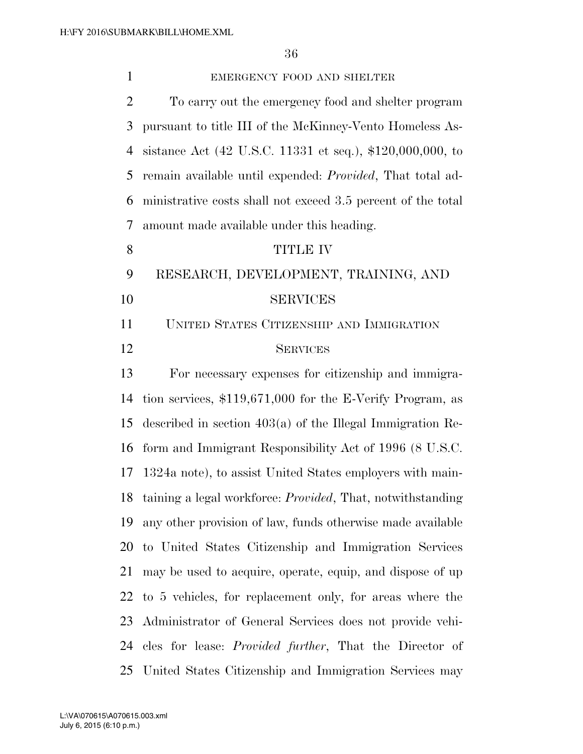EMERGENCY FOOD AND SHELTER

To carry out the emergency food and shelter program pursuant to title III of the McKinney-Vento Homeless Assistance Act (42 U.S.C. 11331 et seq.), $120,000,000, to remain available until expended: *Provided*, That total administrative costs shall not exceed 3.5 percent of the total amount made available under this heading.

## TITLE IV

## RESEARCH, DEVELOPMENT, TRAINING, AND SERVICES

### UNITED STATES CITIZENSHIP AND IMMIGRATION SERVICES

For necessary expenses for citizenship and immigration services, $119,671,000 for the E-Verify Program, as described in section 403(a) of the Illegal Immigration Reform and Immigrant Responsibility Act of 1996 (8 U.S.C. 1324a note), to assist United States employers with maintaining a legal workforce: *Provided*, That, notwithstanding any other provision of law, funds otherwise made available to United States Citizenship and Immigration Services may be used to acquire, operate, equip, and dispose of up to 5 vehicles, for replacement only, for areas where the Administrator of General Services does not provide vehicles for lease: *Provided further*, That the Director of United States Citizenship and Immigration Services may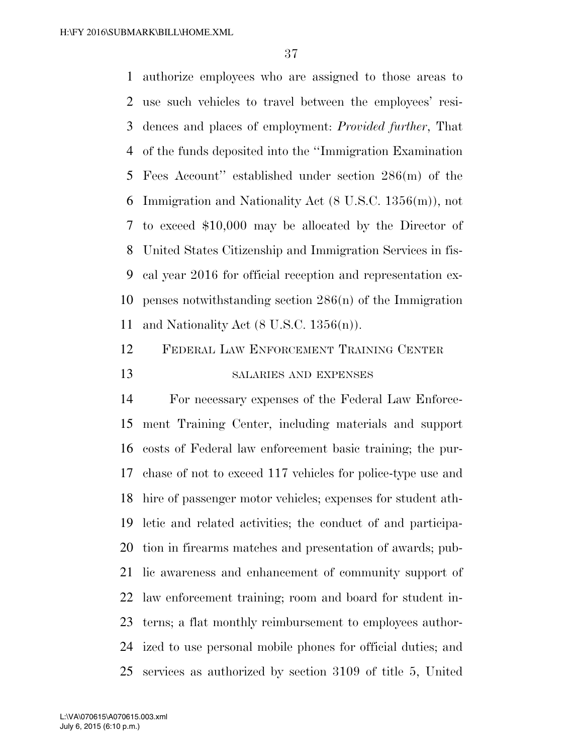authorize employees who are assigned to those areas to use such vehicles to travel between the employees' residences and places of employment: *Provided further*, That of the funds deposited into the ''Immigration Examination Fees Account'' established under section 286(m) of the Immigration and Nationality Act (8 U.S.C. 1356(m)), not to exceed $10,000 may be allocated by the Director of United States Citizenship and Immigration Services in fiscal year 2016 for official reception and representation expenses notwithstanding section 286(n) of the Immigration and Nationality Act (8 U.S.C. 1356(n)).

## FEDERAL LAW ENFORCEMENT TRAINING CENTER

### SALARIES AND EXPENSES

For necessary expenses of the Federal Law Enforcement Training Center, including materials and support costs of Federal law enforcement basic training; the purchase of not to exceed 117 vehicles for police-type use and hire of passenger motor vehicles; expenses for student athletic and related activities; the conduct of and participation in firearms matches and presentation of awards; public awareness and enhancement of community support of law enforcement training; room and board for student interns; a flat monthly reimbursement to employees authorized to use personal mobile phones for official duties; and services as authorized by section 3109 of title 5, United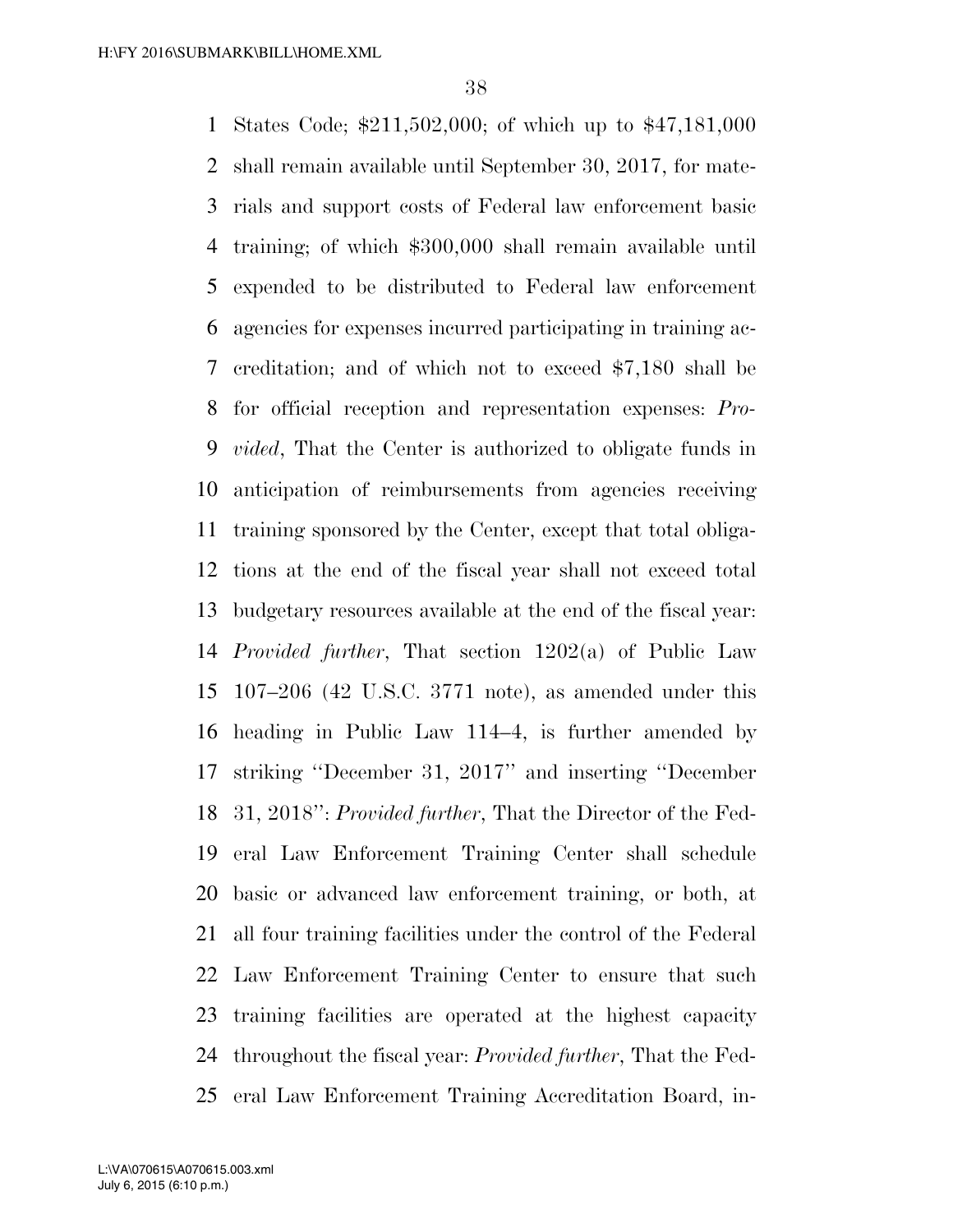States Code; $211,502,000; of which up to $47,181,000 shall remain available until September 30, 2017, for materials and support costs of Federal law enforcement basic training; of which $300,000 shall remain available until expended to be distributed to Federal law enforcement agencies for expenses incurred participating in training accreditation; and of which not to exceed $7,180 shall be for official reception and representation expenses: *Provided*, That the Center is authorized to obligate funds in anticipation of reimbursements from agencies receiving training sponsored by the Center, except that total obligations at the end of the fiscal year shall not exceed total budgetary resources available at the end of the fiscal year: *Provided further*, That section 1202(a) of Public Law 107–206 (42 U.S.C. 3771 note), as amended under this heading in Public Law 114–4, is further amended by striking ''December 31, 2017'' and inserting ''December 31, 2018'': *Provided further*, That the Director of the Federal Law Enforcement Training Center shall schedule basic or advanced law enforcement training, or both, at all four training facilities under the control of the Federal Law Enforcement Training Center to ensure that such training facilities are operated at the highest capacity throughout the fiscal year: *Provided further*, That the Federal Law Enforcement Training Accreditation Board, in-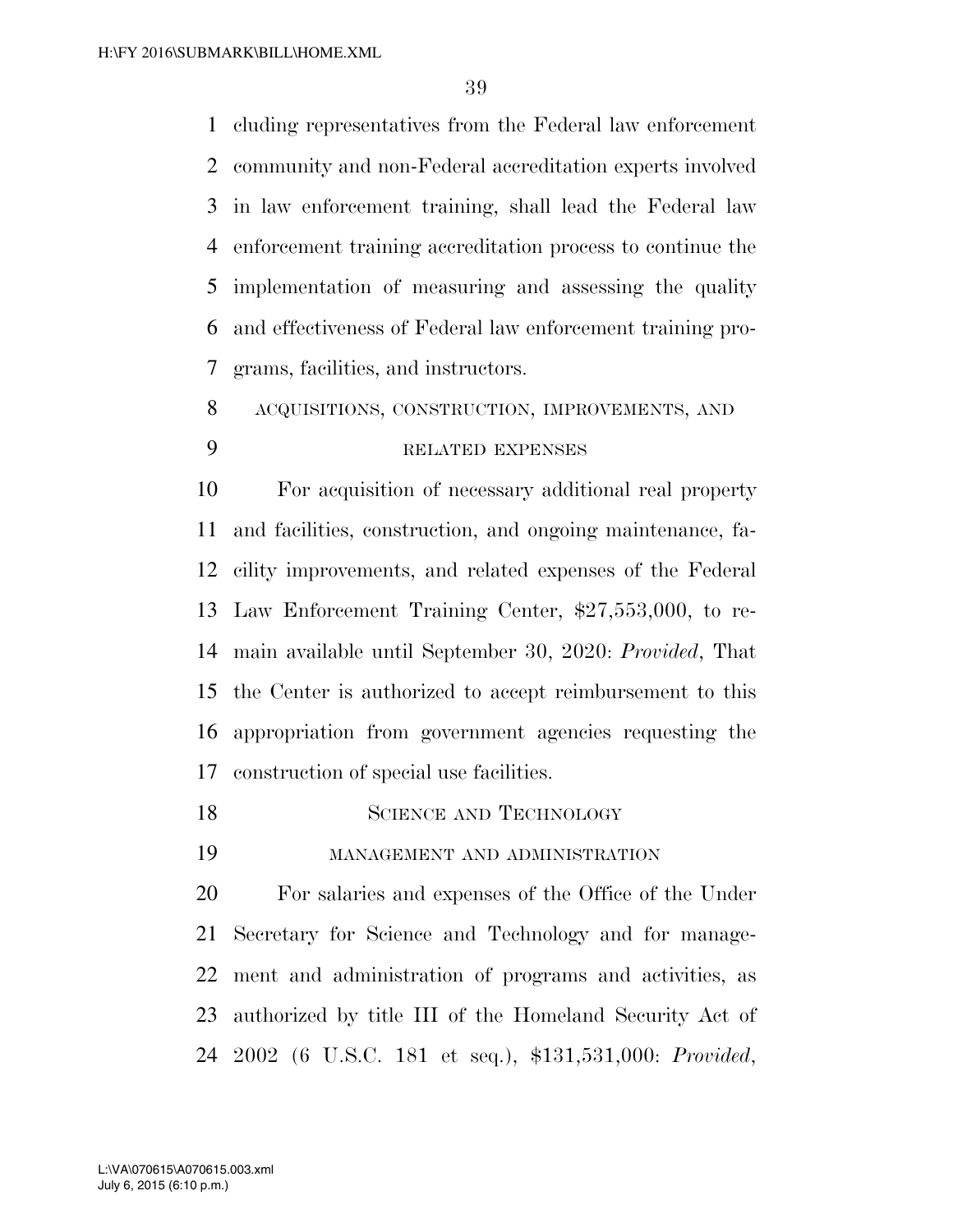cluding representatives from the Federal law enforcement community and non-Federal accreditation experts involved in law enforcement training, shall lead the Federal law enforcement training accreditation process to continue the implementation of measuring and assessing the quality and effectiveness of Federal law enforcement training programs, facilities, and instructors.

ACQUISITIONS, CONSTRUCTION, IMPROVEMENTS, AND RELATED EXPENSES

For acquisition of necessary additional real property and facilities, construction, and ongoing maintenance, facility improvements, and related expenses of the Federal Law Enforcement Training Center, $27,553,000, to remain available until September 30, 2020: *Provided*, That the Center is authorized to accept reimbursement to this appropriation from government agencies requesting the construction of special use facilities.

## SCIENCE AND TECHNOLOGY

MANAGEMENT AND ADMINISTRATION

For salaries and expenses of the Office of the Under Secretary for Science and Technology and for management and administration of programs and activities, as authorized by title III of the Homeland Security Act of 2002 (6 U.S.C. 181 et seq.), $131,531,000: *Provided*,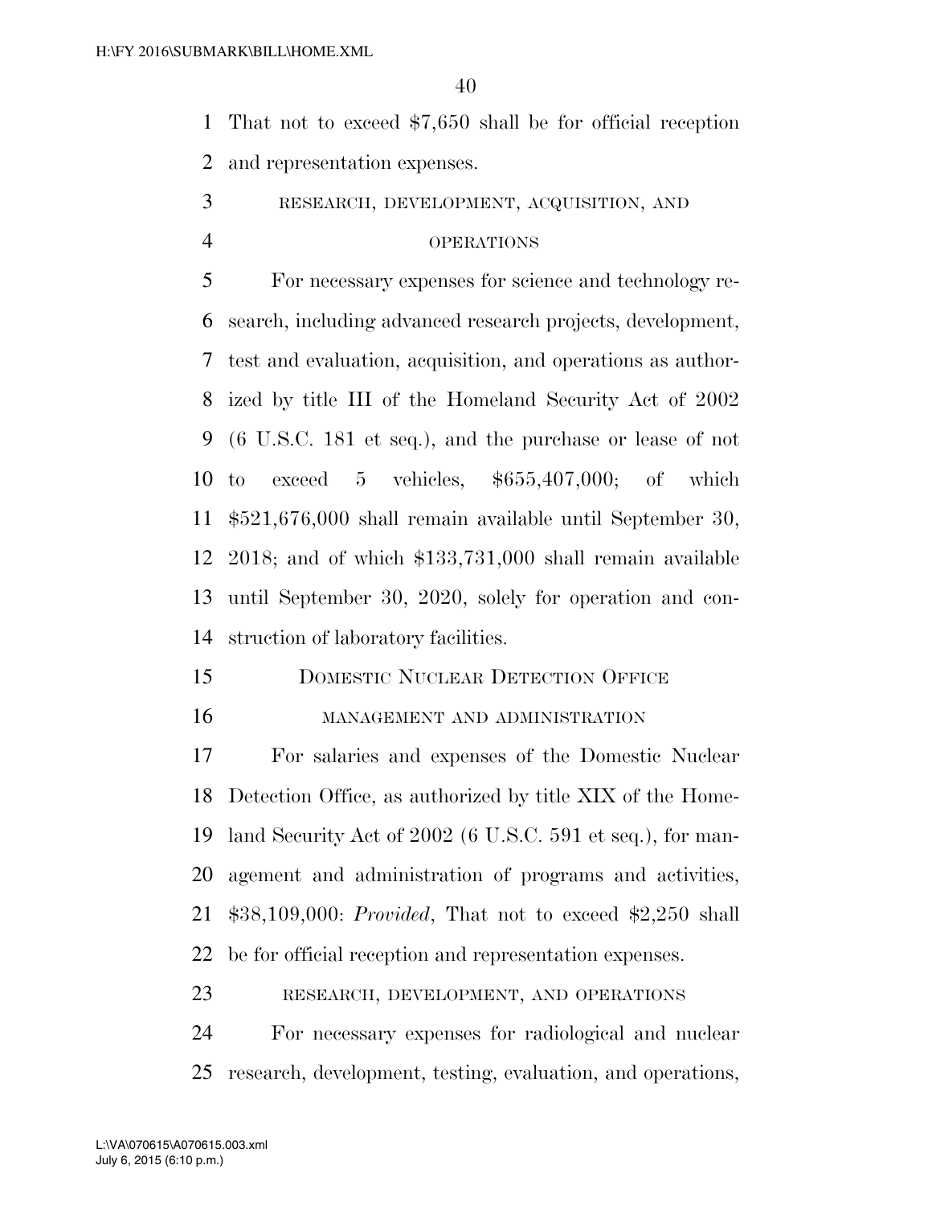That not to exceed $7,650 shall be for official reception and representation expenses.

RESEARCH, DEVELOPMENT, ACQUISITION, AND OPERATIONS

For necessary expenses for science and technology research, including advanced research projects, development, test and evaluation, acquisition, and operations as authorized by title III of the Homeland Security Act of 2002 (6 U.S.C. 181 et seq.), and the purchase or lease of not to exceed 5 vehicles, $655,407,000; of which $521,676,000 shall remain available until September 30, 2018; and of which $133,731,000 shall remain available until September 30, 2020, solely for operation and construction of laboratory facilities.

DOMESTIC NUCLEAR DETECTION OFFICE

MANAGEMENT AND ADMINISTRATION

For salaries and expenses of the Domestic Nuclear Detection Office, as authorized by title XIX of the Homeland Security Act of 2002 (6 U.S.C. 591 et seq.), for management and administration of programs and activities, $38,109,000: *Provided*, That not to exceed $2,250 shall be for official reception and representation expenses.

RESEARCH, DEVELOPMENT, AND OPERATIONS

For necessary expenses for radiological and nuclear research, development, testing, evaluation, and operations,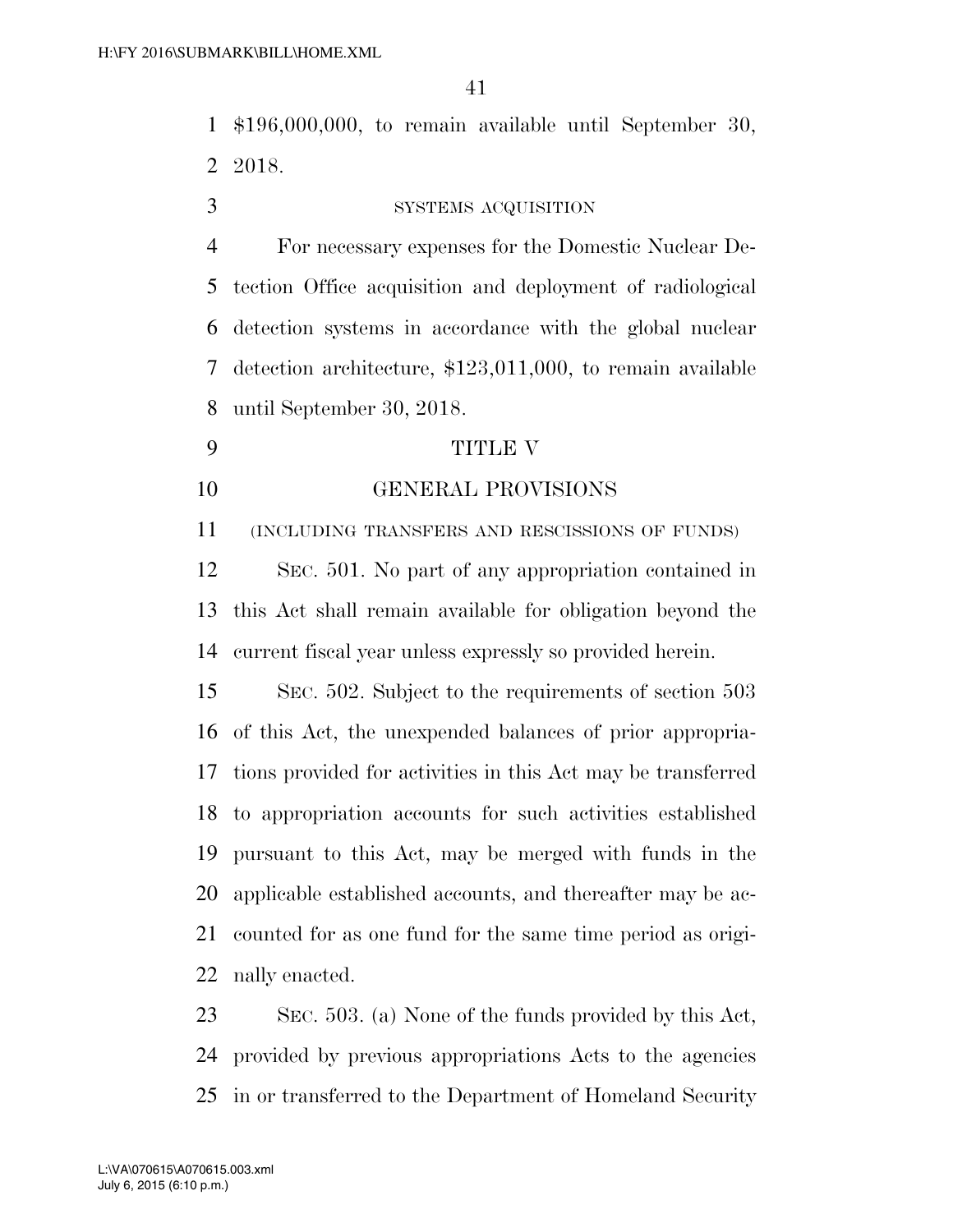$196,000,000, to remain available until September 30, 2018.

SYSTEMS ACQUISITION

For necessary expenses for the Domestic Nuclear Detection Office acquisition and deployment of radiological detection systems in accordance with the global nuclear detection architecture, $123,011,000, to remain available until September 30, 2018.

## TITLE V

## GENERAL PROVISIONS

(INCLUDING TRANSFERS AND RESCISSIONS OF FUNDS)

SEC. 501. No part of any appropriation contained in this Act shall remain available for obligation beyond the current fiscal year unless expressly so provided herein.

SEC. 502. Subject to the requirements of section 503 of this Act, the unexpended balances of prior appropriations provided for activities in this Act may be transferred to appropriation accounts for such activities established pursuant to this Act, may be merged with funds in the applicable established accounts, and thereafter may be accounted for as one fund for the same time period as originally enacted.

SEC. 503. (a) None of the funds provided by this Act, provided by previous appropriations Acts to the agencies in or transferred to the Department of Homeland Security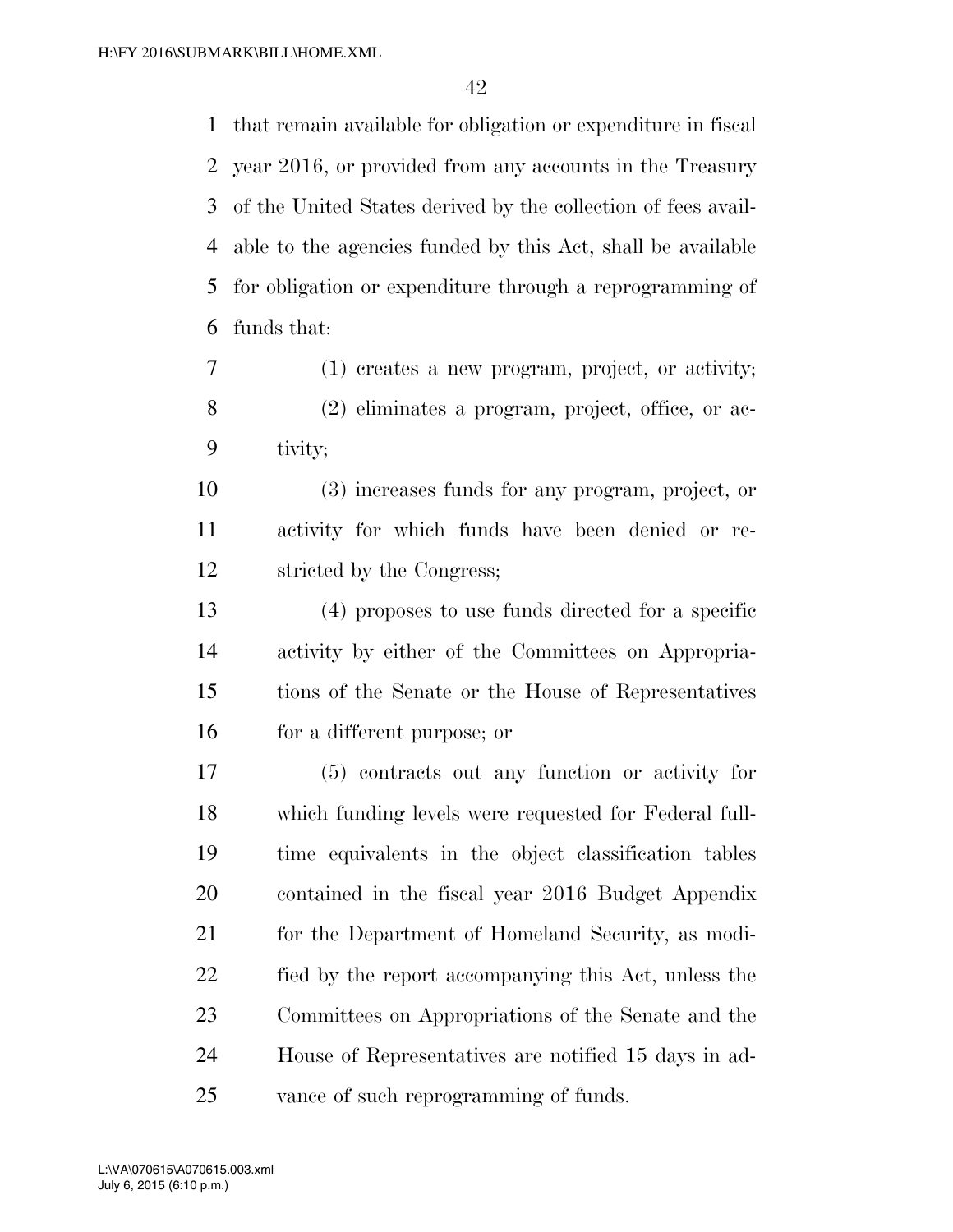that remain available for obligation or expenditure in fiscal year 2016, or provided from any accounts in the Treasury of the United States derived by the collection of fees available to the agencies funded by this Act, shall be available for obligation or expenditure through a reprogramming of funds that:

(1) creates a new program, project, or activity;

(2) eliminates a program, project, office, or activity;

(3) increases funds for any program, project, or activity for which funds have been denied or restricted by the Congress;

(4) proposes to use funds directed for a specific activity by either of the Committees on Appropriations of the Senate or the House of Representatives for a different purpose; or

(5) contracts out any function or activity for which funding levels were requested for Federal full-time equivalents in the object classification tables contained in the fiscal year 2016 Budget Appendix for the Department of Homeland Security, as modified by the report accompanying this Act, unless the Committees on Appropriations of the Senate and the House of Representatives are notified 15 days in advance of such reprogramming of funds.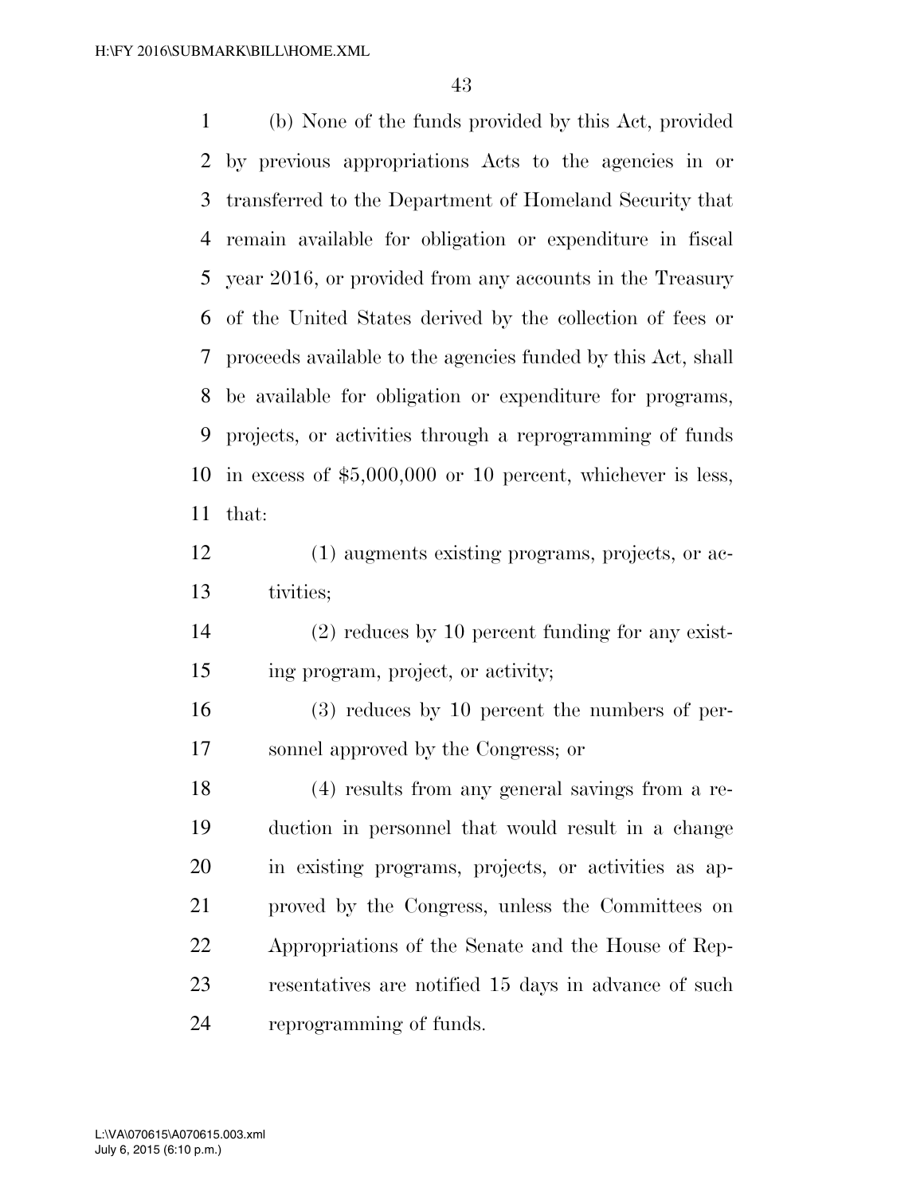(b) None of the funds provided by this Act, provided by previous appropriations Acts to the agencies in or transferred to the Department of Homeland Security that remain available for obligation or expenditure in fiscal year 2016, or provided from any accounts in the Treasury of the United States derived by the collection of fees or proceeds available to the agencies funded by this Act, shall be available for obligation or expenditure for programs, projects, or activities through a reprogramming of funds in excess of $5,000,000 or 10 percent, whichever is less, that:

(1) augments existing programs, projects, or activities;

(2) reduces by 10 percent funding for any existing program, project, or activity;

(3) reduces by 10 percent the numbers of personnel approved by the Congress; or

(4) results from any general savings from a reduction in personnel that would result in a change in existing programs, projects, or activities as approved by the Congress, unless the Committees on Appropriations of the Senate and the House of Representatives are notified 15 days in advance of such reprogramming of funds.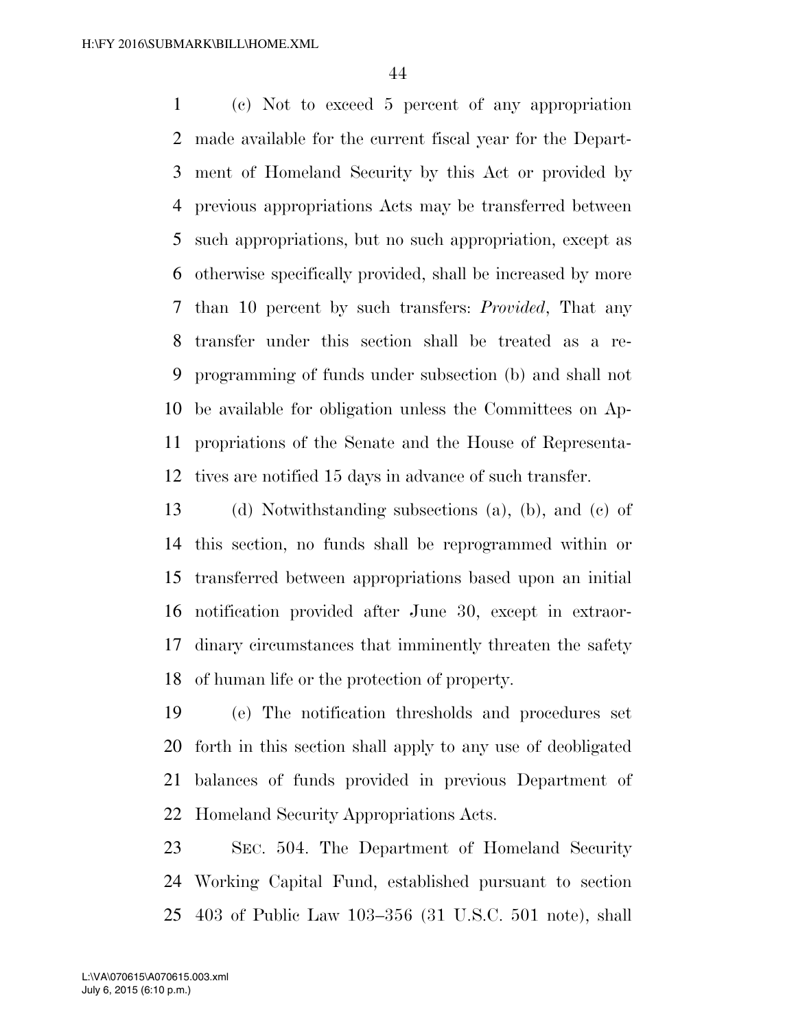(c) Not to exceed 5 percent of any appropriation made available for the current fiscal year for the Department of Homeland Security by this Act or provided by previous appropriations Acts may be transferred between such appropriations, but no such appropriation, except as otherwise specifically provided, shall be increased by more than 10 percent by such transfers: *Provided*, That any transfer under this section shall be treated as a reprogramming of funds under subsection (b) and shall not be available for obligation unless the Committees on Appropriations of the Senate and the House of Representatives are notified 15 days in advance of such transfer.

(d) Notwithstanding subsections (a), (b), and (c) of this section, no funds shall be reprogrammed within or transferred between appropriations based upon an initial notification provided after June 30, except in extraordinary circumstances that imminently threaten the safety of human life or the protection of property.

(e) The notification thresholds and procedures set forth in this section shall apply to any use of deobligated balances of funds provided in previous Department of Homeland Security Appropriations Acts.

SEC. 504. The Department of Homeland Security Working Capital Fund, established pursuant to section 403 of Public Law 103–356 (31 U.S.C. 501 note), shall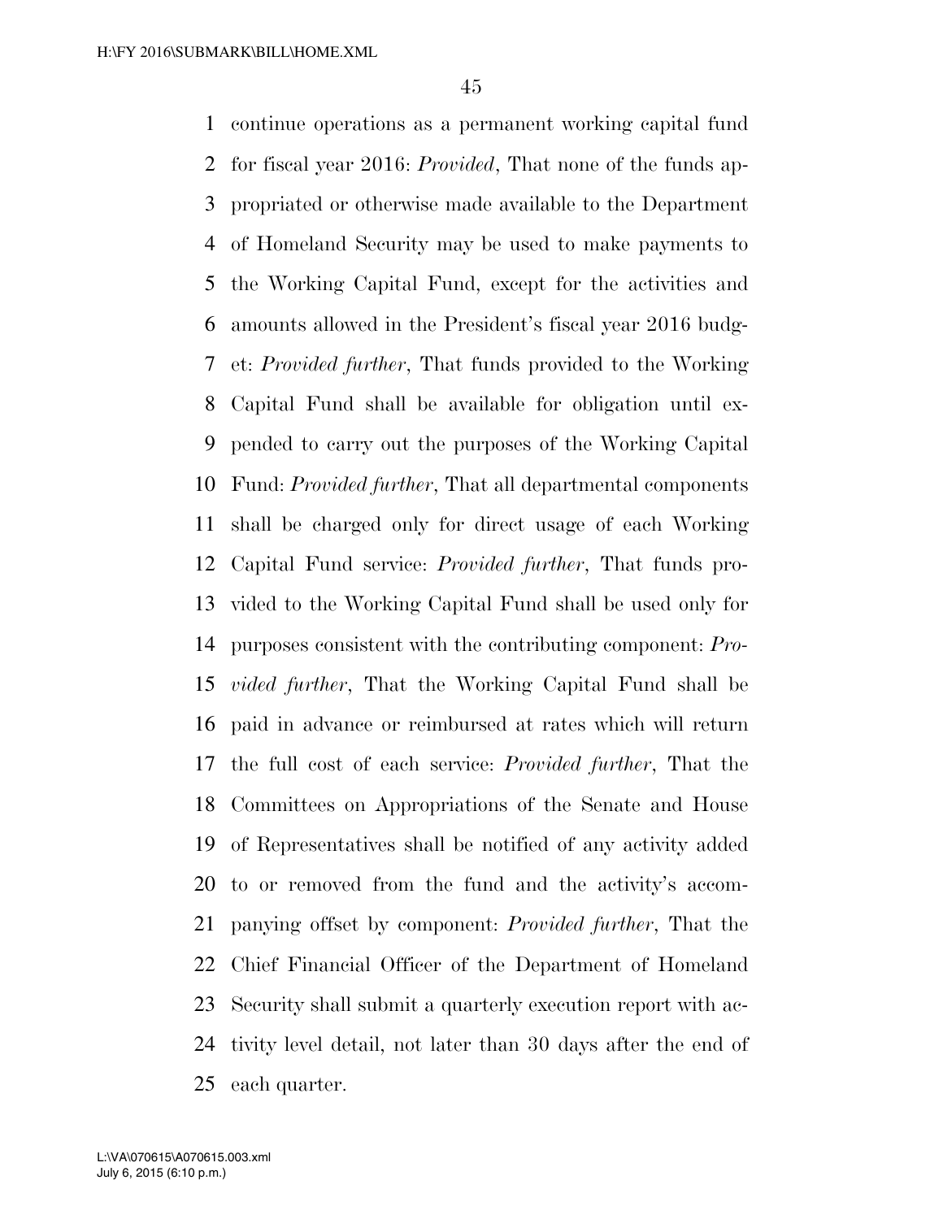continue operations as a permanent working capital fund for fiscal year 2016: *Provided*, That none of the funds appropriated or otherwise made available to the Department of Homeland Security may be used to make payments to the Working Capital Fund, except for the activities and amounts allowed in the President's fiscal year 2016 budget: *Provided further*, That funds provided to the Working Capital Fund shall be available for obligation until expended to carry out the purposes of the Working Capital Fund: *Provided further*, That all departmental components shall be charged only for direct usage of each Working Capital Fund service: *Provided further*, That funds provided to the Working Capital Fund shall be used only for purposes consistent with the contributing component: *Provided further*, That the Working Capital Fund shall be paid in advance or reimbursed at rates which will return the full cost of each service: *Provided further*, That the Committees on Appropriations of the Senate and House of Representatives shall be notified of any activity added to or removed from the fund and the activity's accompanying offset by component: *Provided further*, That the Chief Financial Officer of the Department of Homeland Security shall submit a quarterly execution report with activity level detail, not later than 30 days after the end of each quarter.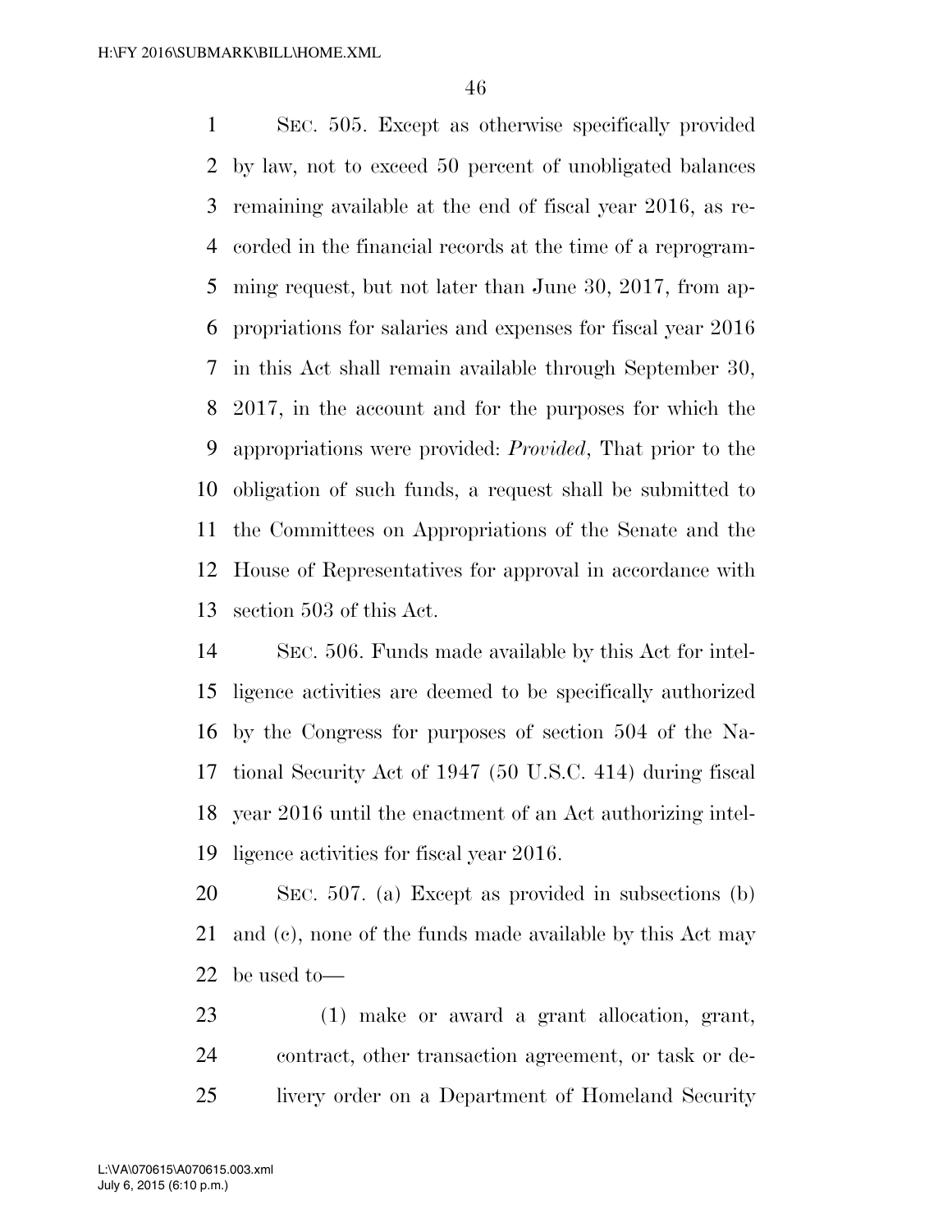SEC. 505. Except as otherwise specifically provided by law, not to exceed 50 percent of unobligated balances remaining available at the end of fiscal year 2016, as recorded in the financial records at the time of a reprogramming request, but not later than June 30, 2017, from appropriations for salaries and expenses for fiscal year 2016 in this Act shall remain available through September 30, 2017, in the account and for the purposes for which the appropriations were provided: *Provided*, That prior to the obligation of such funds, a request shall be submitted to the Committees on Appropriations of the Senate and the House of Representatives for approval in accordance with section 503 of this Act.

SEC. 506. Funds made available by this Act for intelligence activities are deemed to be specifically authorized by the Congress for purposes of section 504 of the National Security Act of 1947 (50 U.S.C. 414) during fiscal year 2016 until the enactment of an Act authorizing intelligence activities for fiscal year 2016.

SEC. 507. (a) Except as provided in subsections (b) and (c), none of the funds made available by this Act may be used to—

(1) make or award a grant allocation, grant, contract, other transaction agreement, or task or delivery order on a Department of Homeland Security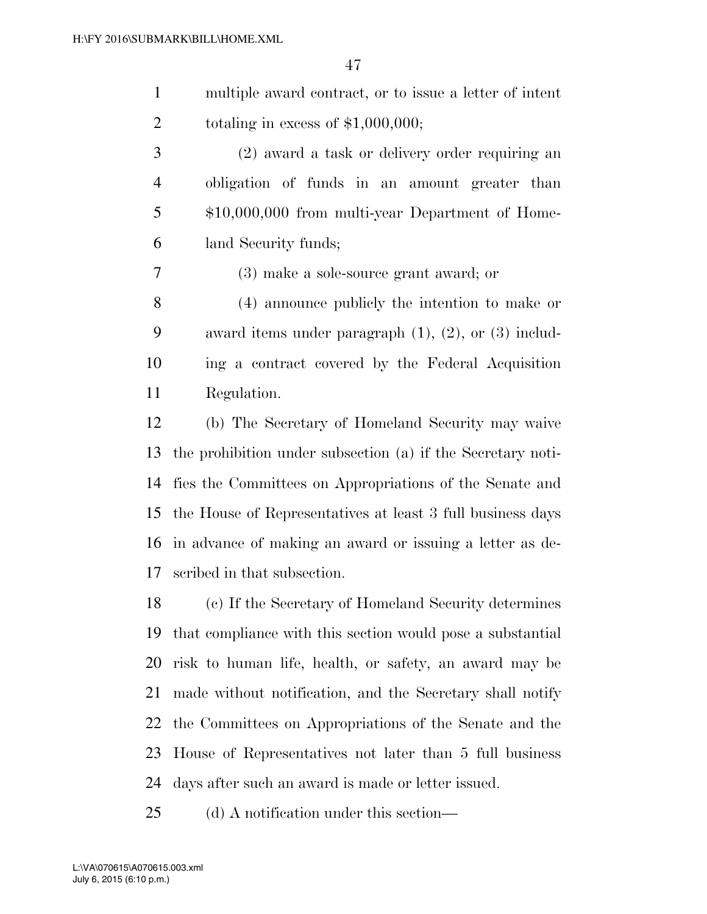multiple award contract, or to issue a letter of intent totaling in excess of $1,000,000;

(2) award a task or delivery order requiring an obligation of funds in an amount greater than $10,000,000 from multi-year Department of Homeland Security funds;

(3) make a sole-source grant award; or

(4) announce publicly the intention to make or award items under paragraph (1), (2), or (3) including a contract covered by the Federal Acquisition Regulation.

(b) The Secretary of Homeland Security may waive the prohibition under subsection (a) if the Secretary notifies the Committees on Appropriations of the Senate and the House of Representatives at least 3 full business days in advance of making an award or issuing a letter as described in that subsection.

(c) If the Secretary of Homeland Security determines that compliance with this section would pose a substantial risk to human life, health, or safety, an award may be made without notification, and the Secretary shall notify the Committees on Appropriations of the Senate and the House of Representatives not later than 5 full business days after such an award is made or letter issued.

(d) A notification under this section—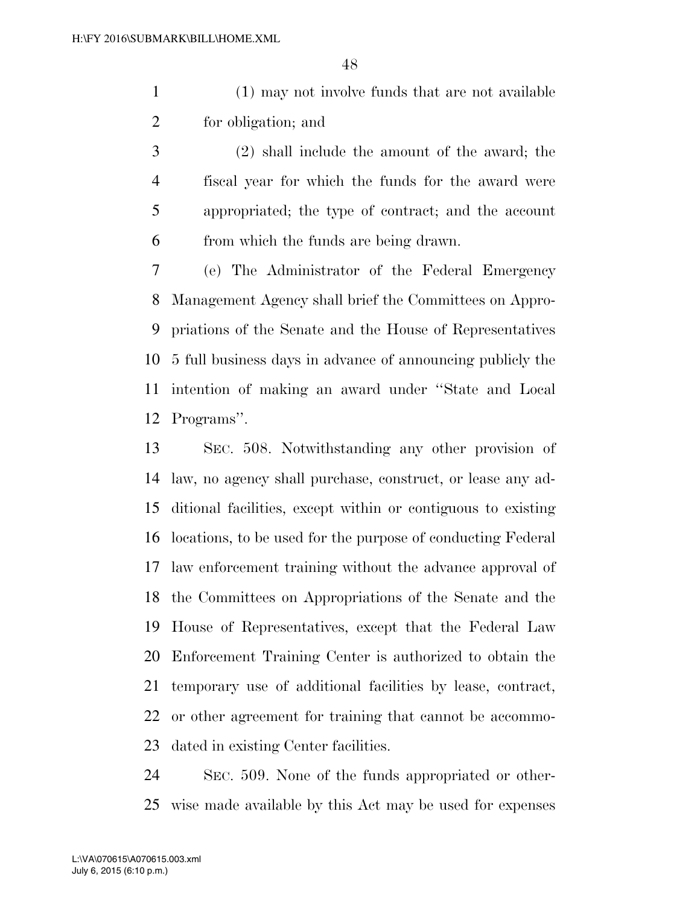(1) may not involve funds that are not available for obligation; and

(2) shall include the amount of the award; the fiscal year for which the funds for the award were appropriated; the type of contract; and the account from which the funds are being drawn.

(e) The Administrator of the Federal Emergency Management Agency shall brief the Committees on Appropriations of the Senate and the House of Representatives 5 full business days in advance of announcing publicly the intention of making an award under "State and Local Programs".

SEC. 508. Notwithstanding any other provision of law, no agency shall purchase, construct, or lease any additional facilities, except within or contiguous to existing locations, to be used for the purpose of conducting Federal law enforcement training without the advance approval of the Committees on Appropriations of the Senate and the House of Representatives, except that the Federal Law Enforcement Training Center is authorized to obtain the temporary use of additional facilities by lease, contract, or other agreement for training that cannot be accommodated in existing Center facilities.

SEC. 509. None of the funds appropriated or otherwise made available by this Act may be used for expenses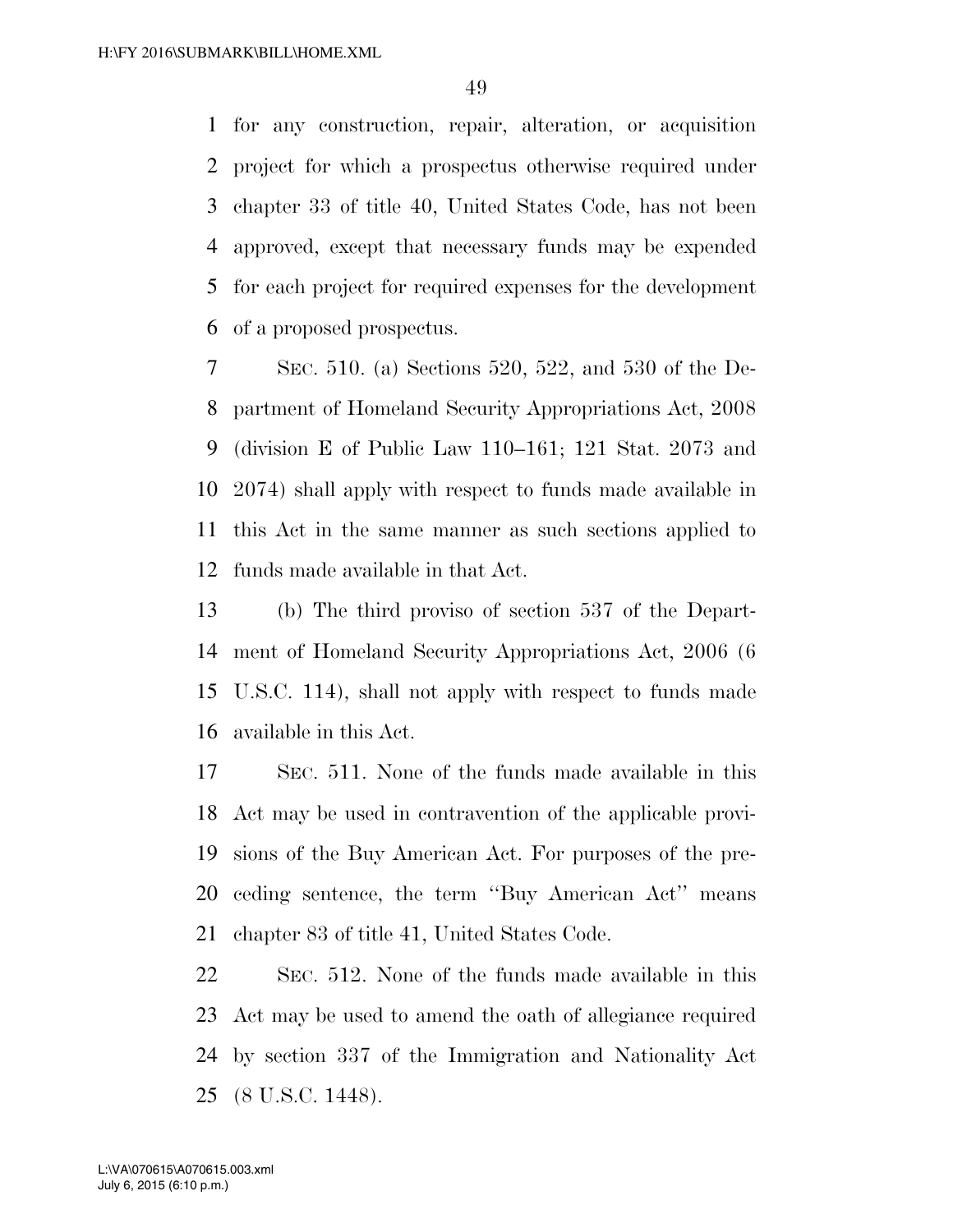for any construction, repair, alteration, or acquisition project for which a prospectus otherwise required under chapter 33 of title 40, United States Code, has not been approved, except that necessary funds may be expended for each project for required expenses for the development of a proposed prospectus.

SEC. 510. (a) Sections 520, 522, and 530 of the Department of Homeland Security Appropriations Act, 2008 (division E of Public Law 110–161; 121 Stat. 2073 and 2074) shall apply with respect to funds made available in this Act in the same manner as such sections applied to funds made available in that Act.

(b) The third proviso of section 537 of the Department of Homeland Security Appropriations Act, 2006 (6 U.S.C. 114), shall not apply with respect to funds made available in this Act.

SEC. 511. None of the funds made available in this Act may be used in contravention of the applicable provisions of the Buy American Act. For purposes of the preceding sentence, the term "Buy American Act" means chapter 83 of title 41, United States Code.

SEC. 512. None of the funds made available in this Act may be used to amend the oath of allegiance required by section 337 of the Immigration and Nationality Act (8 U.S.C. 1448).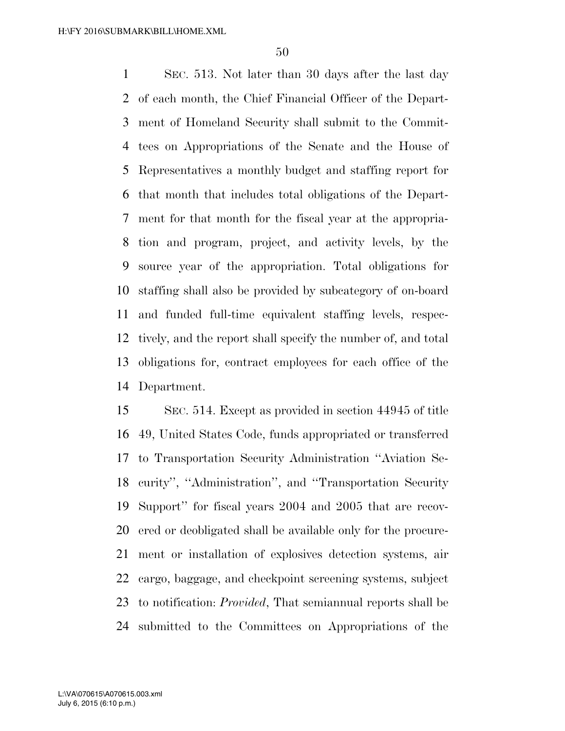SEC. 513. Not later than 30 days after the last day of each month, the Chief Financial Officer of the Department of Homeland Security shall submit to the Committees on Appropriations of the Senate and the House of Representatives a monthly budget and staffing report for that month that includes total obligations of the Department for that month for the fiscal year at the appropriation and program, project, and activity levels, by the source year of the appropriation. Total obligations for staffing shall also be provided by subcategory of on-board and funded full-time equivalent staffing levels, respectively, and the report shall specify the number of, and total obligations for, contract employees for each office of the Department.

SEC. 514. Except as provided in section 44945 of title 49, United States Code, funds appropriated or transferred to Transportation Security Administration ''Aviation Security'', ''Administration'', and ''Transportation Security Support'' for fiscal years 2004 and 2005 that are recovered or deobligated shall be available only for the procurement or installation of explosives detection systems, air cargo, baggage, and checkpoint screening systems, subject to notification: *Provided*, That semiannual reports shall be submitted to the Committees on Appropriations of the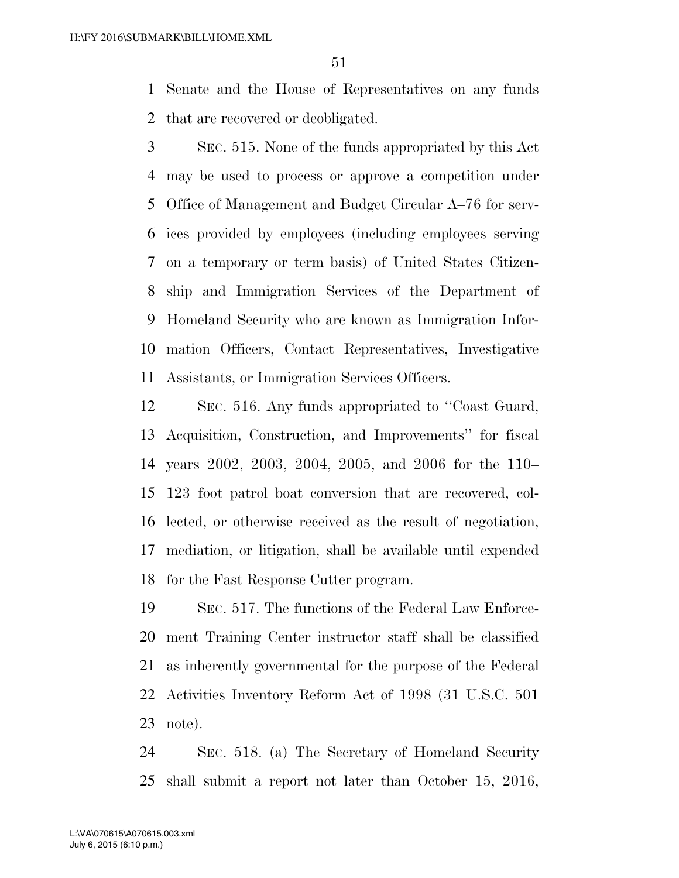Senate and the House of Representatives on any funds that are recovered or deobligated.

SEC. 515. None of the funds appropriated by this Act may be used to process or approve a competition under Office of Management and Budget Circular A–76 for services provided by employees (including employees serving on a temporary or term basis) of United States Citizenship and Immigration Services of the Department of Homeland Security who are known as Immigration Information Officers, Contact Representatives, Investigative Assistants, or Immigration Services Officers.

SEC. 516. Any funds appropriated to "Coast Guard, Acquisition, Construction, and Improvements" for fiscal years 2002, 2003, 2004, 2005, and 2006 for the 110–123 foot patrol boat conversion that are recovered, collected, or otherwise received as the result of negotiation, mediation, or litigation, shall be available until expended for the Fast Response Cutter program.

SEC. 517. The functions of the Federal Law Enforcement Training Center instructor staff shall be classified as inherently governmental for the purpose of the Federal Activities Inventory Reform Act of 1998 (31 U.S.C. 501 note).

SEC. 518. (a) The Secretary of Homeland Security shall submit a report not later than October 15, 2016,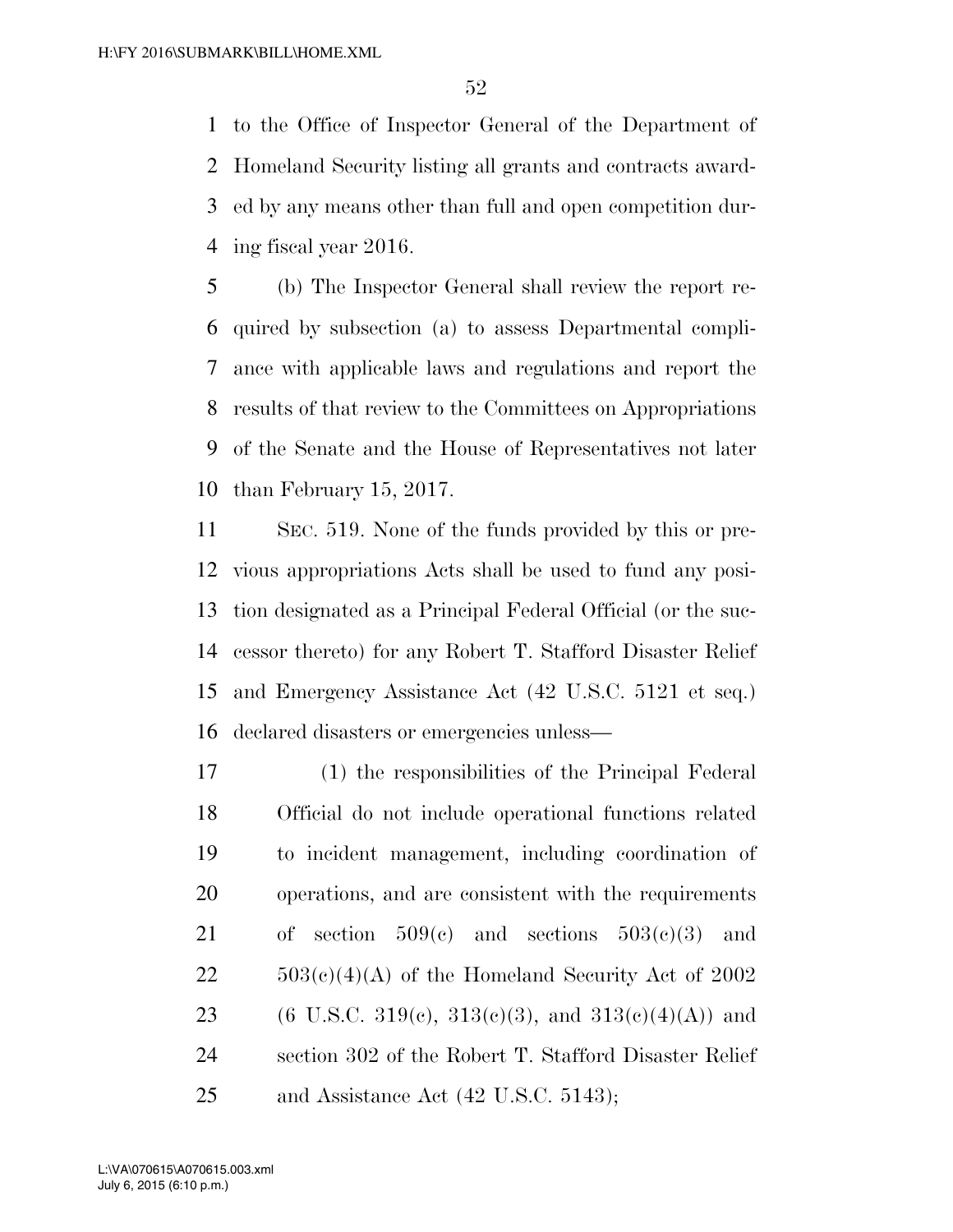to the Office of Inspector General of the Department of Homeland Security listing all grants and contracts awarded by any means other than full and open competition during fiscal year 2016.

(b) The Inspector General shall review the report required by subsection (a) to assess Departmental compliance with applicable laws and regulations and report the results of that review to the Committees on Appropriations of the Senate and the House of Representatives not later than February 15, 2017.

SEC. 519. None of the funds provided by this or previous appropriations Acts shall be used to fund any position designated as a Principal Federal Official (or the successor thereto) for any Robert T. Stafford Disaster Relief and Emergency Assistance Act (42 U.S.C. 5121 et seq.) declared disasters or emergencies unless—

(1) the responsibilities of the Principal Federal Official do not include operational functions related to incident management, including coordination of operations, and are consistent with the requirements of section 509(c) and sections 503(c)(3) and 503(c)(4)(A) of the Homeland Security Act of 2002 (6 U.S.C. 319(c), 313(c)(3), and 313(c)(4)(A)) and section 302 of the Robert T. Stafford Disaster Relief and Assistance Act (42 U.S.C. 5143);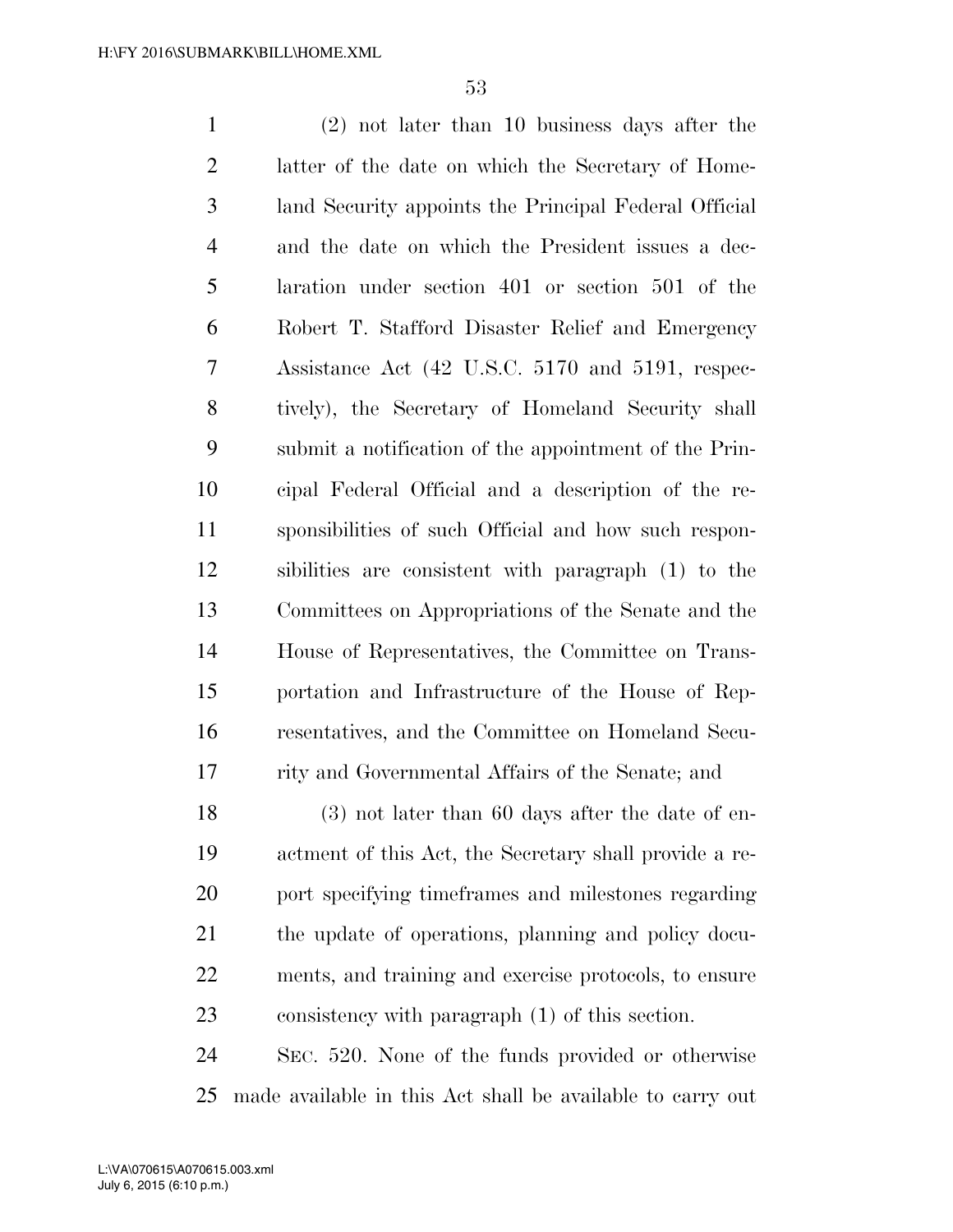(2) not later than 10 business days after the latter of the date on which the Secretary of Homeland Security appoints the Principal Federal Official and the date on which the President issues a declaration under section 401 or section 501 of the Robert T. Stafford Disaster Relief and Emergency Assistance Act (42 U.S.C. 5170 and 5191, respectively), the Secretary of Homeland Security shall submit a notification of the appointment of the Principal Federal Official and a description of the responsibilities of such Official and how such responsibilities are consistent with paragraph (1) to the Committees on Appropriations of the Senate and the House of Representatives, the Committee on Transportation and Infrastructure of the House of Representatives, and the Committee on Homeland Security and Governmental Affairs of the Senate; and

(3) not later than 60 days after the date of enactment of this Act, the Secretary shall provide a report specifying timeframes and milestones regarding the update of operations, planning and policy documents, and training and exercise protocols, to ensure consistency with paragraph (1) of this section.

SEC. 520. None of the funds provided or otherwise made available in this Act shall be available to carry out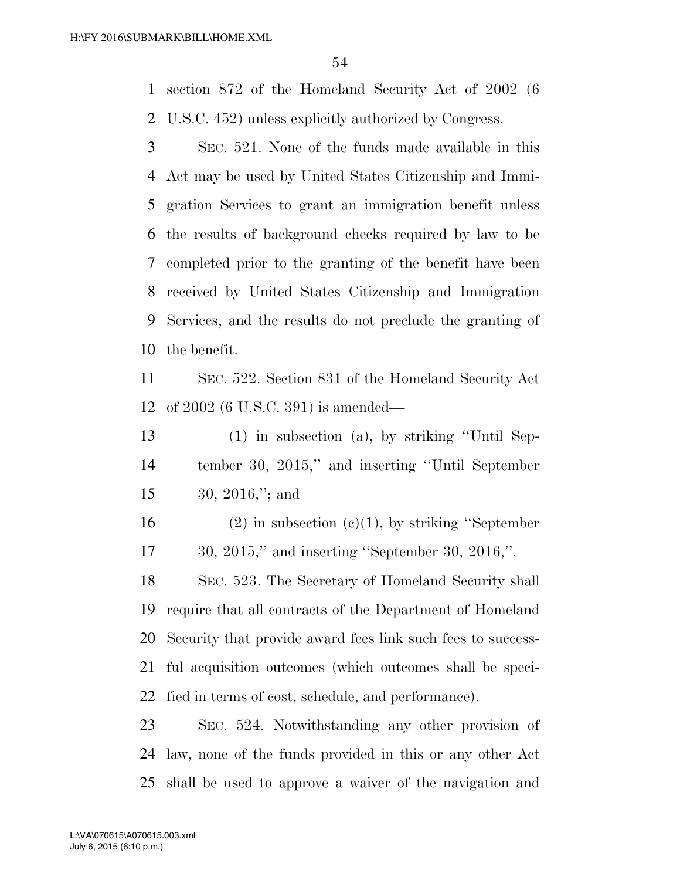section 872 of the Homeland Security Act of 2002 (6 U.S.C. 452) unless explicitly authorized by Congress.

SEC. 521. None of the funds made available in this Act may be used by United States Citizenship and Immigration Services to grant an immigration benefit unless the results of background checks required by law to be completed prior to the granting of the benefit have been received by United States Citizenship and Immigration Services, and the results do not preclude the granting of the benefit.

SEC. 522. Section 831 of the Homeland Security Act of 2002 (6 U.S.C. 391) is amended—

(1) in subsection (a), by striking ''Until September 30, 2015,'' and inserting ''Until September 30, 2016,''; and

(2) in subsection (c)(1), by striking ''September 30, 2015,'' and inserting ''September 30, 2016,''.

SEC. 523. The Secretary of Homeland Security shall require that all contracts of the Department of Homeland Security that provide award fees link such fees to successful acquisition outcomes (which outcomes shall be specified in terms of cost, schedule, and performance).

SEC. 524. Notwithstanding any other provision of law, none of the funds provided in this or any other Act shall be used to approve a waiver of the navigation and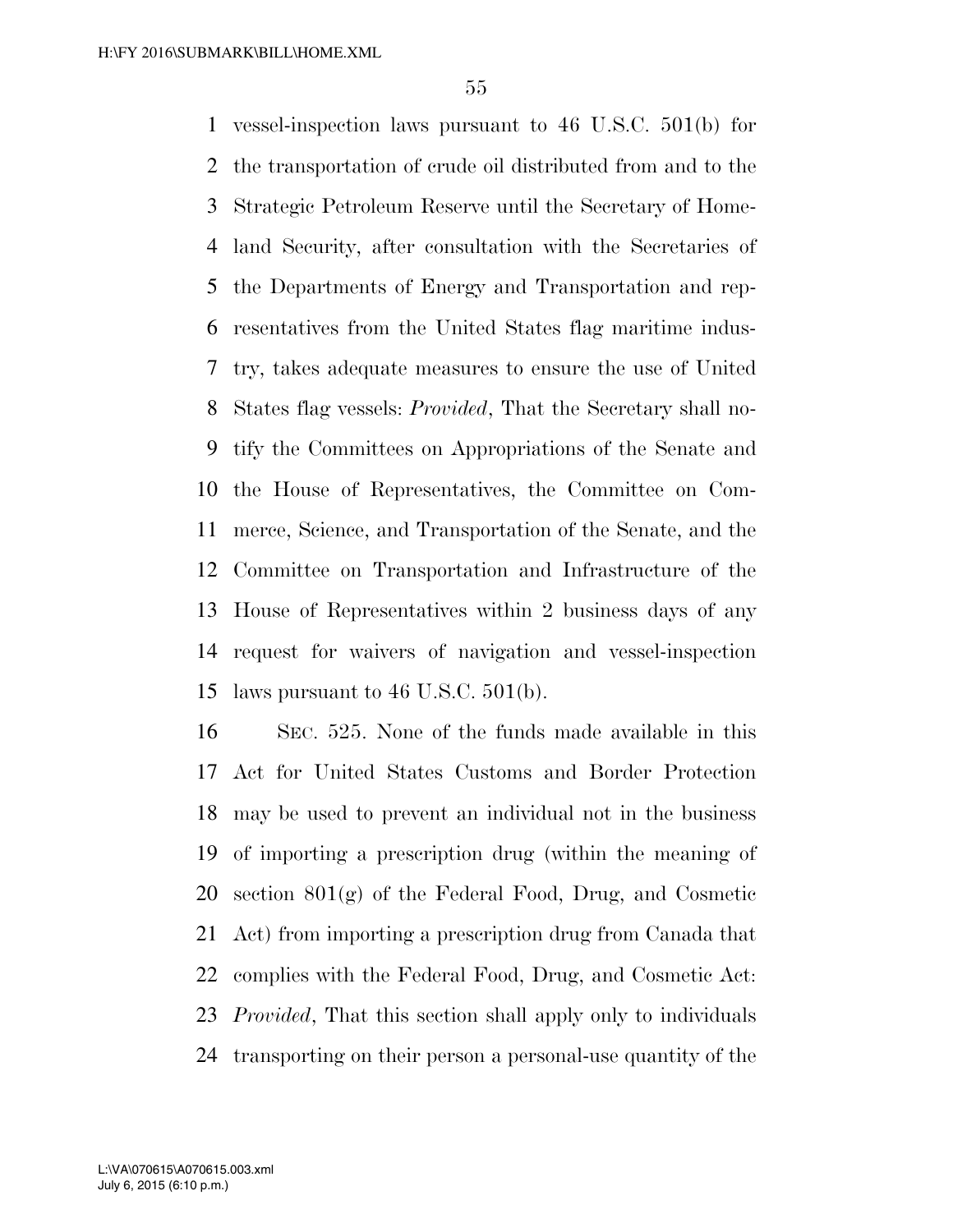vessel-inspection laws pursuant to 46 U.S.C. 501(b) for the transportation of crude oil distributed from and to the Strategic Petroleum Reserve until the Secretary of Homeland Security, after consultation with the Secretaries of the Departments of Energy and Transportation and representatives from the United States flag maritime industry, takes adequate measures to ensure the use of United States flag vessels: *Provided*, That the Secretary shall notify the Committees on Appropriations of the Senate and the House of Representatives, the Committee on Commerce, Science, and Transportation of the Senate, and the Committee on Transportation and Infrastructure of the House of Representatives within 2 business days of any request for waivers of navigation and vessel-inspection laws pursuant to 46 U.S.C. 501(b).

SEC. 525. None of the funds made available in this Act for United States Customs and Border Protection may be used to prevent an individual not in the business of importing a prescription drug (within the meaning of section 801(g) of the Federal Food, Drug, and Cosmetic Act) from importing a prescription drug from Canada that complies with the Federal Food, Drug, and Cosmetic Act: *Provided*, That this section shall apply only to individuals transporting on their person a personal-use quantity of the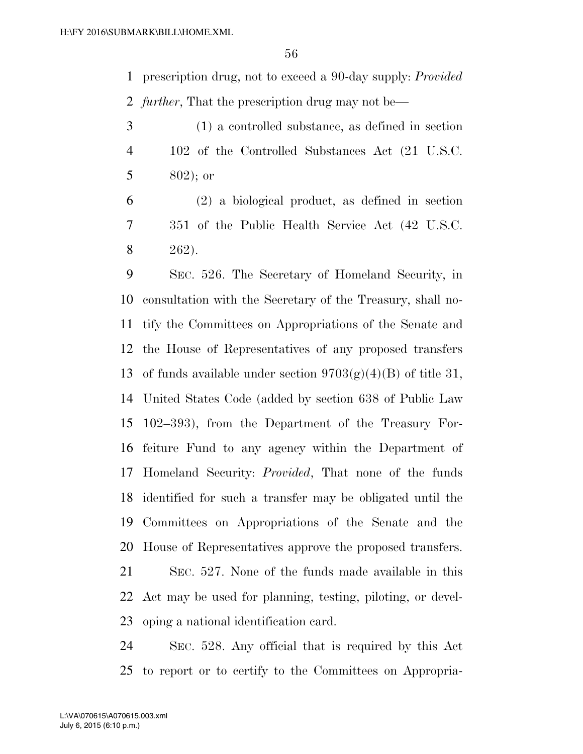prescription drug, not to exceed a 90-day supply: *Provided further*, That the prescription drug may not be—

(1) a controlled substance, as defined in section 102 of the Controlled Substances Act (21 U.S.C. 802); or

(2) a biological product, as defined in section 351 of the Public Health Service Act (42 U.S.C. 262).

SEC. 526. The Secretary of Homeland Security, in consultation with the Secretary of the Treasury, shall notify the Committees on Appropriations of the Senate and the House of Representatives of any proposed transfers of funds available under section 9703(g)(4)(B) of title 31, United States Code (added by section 638 of Public Law 102–393), from the Department of the Treasury Forfeiture Fund to any agency within the Department of Homeland Security: *Provided*, That none of the funds identified for such a transfer may be obligated until the Committees on Appropriations of the Senate and the House of Representatives approve the proposed transfers.

SEC. 527. None of the funds made available in this Act may be used for planning, testing, piloting, or developing a national identification card.

SEC. 528. Any official that is required by this Act to report or to certify to the Committees on Appropria-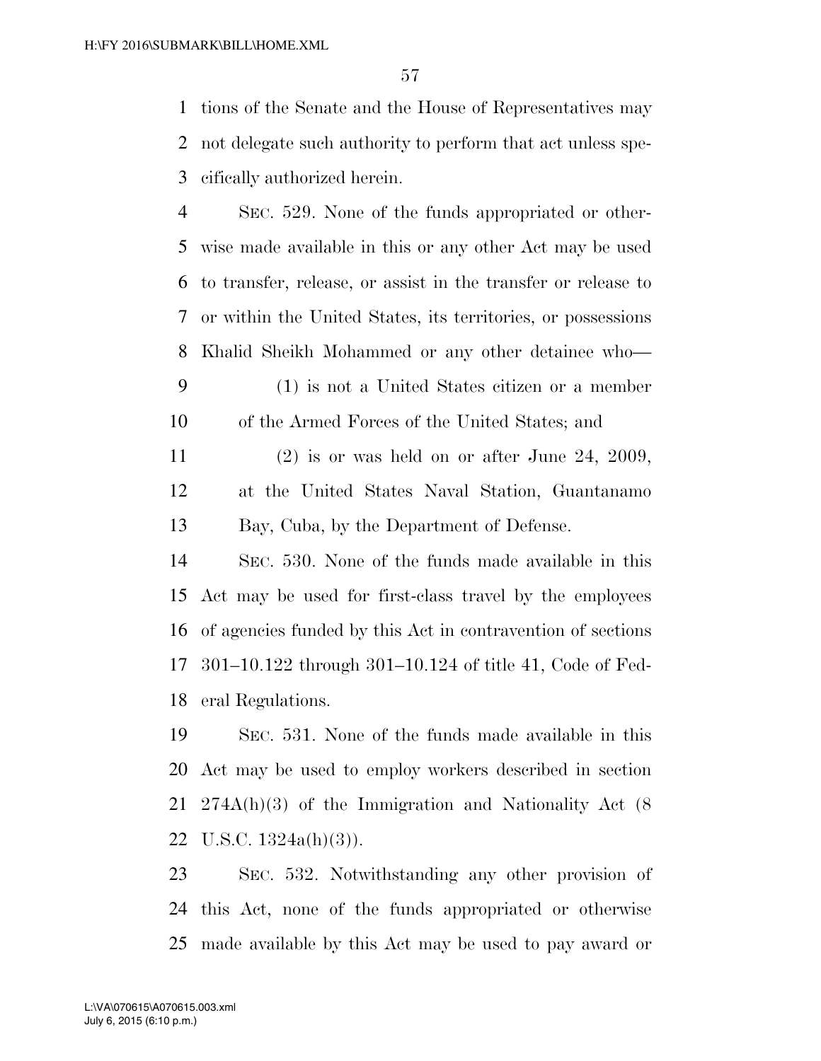tions of the Senate and the House of Representatives may not delegate such authority to perform that act unless specifically authorized herein.

SEC. 529. None of the funds appropriated or otherwise made available in this or any other Act may be used to transfer, release, or assist in the transfer or release to or within the United States, its territories, or possessions Khalid Sheikh Mohammed or any other detainee who—

(1) is not a United States citizen or a member of the Armed Forces of the United States; and

(2) is or was held on or after June 24, 2009, at the United States Naval Station, Guantanamo Bay, Cuba, by the Department of Defense.

SEC. 530. None of the funds made available in this Act may be used for first-class travel by the employees of agencies funded by this Act in contravention of sections 301–10.122 through 301–10.124 of title 41, Code of Federal Regulations.

SEC. 531. None of the funds made available in this Act may be used to employ workers described in section 274A(h)(3) of the Immigration and Nationality Act (8 U.S.C. 1324a(h)(3)).

SEC. 532. Notwithstanding any other provision of this Act, none of the funds appropriated or otherwise made available by this Act may be used to pay award or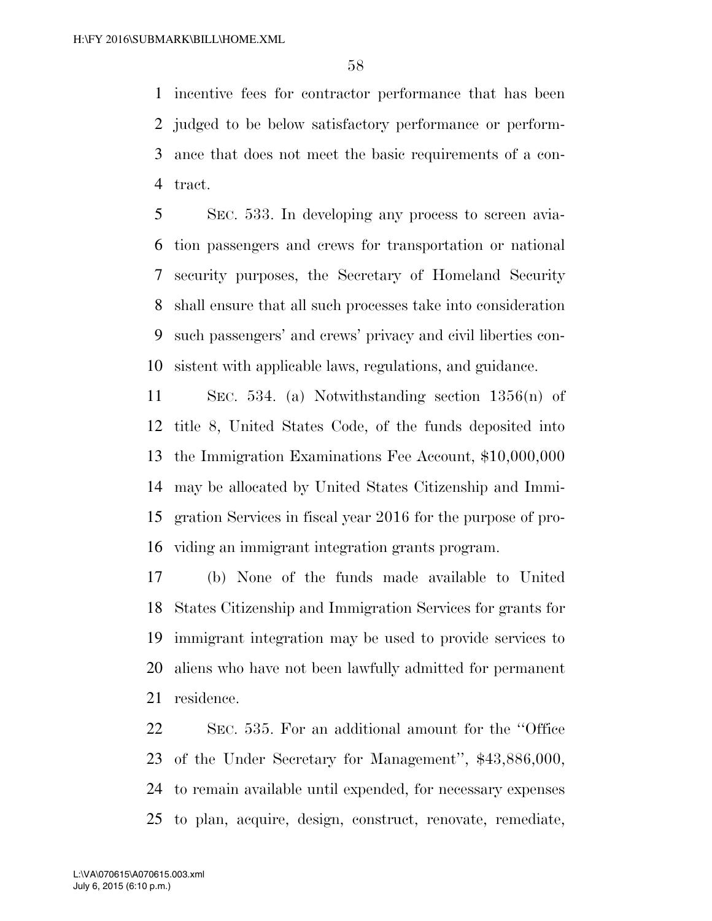incentive fees for contractor performance that has been judged to be below satisfactory performance or performance that does not meet the basic requirements of a contract.

SEC. 533. In developing any process to screen aviation passengers and crews for transportation or national security purposes, the Secretary of Homeland Security shall ensure that all such processes take into consideration such passengers' and crews' privacy and civil liberties consistent with applicable laws, regulations, and guidance.

SEC. 534. (a) Notwithstanding section 1356(n) of title 8, United States Code, of the funds deposited into the Immigration Examinations Fee Account, $10,000,000 may be allocated by United States Citizenship and Immigration Services in fiscal year 2016 for the purpose of providing an immigrant integration grants program.

(b) None of the funds made available to United States Citizenship and Immigration Services for grants for immigrant integration may be used to provide services to aliens who have not been lawfully admitted for permanent residence.

SEC. 535. For an additional amount for the ''Office of the Under Secretary for Management'', $43,886,000, to remain available until expended, for necessary expenses to plan, acquire, design, construct, renovate, remediate,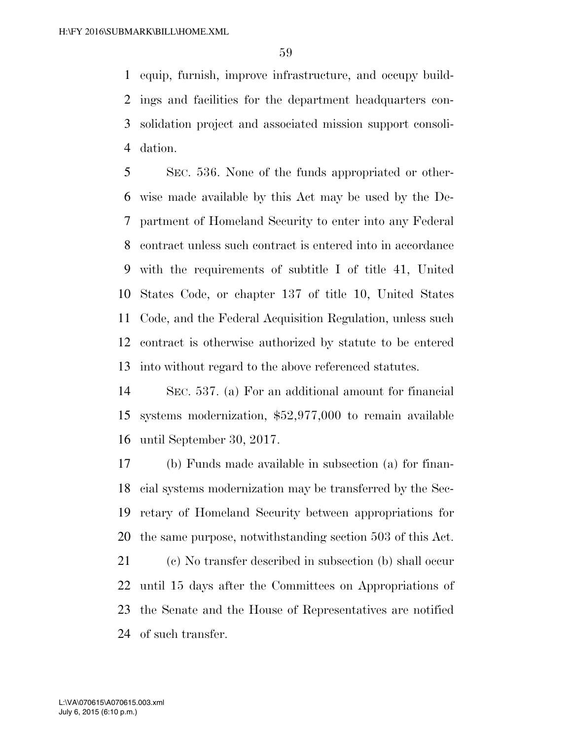equip, furnish, improve infrastructure, and occupy buildings and facilities for the department headquarters consolidation project and associated mission support consolidation.

SEC. 536. None of the funds appropriated or otherwise made available by this Act may be used by the Department of Homeland Security to enter into any Federal contract unless such contract is entered into in accordance with the requirements of subtitle I of title 41, United States Code, or chapter 137 of title 10, United States Code, and the Federal Acquisition Regulation, unless such contract is otherwise authorized by statute to be entered into without regard to the above referenced statutes.

SEC. 537. (a) For an additional amount for financial systems modernization, $52,977,000 to remain available until September 30, 2017.

(b) Funds made available in subsection (a) for financial systems modernization may be transferred by the Secretary of Homeland Security between appropriations for the same purpose, notwithstanding section 503 of this Act.

(c) No transfer described in subsection (b) shall occur until 15 days after the Committees on Appropriations of the Senate and the House of Representatives are notified of such transfer.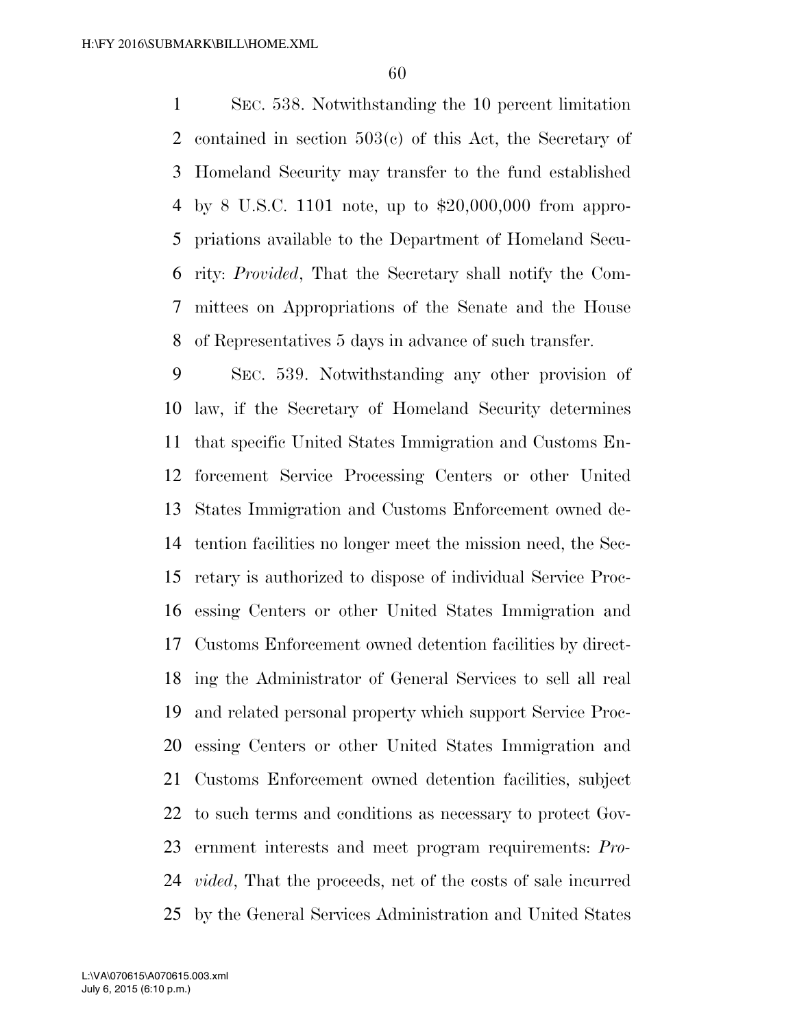SEC. 538. Notwithstanding the 10 percent limitation contained in section 503(c) of this Act, the Secretary of Homeland Security may transfer to the fund established by 8 U.S.C. 1101 note, up to $20,000,000 from appropriations available to the Department of Homeland Security: *Provided*, That the Secretary shall notify the Committees on Appropriations of the Senate and the House of Representatives 5 days in advance of such transfer.

SEC. 539. Notwithstanding any other provision of law, if the Secretary of Homeland Security determines that specific United States Immigration and Customs Enforcement Service Processing Centers or other United States Immigration and Customs Enforcement owned detention facilities no longer meet the mission need, the Secretary is authorized to dispose of individual Service Processing Centers or other United States Immigration and Customs Enforcement owned detention facilities by directing the Administrator of General Services to sell all real and related personal property which support Service Processing Centers or other United States Immigration and Customs Enforcement owned detention facilities, subject to such terms and conditions as necessary to protect Government interests and meet program requirements: *Provided*, That the proceeds, net of the costs of sale incurred by the General Services Administration and United States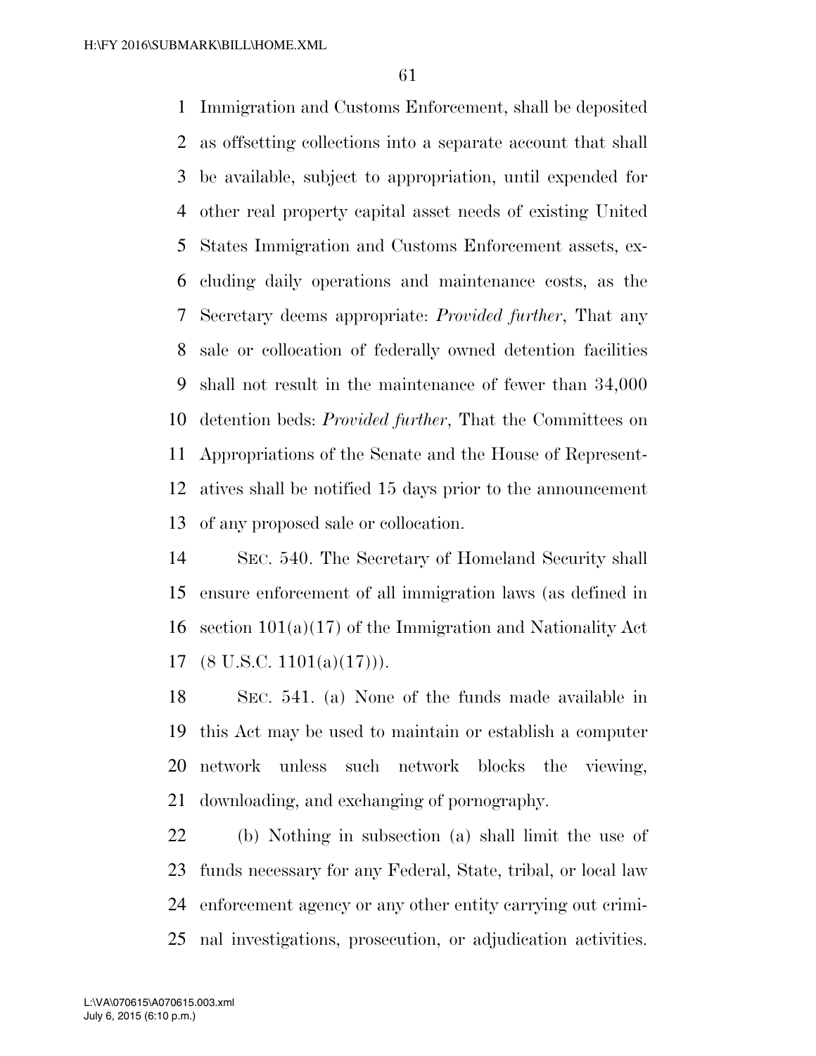Immigration and Customs Enforcement, shall be deposited as offsetting collections into a separate account that shall be available, subject to appropriation, until expended for other real property capital asset needs of existing United States Immigration and Customs Enforcement assets, excluding daily operations and maintenance costs, as the Secretary deems appropriate: *Provided further*, That any sale or collocation of federally owned detention facilities shall not result in the maintenance of fewer than 34,000 detention beds: *Provided further*, That the Committees on Appropriations of the Senate and the House of Representatives shall be notified 15 days prior to the announcement of any proposed sale or collocation.

SEC. 540. The Secretary of Homeland Security shall ensure enforcement of all immigration laws (as defined in section 101(a)(17) of the Immigration and Nationality Act (8 U.S.C. 1101(a)(17))).

SEC. 541. (a) None of the funds made available in this Act may be used to maintain or establish a computer network unless such network blocks the viewing, downloading, and exchanging of pornography.

(b) Nothing in subsection (a) shall limit the use of funds necessary for any Federal, State, tribal, or local law enforcement agency or any other entity carrying out criminal investigations, prosecution, or adjudication activities.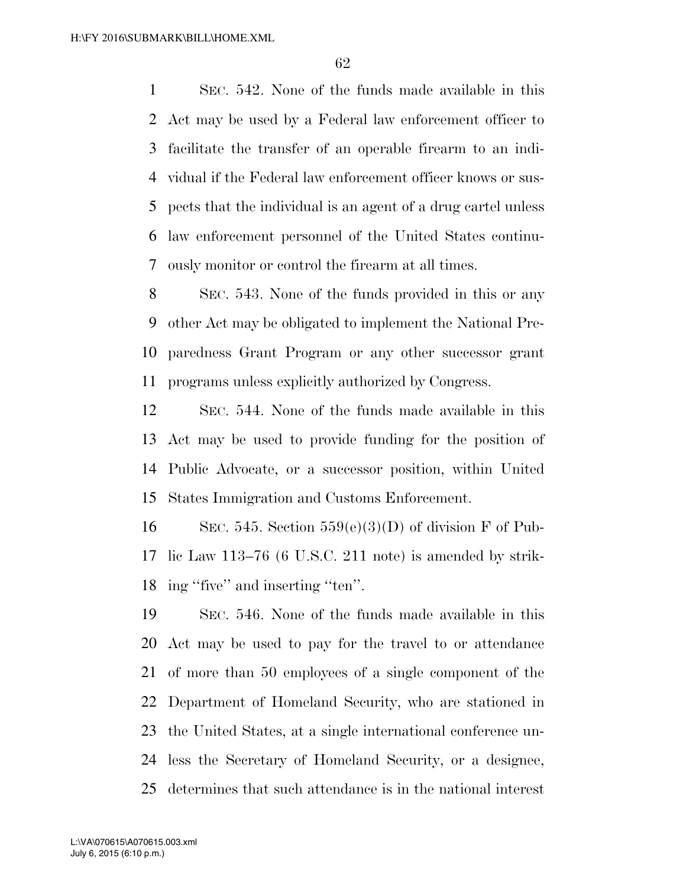SEC. 542. None of the funds made available in this Act may be used by a Federal law enforcement officer to facilitate the transfer of an operable firearm to an individual if the Federal law enforcement officer knows or suspects that the individual is an agent of a drug cartel unless law enforcement personnel of the United States continuously monitor or control the firearm at all times.

SEC. 543. None of the funds provided in this or any other Act may be obligated to implement the National Preparedness Grant Program or any other successor grant programs unless explicitly authorized by Congress.

SEC. 544. None of the funds made available in this Act may be used to provide funding for the position of Public Advocate, or a successor position, within United States Immigration and Customs Enforcement.

SEC. 545. Section 559(e)(3)(D) of division F of Public Law 113–76 (6 U.S.C. 211 note) is amended by striking "five" and inserting "ten".

SEC. 546. None of the funds made available in this Act may be used to pay for the travel to or attendance of more than 50 employees of a single component of the Department of Homeland Security, who are stationed in the United States, at a single international conference unless the Secretary of Homeland Security, or a designee, determines that such attendance is in the national interest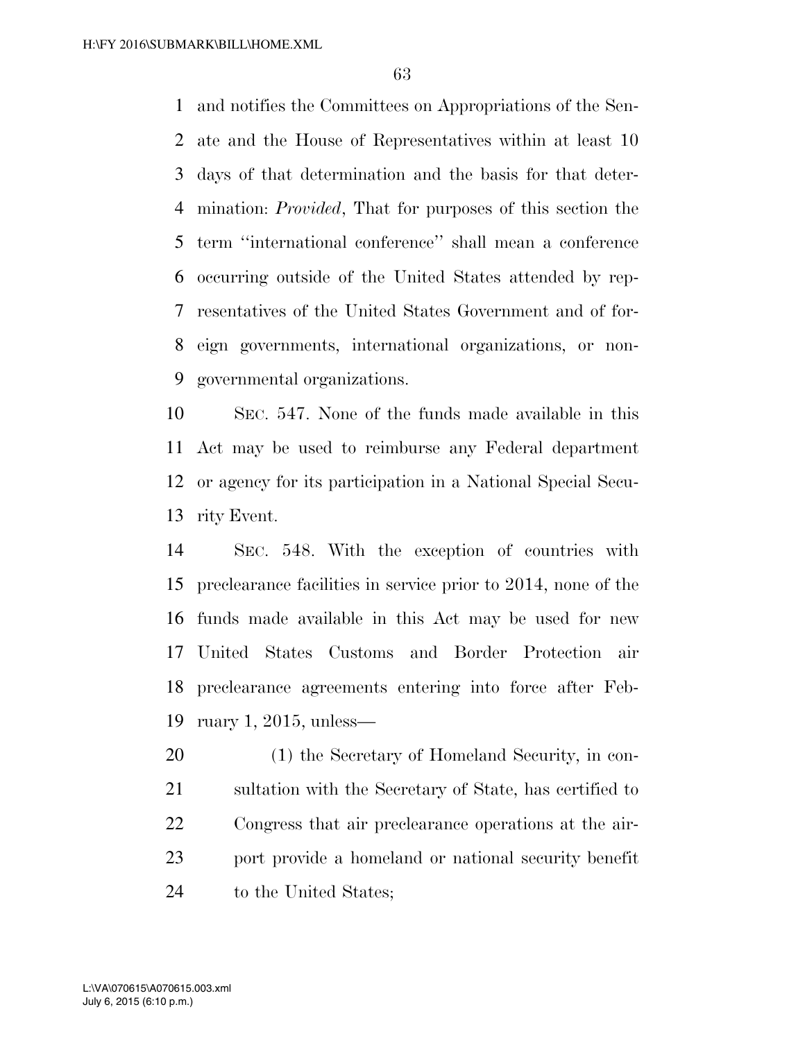and notifies the Committees on Appropriations of the Senate and the House of Representatives within at least 10 days of that determination and the basis for that determination: *Provided*, That for purposes of this section the term "international conference" shall mean a conference occurring outside of the United States attended by representatives of the United States Government and of foreign governments, international organizations, or nongovernmental organizations.

SEC. 547. None of the funds made available in this Act may be used to reimburse any Federal department or agency for its participation in a National Special Security Event.

SEC. 548. With the exception of countries with preclearance facilities in service prior to 2014, none of the funds made available in this Act may be used for new United States Customs and Border Protection air preclearance agreements entering into force after February 1, 2015, unless—

(1) the Secretary of Homeland Security, in consultation with the Secretary of State, has certified to Congress that air preclearance operations at the airport provide a homeland or national security benefit to the United States;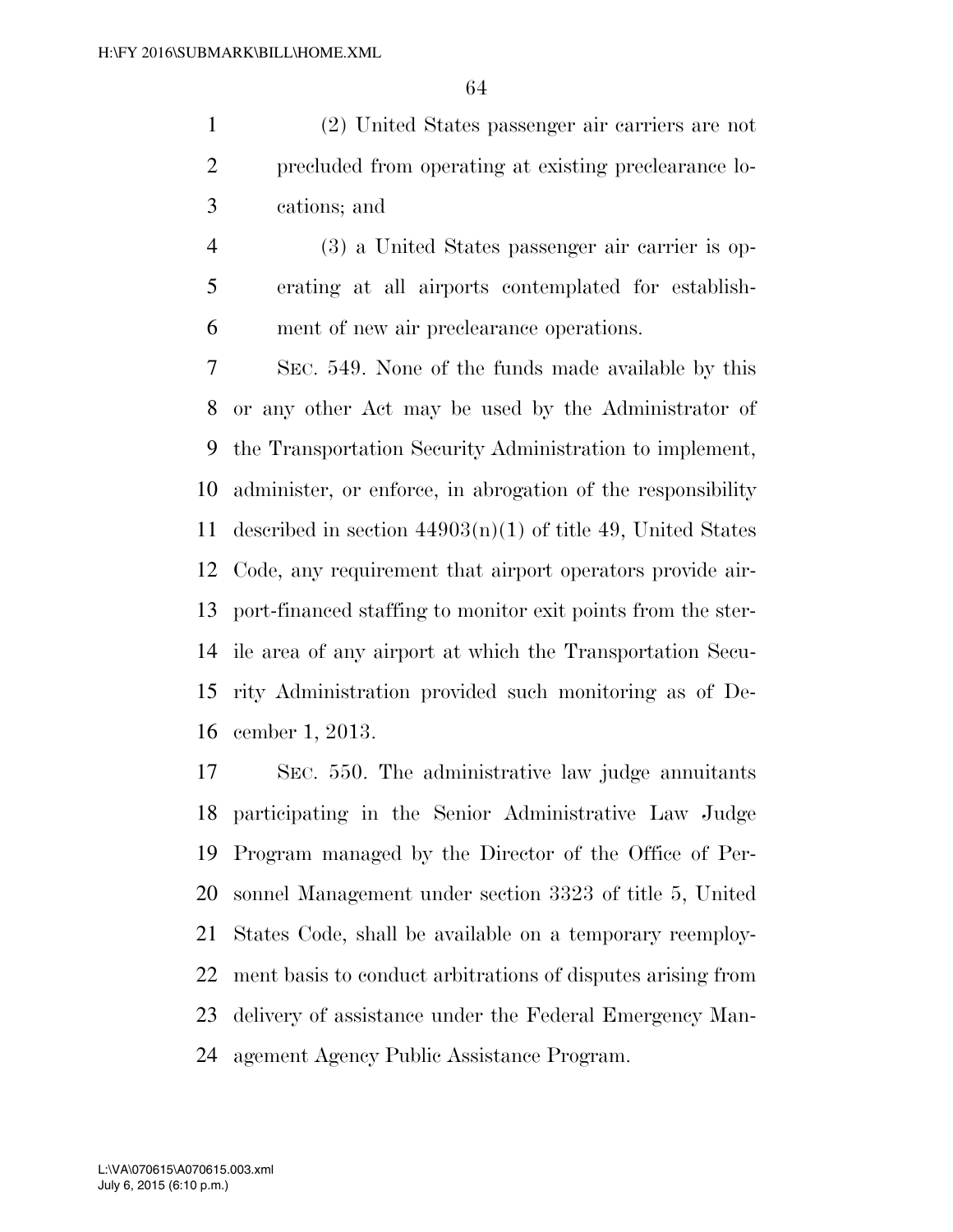(2) United States passenger air carriers are not precluded from operating at existing preclearance locations; and

(3) a United States passenger air carrier is operating at all airports contemplated for establishment of new air preclearance operations.

SEC. 549. None of the funds made available by this or any other Act may be used by the Administrator of the Transportation Security Administration to implement, administer, or enforce, in abrogation of the responsibility described in section 44903(n)(1) of title 49, United States Code, any requirement that airport operators provide airport-financed staffing to monitor exit points from the sterile area of any airport at which the Transportation Security Administration provided such monitoring as of December 1, 2013.

SEC. 550. The administrative law judge annuitants participating in the Senior Administrative Law Judge Program managed by the Director of the Office of Personnel Management under section 3323 of title 5, United States Code, shall be available on a temporary reemployment basis to conduct arbitrations of disputes arising from delivery of assistance under the Federal Emergency Management Agency Public Assistance Program.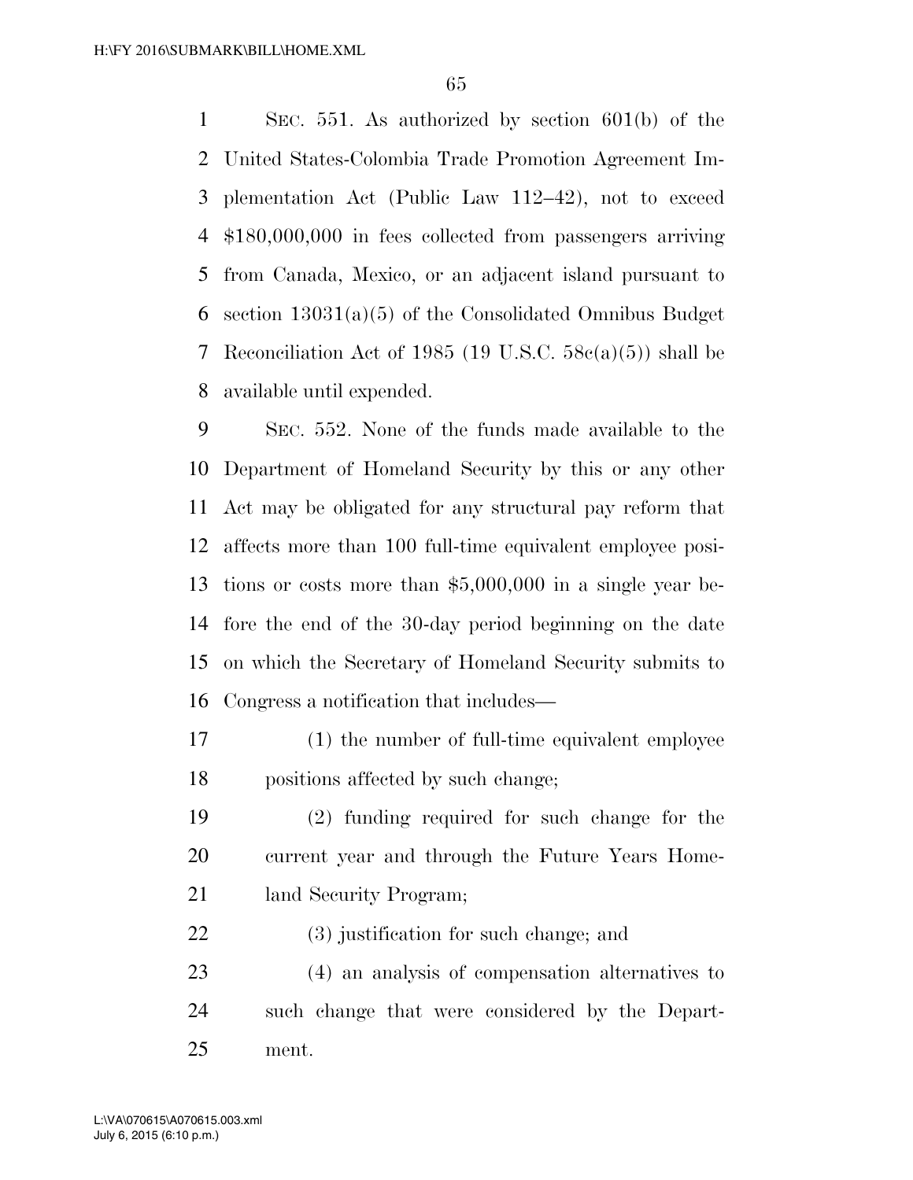SEC. 551. As authorized by section 601(b) of the United States-Colombia Trade Promotion Agreement Implementation Act (Public Law 112–42), not to exceed $180,000,000 in fees collected from passengers arriving from Canada, Mexico, or an adjacent island pursuant to section 13031(a)(5) of the Consolidated Omnibus Budget Reconciliation Act of 1985 (19 U.S.C. 58c(a)(5)) shall be available until expended.

SEC. 552. None of the funds made available to the Department of Homeland Security by this or any other Act may be obligated for any structural pay reform that affects more than 100 full-time equivalent employee positions or costs more than $5,000,000 in a single year before the end of the 30-day period beginning on the date on which the Secretary of Homeland Security submits to Congress a notification that includes—

(1) the number of full-time equivalent employee positions affected by such change;

(2) funding required for such change for the current year and through the Future Years Homeland Security Program;

(3) justification for such change; and

(4) an analysis of compensation alternatives to such change that were considered by the Department.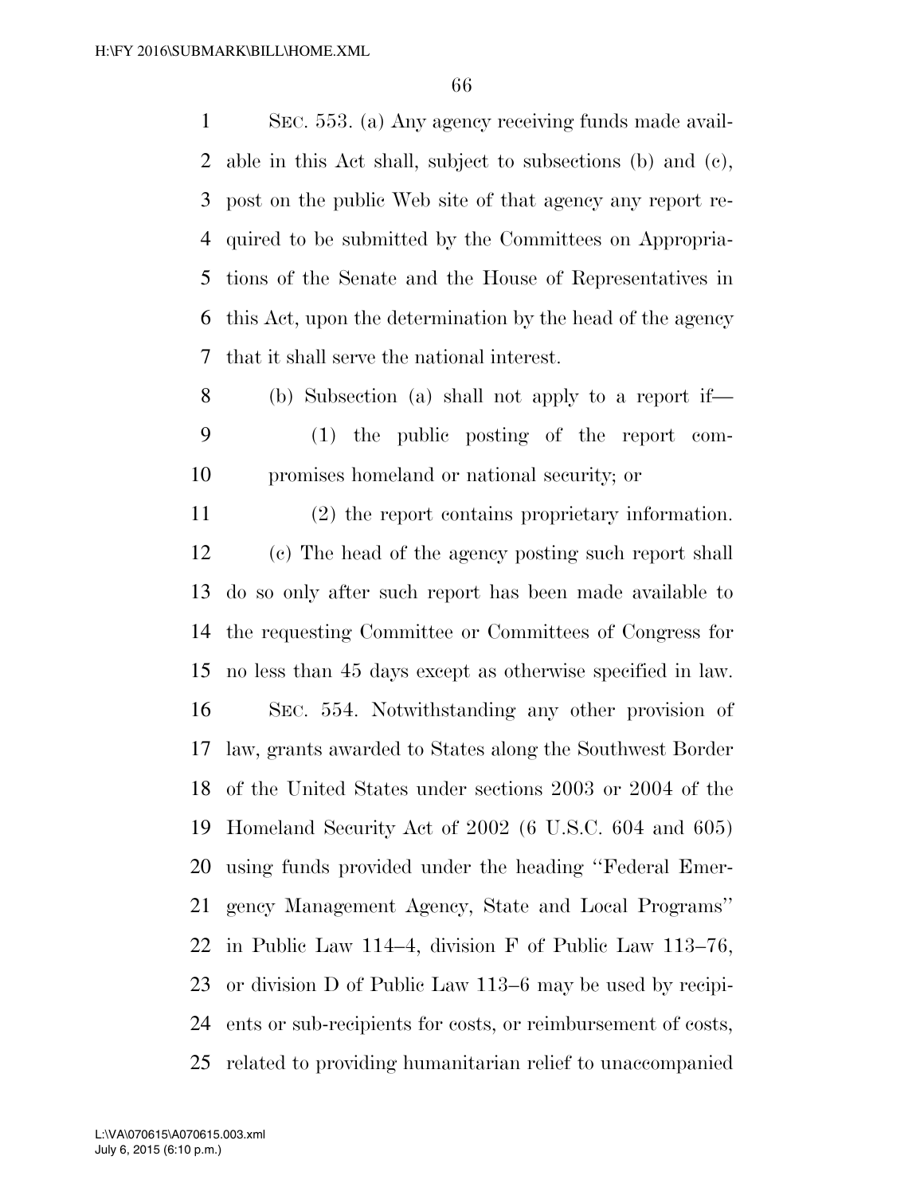SEC. 553. (a) Any agency receiving funds made available in this Act shall, subject to subsections (b) and (c), post on the public Web site of that agency any report required to be submitted by the Committees on Appropriations of the Senate and the House of Representatives in this Act, upon the determination by the head of the agency that it shall serve the national interest.

(b) Subsection (a) shall not apply to a report if—

(1) the public posting of the report compromises homeland or national security; or

(2) the report contains proprietary information.

(c) The head of the agency posting such report shall do so only after such report has been made available to the requesting Committee or Committees of Congress for no less than 45 days except as otherwise specified in law.

SEC. 554. Notwithstanding any other provision of law, grants awarded to States along the Southwest Border of the United States under sections 2003 or 2004 of the Homeland Security Act of 2002 (6 U.S.C. 604 and 605) using funds provided under the heading ''Federal Emergency Management Agency, State and Local Programs'' in Public Law 114–4, division F of Public Law 113–76, or division D of Public Law 113–6 may be used by recipients or sub-recipients for costs, or reimbursement of costs, related to providing humanitarian relief to unaccompanied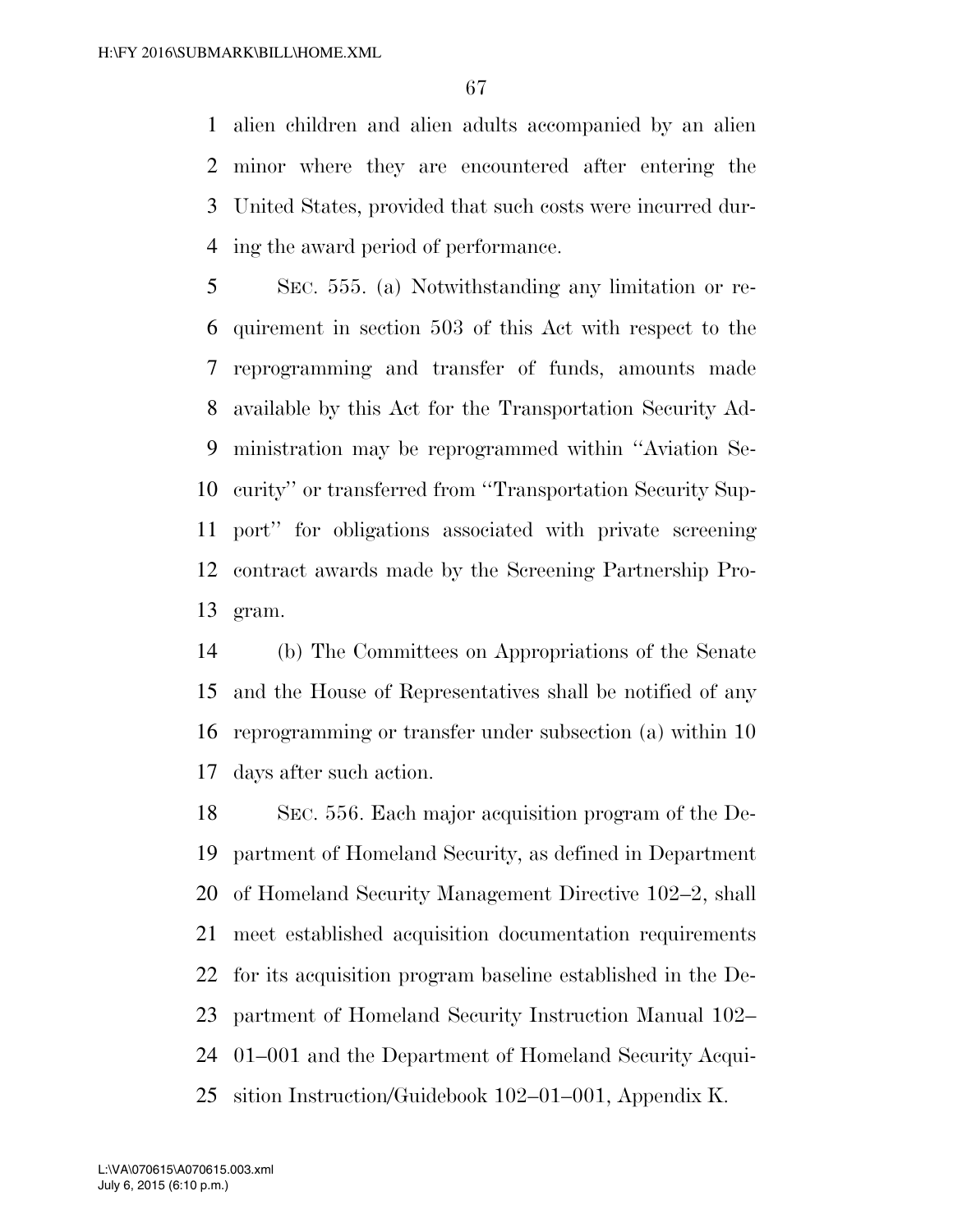alien children and alien adults accompanied by an alien minor where they are encountered after entering the United States, provided that such costs were incurred during the award period of performance.

SEC. 555. (a) Notwithstanding any limitation or requirement in section 503 of this Act with respect to the reprogramming and transfer of funds, amounts made available by this Act for the Transportation Security Administration may be reprogrammed within ''Aviation Security'' or transferred from ''Transportation Security Support'' for obligations associated with private screening contract awards made by the Screening Partnership Program.

(b) The Committees on Appropriations of the Senate and the House of Representatives shall be notified of any reprogramming or transfer under subsection (a) within 10 days after such action.

SEC. 556. Each major acquisition program of the Department of Homeland Security, as defined in Department of Homeland Security Management Directive 102–2, shall meet established acquisition documentation requirements for its acquisition program baseline established in the Department of Homeland Security Instruction Manual 102–01–001 and the Department of Homeland Security Acquisition Instruction/Guidebook 102–01–001, Appendix K.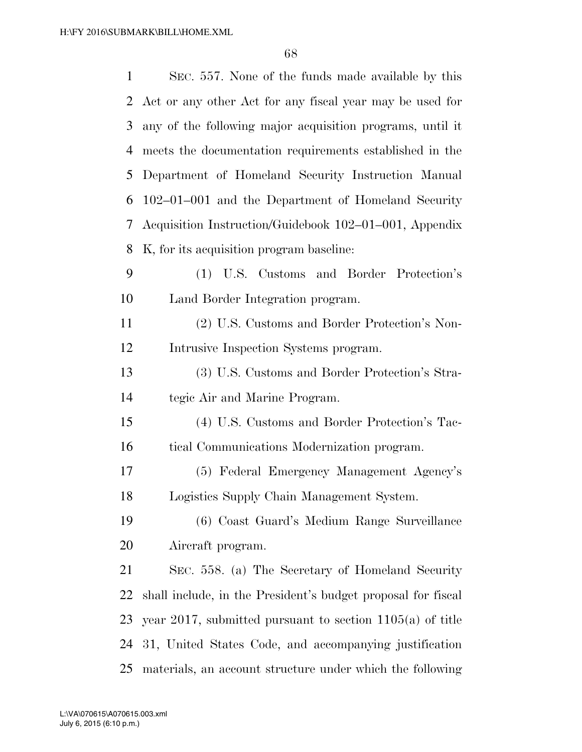SEC. 557. None of the funds made available by this Act or any other Act for any fiscal year may be used for any of the following major acquisition programs, until it meets the documentation requirements established in the Department of Homeland Security Instruction Manual 102–01–001 and the Department of Homeland Security Acquisition Instruction/Guidebook 102–01–001, Appendix K, for its acquisition program baseline:

(1) U.S. Customs and Border Protection's Land Border Integration program.

(2) U.S. Customs and Border Protection's Non-Intrusive Inspection Systems program.

(3) U.S. Customs and Border Protection's Strategic Air and Marine Program.

(4) U.S. Customs and Border Protection's Tactical Communications Modernization program.

(5) Federal Emergency Management Agency's Logistics Supply Chain Management System.

(6) Coast Guard's Medium Range Surveillance Aircraft program.

SEC. 558. (a) The Secretary of Homeland Security shall include, in the President's budget proposal for fiscal year 2017, submitted pursuant to section 1105(a) of title 31, United States Code, and accompanying justification materials, an account structure under which the following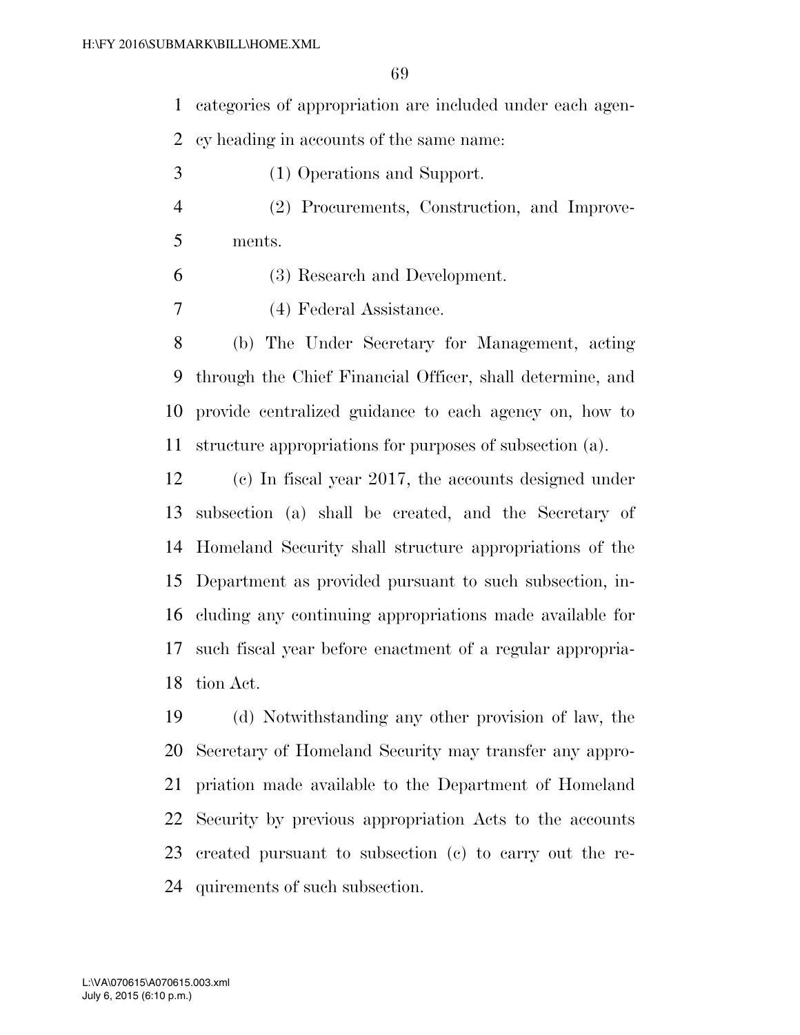categories of appropriation are included under each agency heading in accounts of the same name:

(1) Operations and Support.

(2) Procurements, Construction, and Improvements.

(3) Research and Development.

(4) Federal Assistance.

(b) The Under Secretary for Management, acting through the Chief Financial Officer, shall determine, and provide centralized guidance to each agency on, how to structure appropriations for purposes of subsection (a).

(c) In fiscal year 2017, the accounts designed under subsection (a) shall be created, and the Secretary of Homeland Security shall structure appropriations of the Department as provided pursuant to such subsection, including any continuing appropriations made available for such fiscal year before enactment of a regular appropriation Act.

(d) Notwithstanding any other provision of law, the Secretary of Homeland Security may transfer any appropriation made available to the Department of Homeland Security by previous appropriation Acts to the accounts created pursuant to subsection (c) to carry out the requirements of such subsection.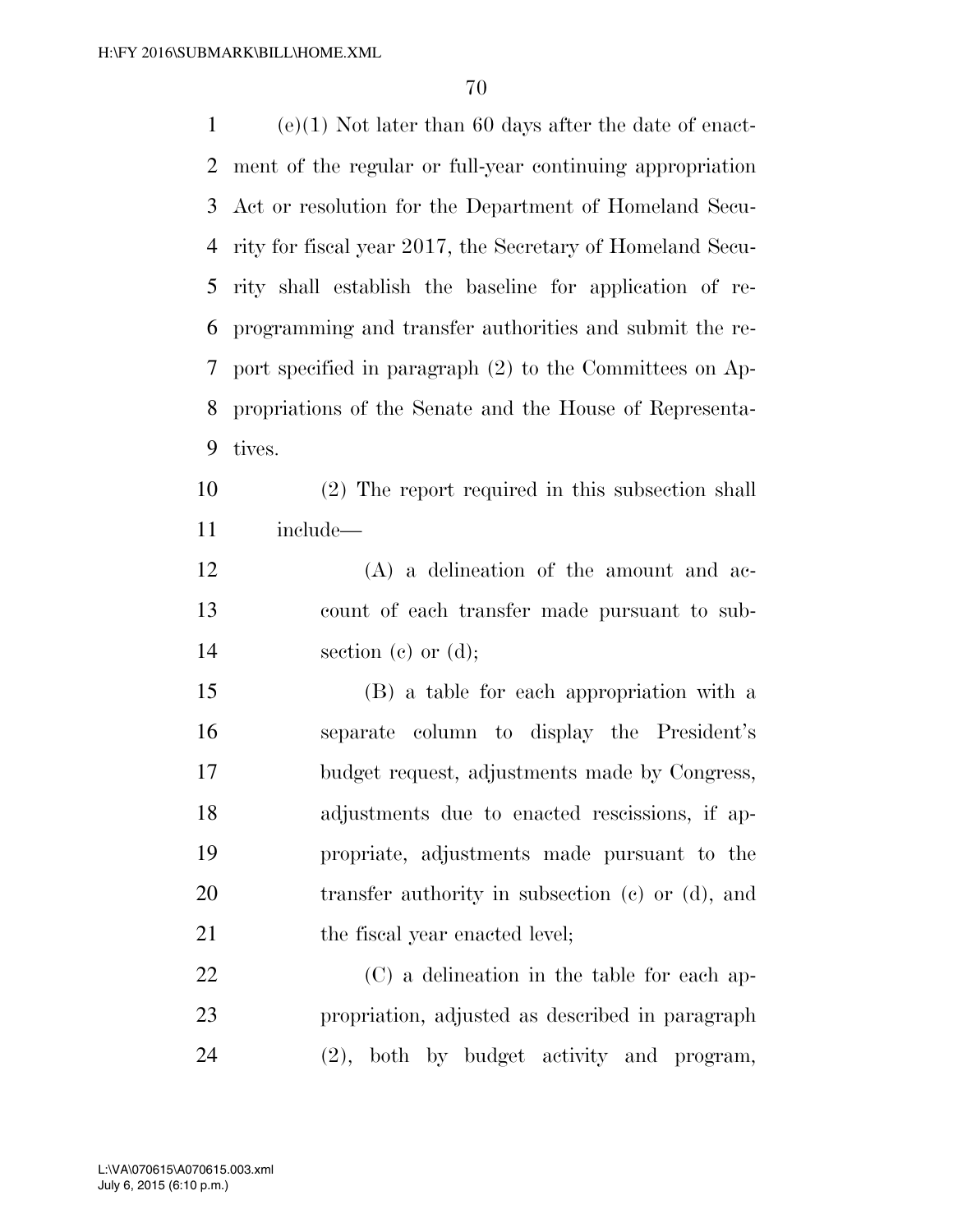(e)(1) Not later than 60 days after the date of enactment of the regular or full-year continuing appropriation Act or resolution for the Department of Homeland Security for fiscal year 2017, the Secretary of Homeland Security shall establish the baseline for application of reprogramming and transfer authorities and submit the report specified in paragraph (2) to the Committees on Appropriations of the Senate and the House of Representatives.

(2) The report required in this subsection shall include—

(A) a delineation of the amount and account of each transfer made pursuant to subsection (c) or (d);

(B) a table for each appropriation with a separate column to display the President's budget request, adjustments made by Congress, adjustments due to enacted rescissions, if appropriate, adjustments made pursuant to the transfer authority in subsection (c) or (d), and the fiscal year enacted level;

(C) a delineation in the table for each appropriation, adjusted as described in paragraph (2), both by budget activity and program,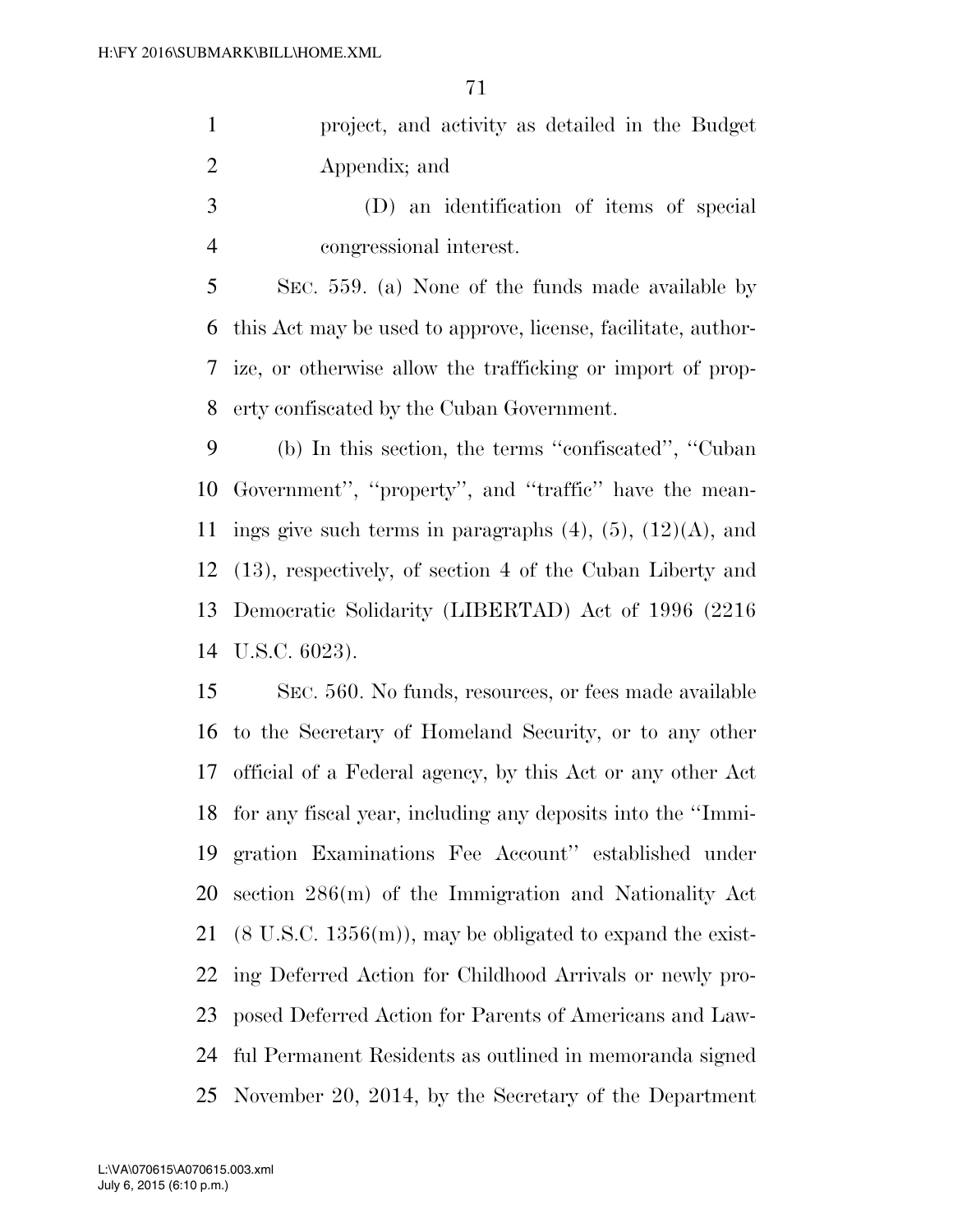project, and activity as detailed in the Budget Appendix; and

(D) an identification of items of special congressional interest.

SEC. 559. (a) None of the funds made available by this Act may be used to approve, license, facilitate, authorize, or otherwise allow the trafficking or import of property confiscated by the Cuban Government.

(b) In this section, the terms ''confiscated'', ''Cuban Government'', ''property'', and ''traffic'' have the meanings give such terms in paragraphs (4), (5), (12)(A), and (13), respectively, of section 4 of the Cuban Liberty and Democratic Solidarity (LIBERTAD) Act of 1996 (2216 U.S.C. 6023).

SEC. 560. No funds, resources, or fees made available to the Secretary of Homeland Security, or to any other official of a Federal agency, by this Act or any other Act for any fiscal year, including any deposits into the ''Immigration Examinations Fee Account'' established under section 286(m) of the Immigration and Nationality Act (8 U.S.C. 1356(m)), may be obligated to expand the existing Deferred Action for Childhood Arrivals or newly proposed Deferred Action for Parents of Americans and Lawful Permanent Residents as outlined in memoranda signed November 20, 2014, by the Secretary of the Department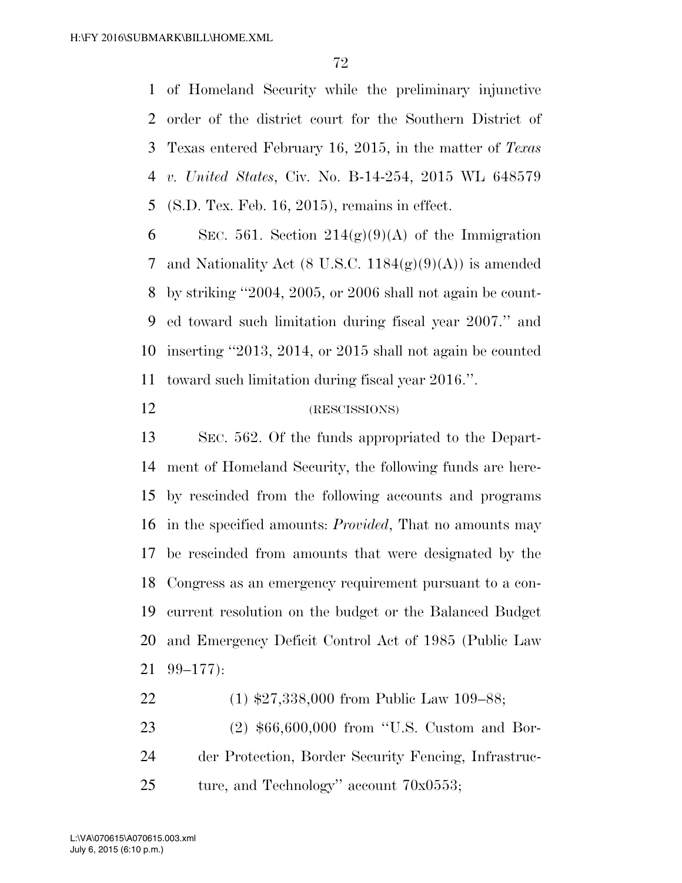of Homeland Security while the preliminary injunctive order of the district court for the Southern District of Texas entered February 16, 2015, in the matter of *Texas v. United States*, Civ. No. B-14-254, 2015 WL 648579 (S.D. Tex. Feb. 16, 2015), remains in effect.

SEC. 561. Section 214(g)(9)(A) of the Immigration and Nationality Act (8 U.S.C. 1184(g)(9)(A)) is amended by striking "2004, 2005, or 2006 shall not again be counted toward such limitation during fiscal year 2007." and inserting "2013, 2014, or 2015 shall not again be counted toward such limitation during fiscal year 2016.".

(RESCISSIONS)

SEC. 562. Of the funds appropriated to the Department of Homeland Security, the following funds are hereby rescinded from the following accounts and programs in the specified amounts: *Provided*, That no amounts may be rescinded from amounts that were designated by the Congress as an emergency requirement pursuant to a concurrent resolution on the budget or the Balanced Budget and Emergency Deficit Control Act of 1985 (Public Law 99–177):

(1) $27,338,000 from Public Law 109–88;

(2) $66,600,000 from "U.S. Custom and Border Protection, Border Security Fencing, Infrastructure, and Technology" account 70x0553;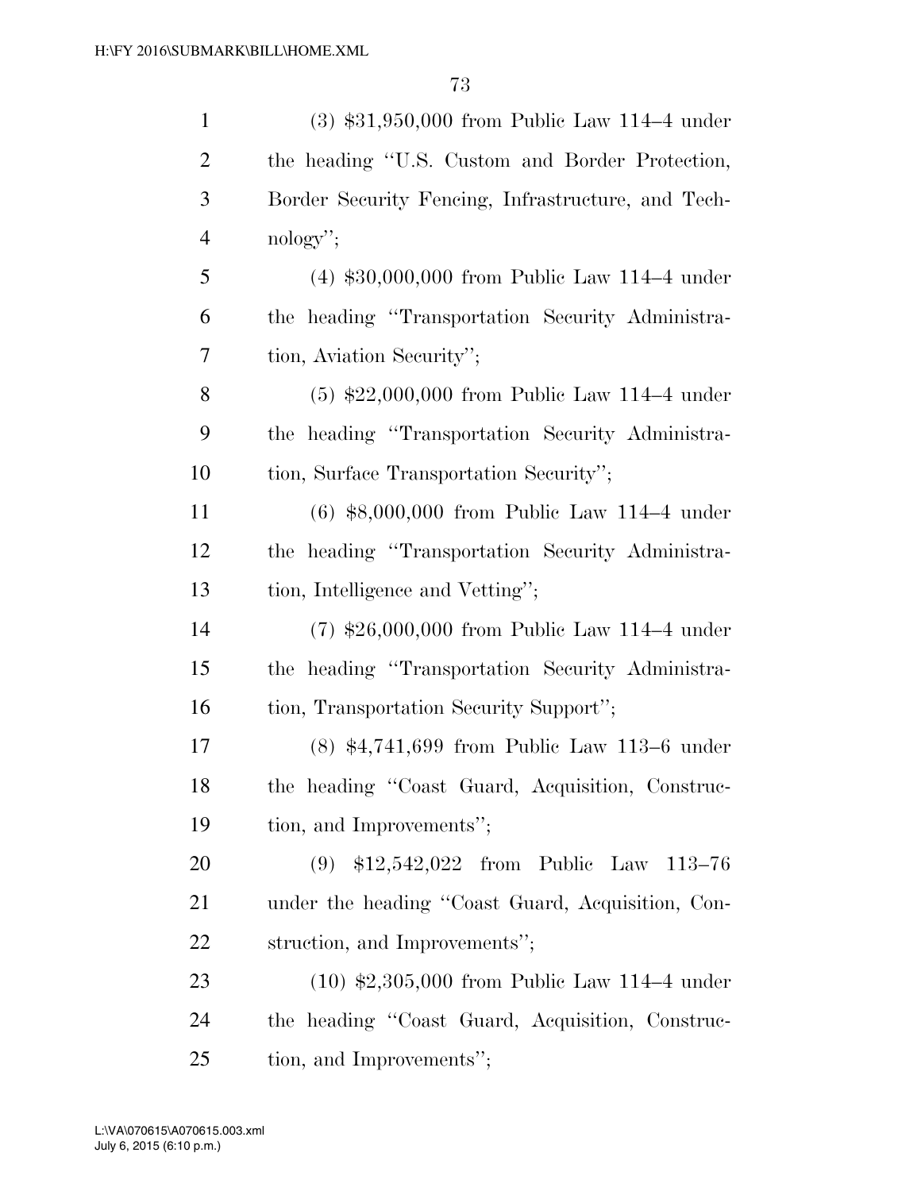(3) $31,950,000 from Public Law 114–4 under the heading "U.S. Custom and Border Protection, Border Security Fencing, Infrastructure, and Technology";

(4) $30,000,000 from Public Law 114–4 under the heading "Transportation Security Administration, Aviation Security";

(5) $22,000,000 from Public Law 114–4 under the heading "Transportation Security Administration, Surface Transportation Security";

(6) $8,000,000 from Public Law 114–4 under the heading "Transportation Security Administration, Intelligence and Vetting";

(7) $26,000,000 from Public Law 114–4 under the heading "Transportation Security Administration, Transportation Security Support";

(8) $4,741,699 from Public Law 113–6 under the heading "Coast Guard, Acquisition, Construction, and Improvements";

(9) $12,542,022 from Public Law 113–76 under the heading "Coast Guard, Acquisition, Construction, and Improvements";

(10) $2,305,000 from Public Law 114–4 under the heading "Coast Guard, Acquisition, Construction, and Improvements";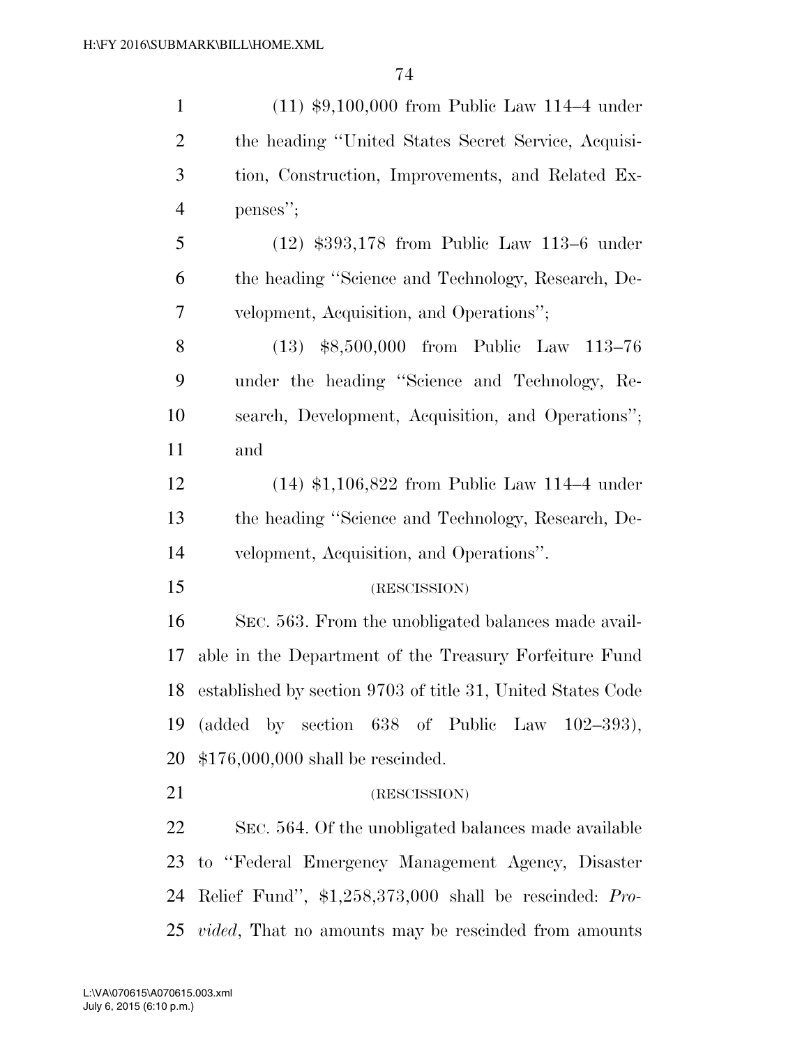(11) $9,100,000 from Public Law 114–4 under the heading "United States Secret Service, Acquisition, Construction, Improvements, and Related Expenses";

(12) $393,178 from Public Law 113–6 under the heading "Science and Technology, Research, Development, Acquisition, and Operations";

(13) $8,500,000 from Public Law 113–76 under the heading "Science and Technology, Research, Development, Acquisition, and Operations"; and

(14) $1,106,822 from Public Law 114–4 under the heading "Science and Technology, Research, Development, Acquisition, and Operations".

(RESCISSION)

SEC. 563. From the unobligated balances made available in the Department of the Treasury Forfeiture Fund established by section 9703 of title 31, United States Code (added by section 638 of Public Law 102–393), $176,000,000 shall be rescinded.

(RESCISSION)

SEC. 564. Of the unobligated balances made available to "Federal Emergency Management Agency, Disaster Relief Fund", $1,258,373,000 shall be rescinded: *Provided*, That no amounts may be rescinded from amounts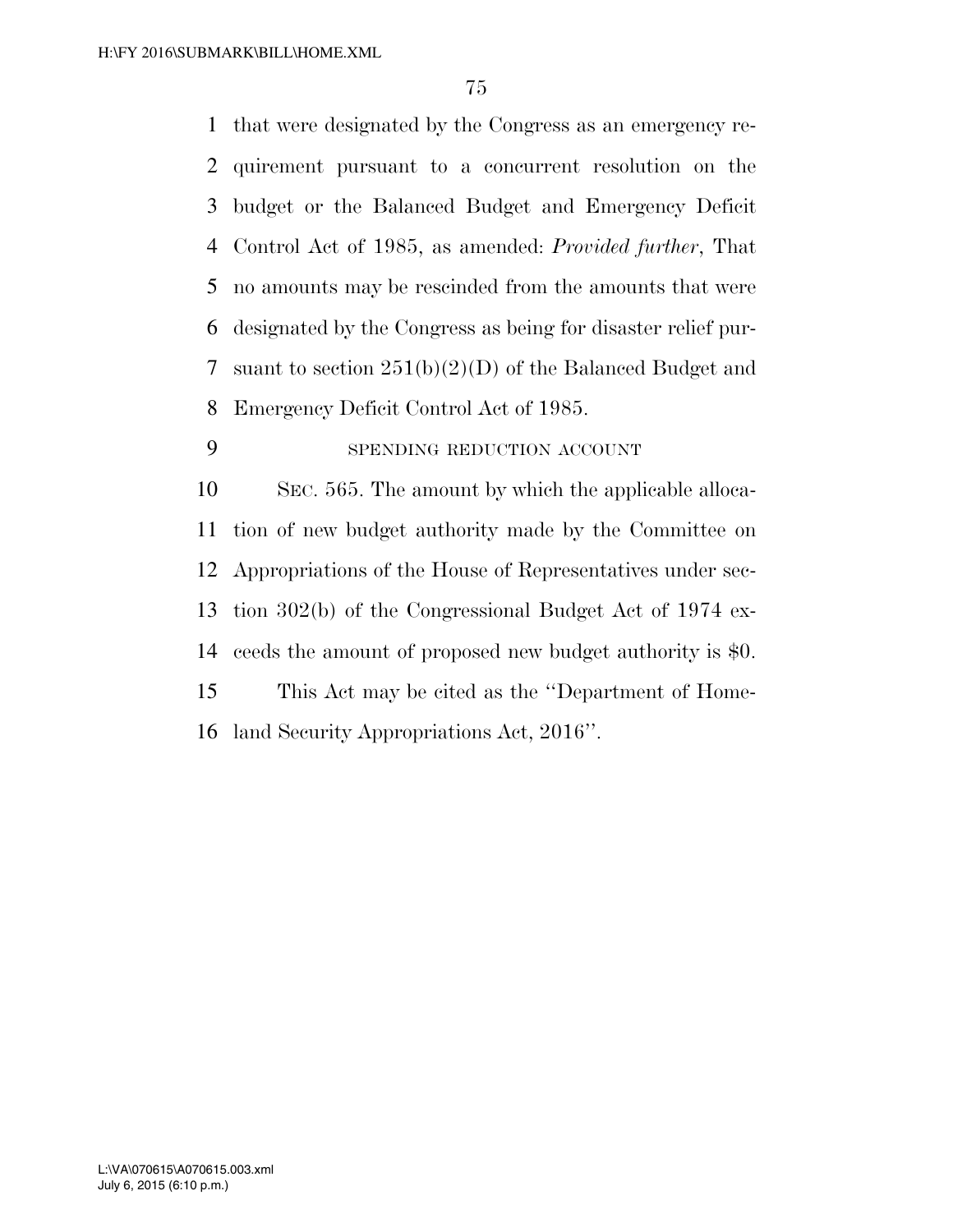that were designated by the Congress as an emergency requirement pursuant to a concurrent resolution on the budget or the Balanced Budget and Emergency Deficit Control Act of 1985, as amended: *Provided further*, That no amounts may be rescinded from the amounts that were designated by the Congress as being for disaster relief pursuant to section 251(b)(2)(D) of the Balanced Budget and Emergency Deficit Control Act of 1985.

SPENDING REDUCTION ACCOUNT

SEC. 565. The amount by which the applicable allocation of new budget authority made by the Committee on Appropriations of the House of Representatives under section 302(b) of the Congressional Budget Act of 1974 exceeds the amount of proposed new budget authority is $0.

This Act may be cited as the ''Department of Homeland Security Appropriations Act, 2016''.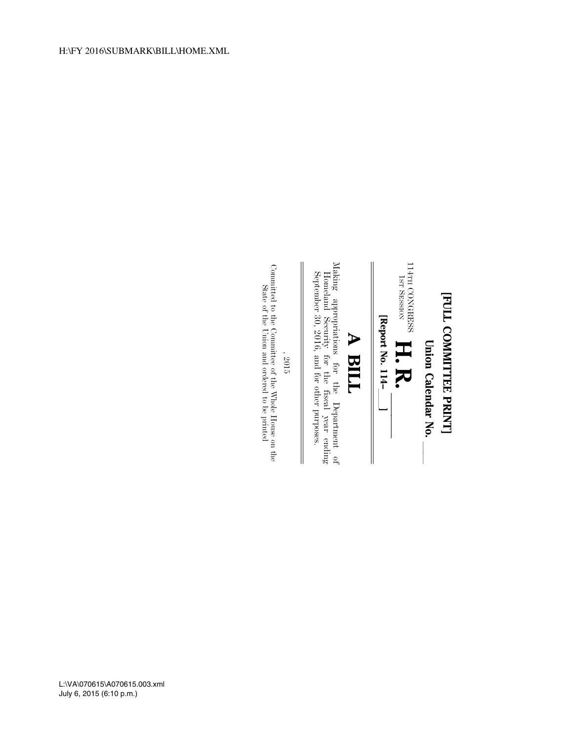**[FULL COMMITTEE PRINT]**

**Union Calendar No. \_\_\_\_**

114TH CONGRESS
1ST SESSION

# H. R. \_\_\_\_\_\_\_

**[Report No. 114–\_\_\_]**

# A BILL

Making appropriations for the Department of Homeland Security for the fiscal year ending September 30, 2016, and for other purposes.

, 2015

Committed to the Committee of the Whole House on the State of the Union and ordered to be printed